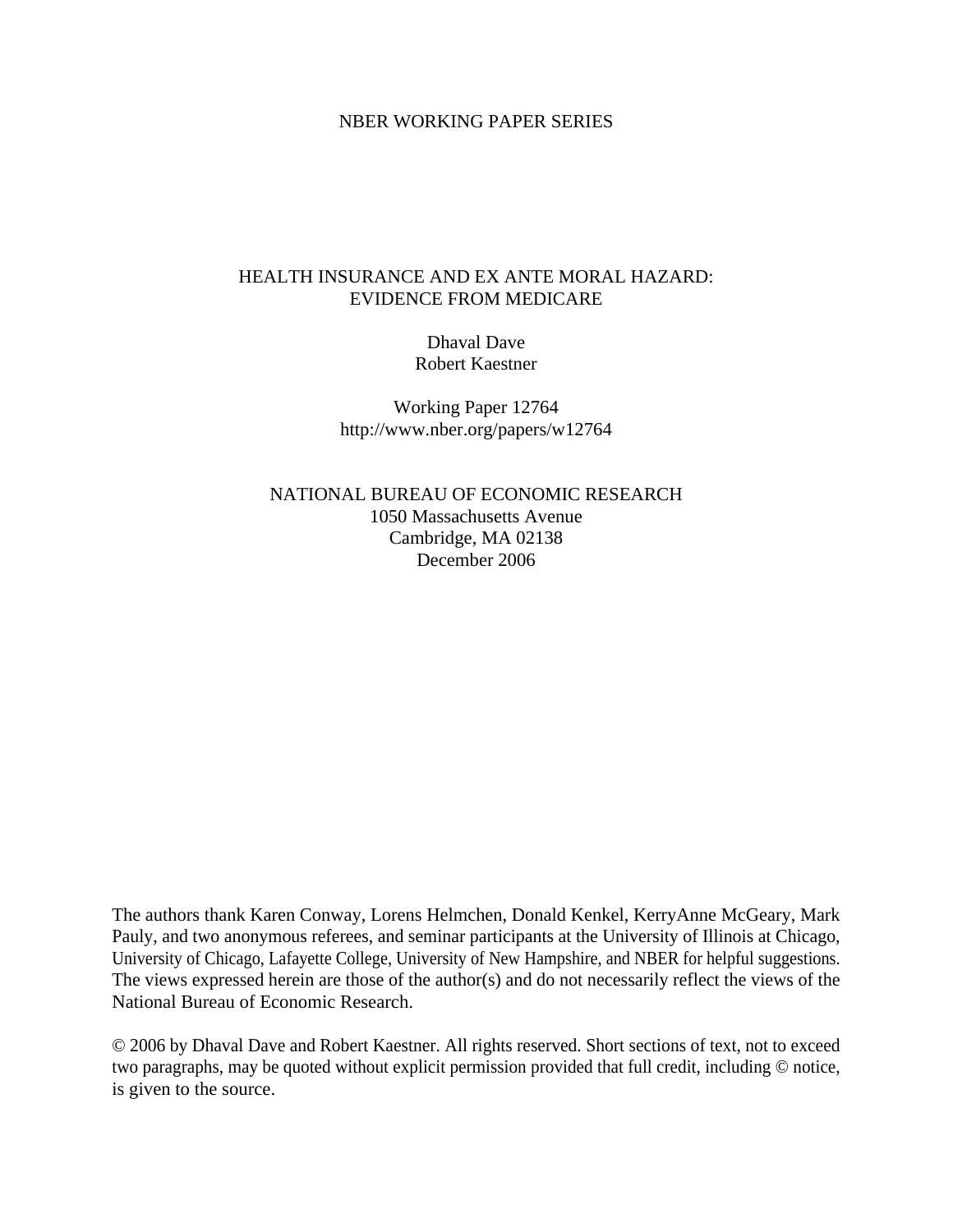NBER WORKING PAPER SERIES

# HEALTH INSURANCE AND EX ANTE MORAL HAZARD: EVIDENCE FROM MEDICARE

Dhaval Dave
Robert Kaestner

Working Paper 12764
http://www.nber.org/papers/w12764

NATIONAL BUREAU OF ECONOMIC RESEARCH
1050 Massachusetts Avenue
Cambridge, MA 02138
December 2006

The authors thank Karen Conway, Lorens Helmchen, Donald Kenkel, KerryAnne McGeary, Mark Pauly, and two anonymous referees, and seminar participants at the University of Illinois at Chicago, University of Chicago, Lafayette College, University of New Hampshire, and NBER for helpful suggestions. The views expressed herein are those of the author(s) and do not necessarily reflect the views of the National Bureau of Economic Research.

© 2006 by Dhaval Dave and Robert Kaestner. All rights reserved. Short sections of text, not to exceed two paragraphs, may be quoted without explicit permission provided that full credit, including © notice, is given to the source.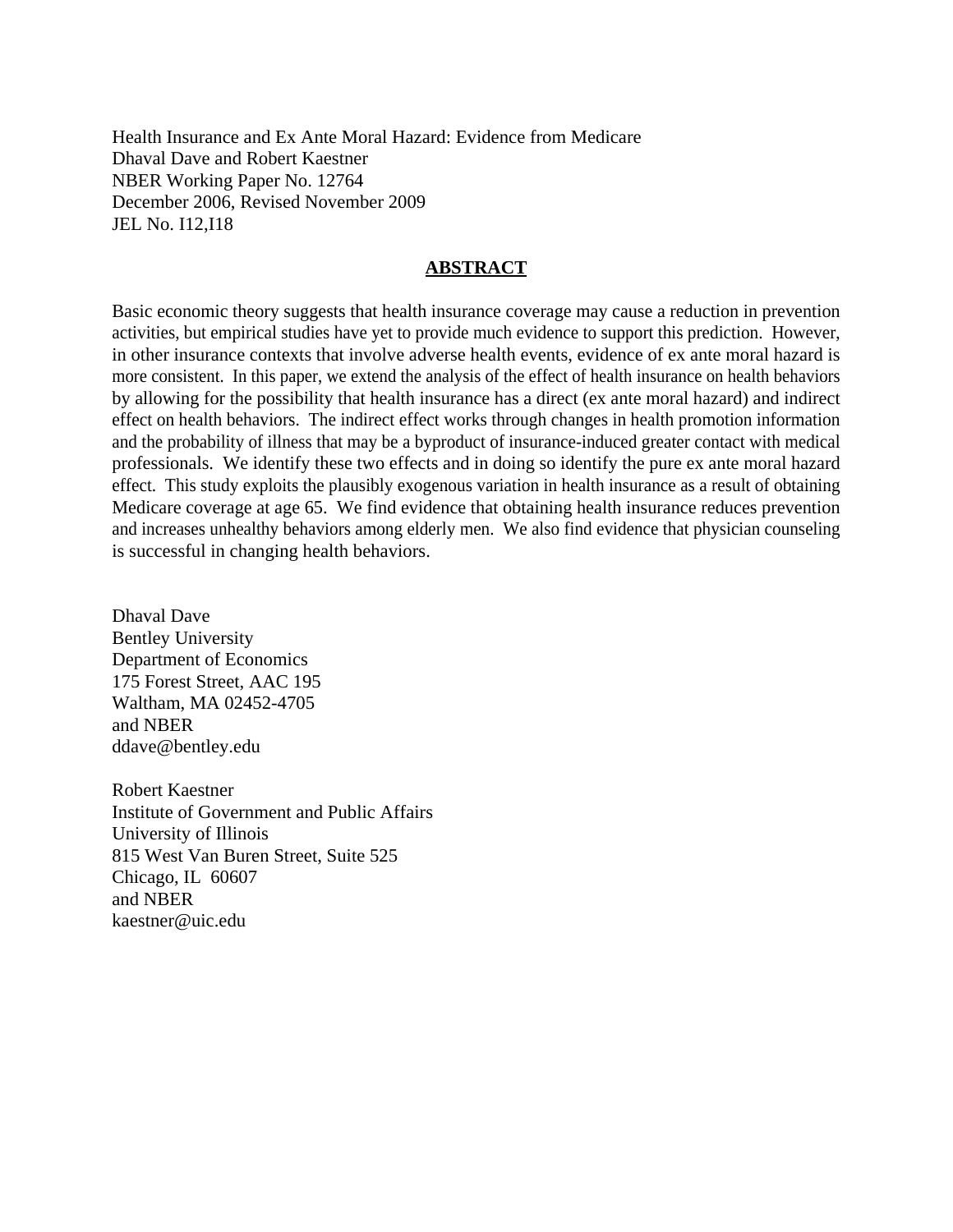Health Insurance and Ex Ante Moral Hazard: Evidence from Medicare
Dhaval Dave and Robert Kaestner
NBER Working Paper No. 12764
December 2006, Revised November 2009
JEL No. I12,I18

## ABSTRACT

Basic economic theory suggests that health insurance coverage may cause a reduction in prevention activities, but empirical studies have yet to provide much evidence to support this prediction. However, in other insurance contexts that involve adverse health events, evidence of ex ante moral hazard is more consistent. In this paper, we extend the analysis of the effect of health insurance on health behaviors by allowing for the possibility that health insurance has a direct (ex ante moral hazard) and indirect effect on health behaviors. The indirect effect works through changes in health promotion information and the probability of illness that may be a byproduct of insurance-induced greater contact with medical professionals. We identify these two effects and in doing so identify the pure ex ante moral hazard effect. This study exploits the plausibly exogenous variation in health insurance as a result of obtaining Medicare coverage at age 65. We find evidence that obtaining health insurance reduces prevention and increases unhealthy behaviors among elderly men. We also find evidence that physician counseling is successful in changing health behaviors.

Dhaval Dave
Bentley University
Department of Economics
175 Forest Street, AAC 195
Waltham, MA 02452-4705
and NBER
ddave@bentley.edu

Robert Kaestner
Institute of Government and Public Affairs
University of Illinois
815 West Van Buren Street, Suite 525
Chicago, IL 60607
and NBER
kaestner@uic.edu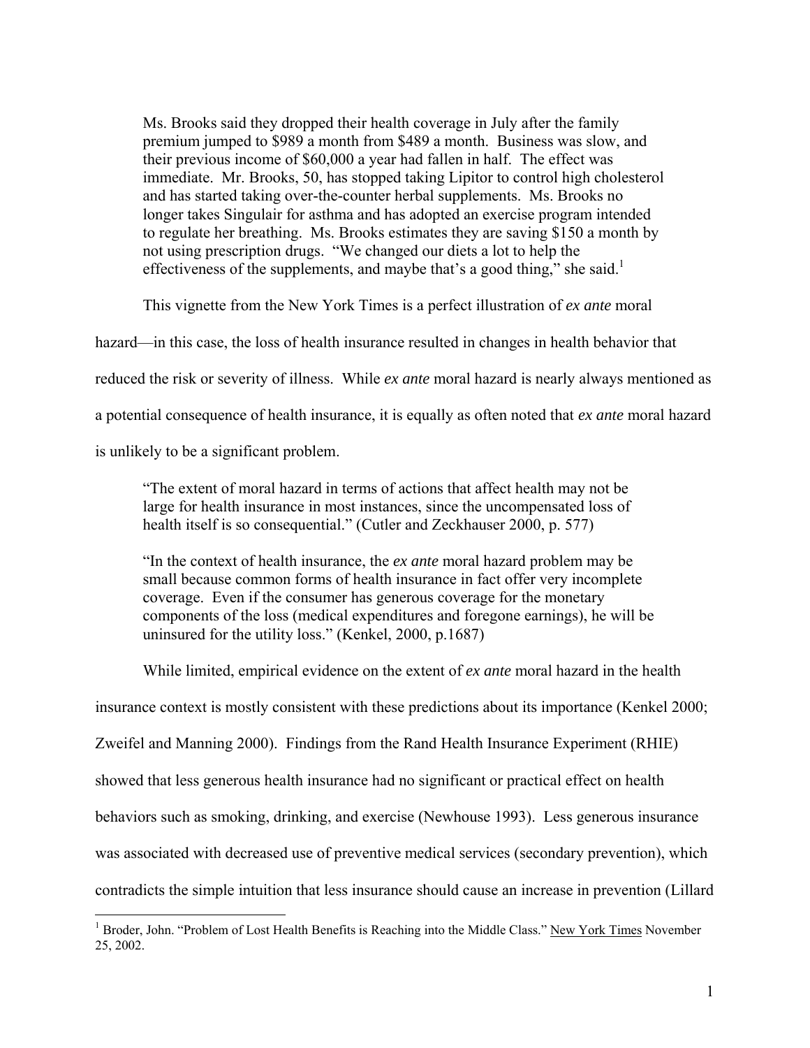> Ms. Brooks said they dropped their health coverage in July after the family premium jumped to $989 a month from $489 a month. Business was slow, and their previous income of $60,000 a year had fallen in half. The effect was immediate. Mr. Brooks, 50, has stopped taking Lipitor to control high cholesterol and has started taking over-the-counter herbal supplements. Ms. Brooks no longer takes Singulair for asthma and has adopted an exercise program intended to regulate her breathing. Ms. Brooks estimates they are saving $150 a month by not using prescription drugs. "We changed our diets a lot to help the effectiveness of the supplements, and maybe that's a good thing," she said.[1]

This vignette from the New York Times is a perfect illustration of *ex ante* moral hazard—in this case, the loss of health insurance resulted in changes in health behavior that reduced the risk or severity of illness. While *ex ante* moral hazard is nearly always mentioned as a potential consequence of health insurance, it is equally as often noted that *ex ante* moral hazard is unlikely to be a significant problem.

> "The extent of moral hazard in terms of actions that affect health may not be large for health insurance in most instances, since the uncompensated loss of health itself is so consequential." (Cutler and Zeckhauser 2000, p. 577)

> "In the context of health insurance, the *ex ante* moral hazard problem may be small because common forms of health insurance in fact offer very incomplete coverage. Even if the consumer has generous coverage for the monetary components of the loss (medical expenditures and foregone earnings), he will be uninsured for the utility loss." (Kenkel, 2000, p.1687)

While limited, empirical evidence on the extent of *ex ante* moral hazard in the health insurance context is mostly consistent with these predictions about its importance (Kenkel 2000; Zweifel and Manning 2000). Findings from the Rand Health Insurance Experiment (RHIE) showed that less generous health insurance had no significant or practical effect on health behaviors such as smoking, drinking, and exercise (Newhouse 1993). Less generous insurance was associated with decreased use of preventive medical services (secondary prevention), which contradicts the simple intuition that less insurance should cause an increase in prevention (Lillard

[1] Broder, John. "Problem of Lost Health Benefits is Reaching into the Middle Class." New York Times November 25, 2002.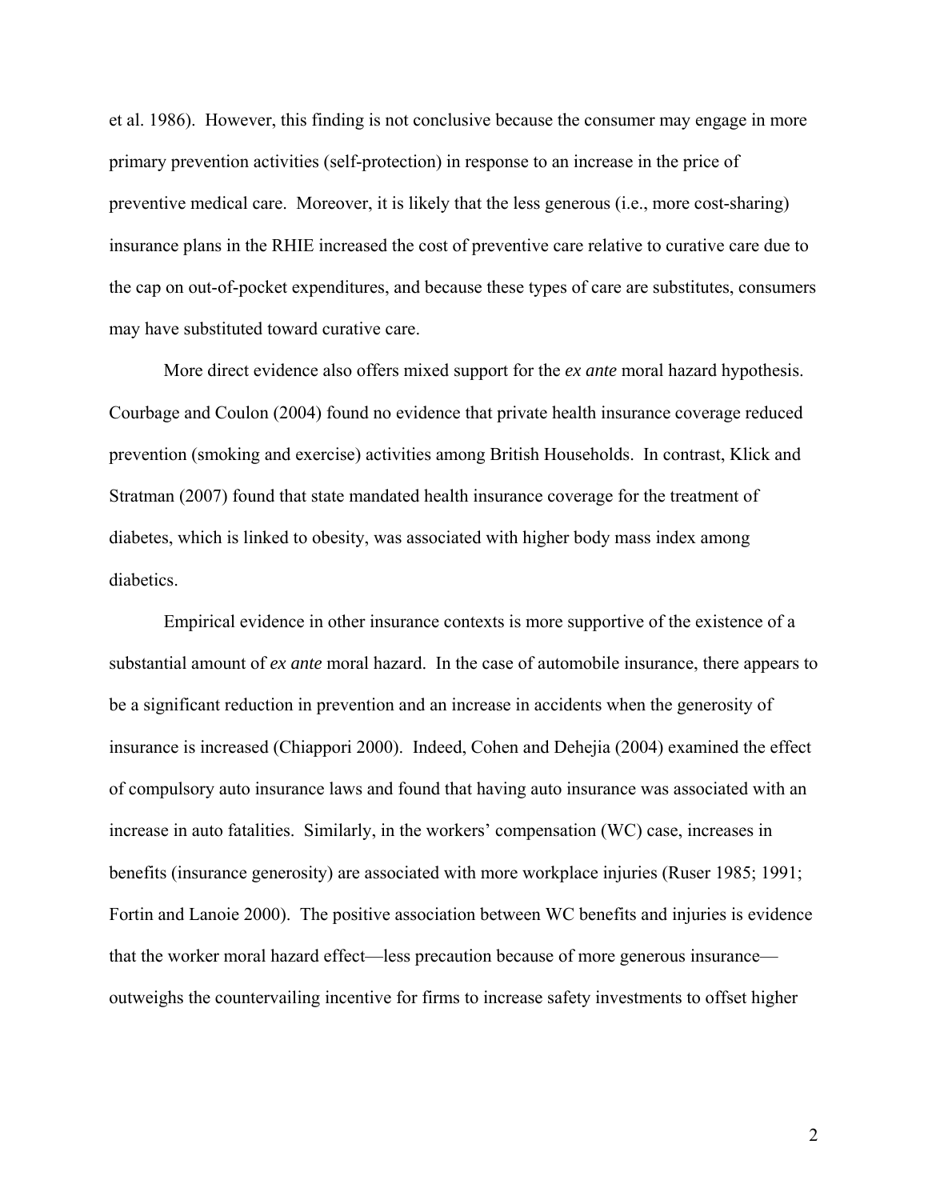et al. 1986). However, this finding is not conclusive because the consumer may engage in more primary prevention activities (self-protection) in response to an increase in the price of preventive medical care. Moreover, it is likely that the less generous (i.e., more cost-sharing) insurance plans in the RHIE increased the cost of preventive care relative to curative care due to the cap on out-of-pocket expenditures, and because these types of care are substitutes, consumers may have substituted toward curative care.

More direct evidence also offers mixed support for the *ex ante* moral hazard hypothesis. Courbage and Coulon (2004) found no evidence that private health insurance coverage reduced prevention (smoking and exercise) activities among British Households. In contrast, Klick and Stratman (2007) found that state mandated health insurance coverage for the treatment of diabetes, which is linked to obesity, was associated with higher body mass index among diabetics.

Empirical evidence in other insurance contexts is more supportive of the existence of a substantial amount of *ex ante* moral hazard. In the case of automobile insurance, there appears to be a significant reduction in prevention and an increase in accidents when the generosity of insurance is increased (Chiappori 2000). Indeed, Cohen and Dehejia (2004) examined the effect of compulsory auto insurance laws and found that having auto insurance was associated with an increase in auto fatalities. Similarly, in the workers' compensation (WC) case, increases in benefits (insurance generosity) are associated with more workplace injuries (Ruser 1985; 1991; Fortin and Lanoie 2000). The positive association between WC benefits and injuries is evidence that the worker moral hazard effect—less precaution because of more generous insurance—outweighs the countervailing incentive for firms to increase safety investments to offset higher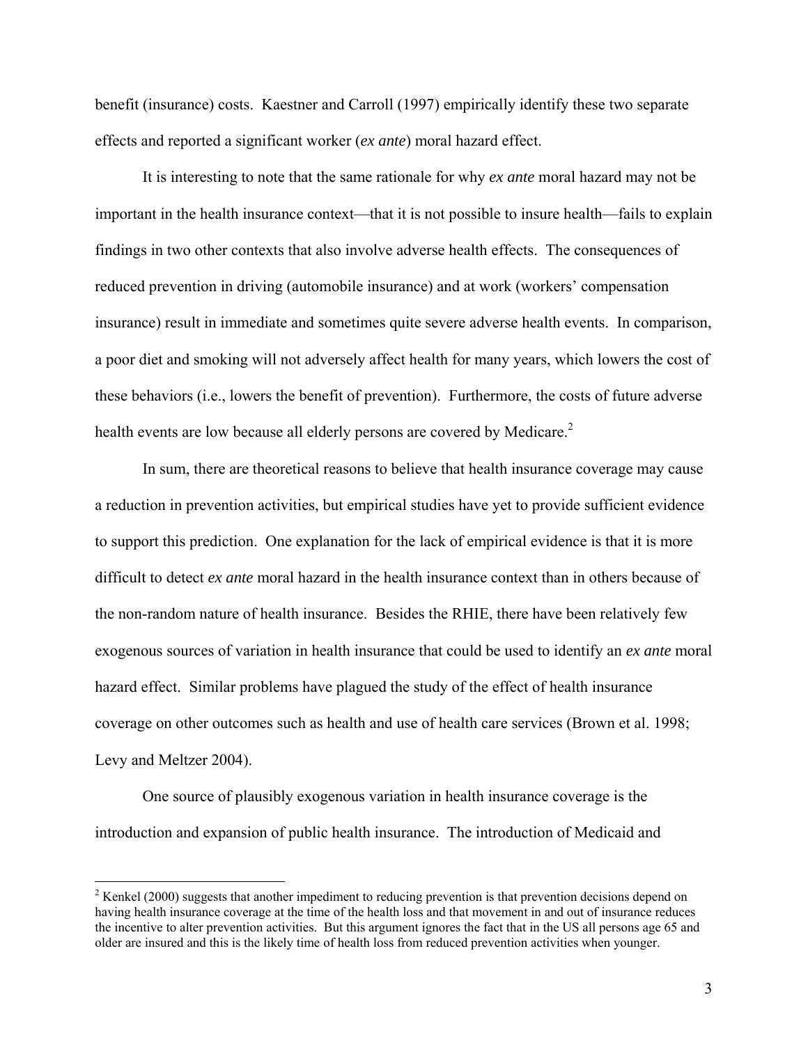benefit (insurance) costs. Kaestner and Carroll (1997) empirically identify these two separate effects and reported a significant worker (*ex ante*) moral hazard effect.

It is interesting to note that the same rationale for why *ex ante* moral hazard may not be important in the health insurance context—that it is not possible to insure health—fails to explain findings in two other contexts that also involve adverse health effects. The consequences of reduced prevention in driving (automobile insurance) and at work (workers' compensation insurance) result in immediate and sometimes quite severe adverse health events. In comparison, a poor diet and smoking will not adversely affect health for many years, which lowers the cost of these behaviors (i.e., lowers the benefit of prevention). Furthermore, the costs of future adverse health events are low because all elderly persons are covered by Medicare.[2]

In sum, there are theoretical reasons to believe that health insurance coverage may cause a reduction in prevention activities, but empirical studies have yet to provide sufficient evidence to support this prediction. One explanation for the lack of empirical evidence is that it is more difficult to detect *ex ante* moral hazard in the health insurance context than in others because of the non-random nature of health insurance. Besides the RHIE, there have been relatively few exogenous sources of variation in health insurance that could be used to identify an *ex ante* moral hazard effect. Similar problems have plagued the study of the effect of health insurance coverage on other outcomes such as health and use of health care services (Brown et al. 1998; Levy and Meltzer 2004).

One source of plausibly exogenous variation in health insurance coverage is the introduction and expansion of public health insurance. The introduction of Medicaid and

[2] Kenkel (2000) suggests that another impediment to reducing prevention is that prevention decisions depend on having health insurance coverage at the time of the health loss and that movement in and out of insurance reduces the incentive to alter prevention activities. But this argument ignores the fact that in the US all persons age 65 and older are insured and this is the likely time of health loss from reduced prevention activities when younger.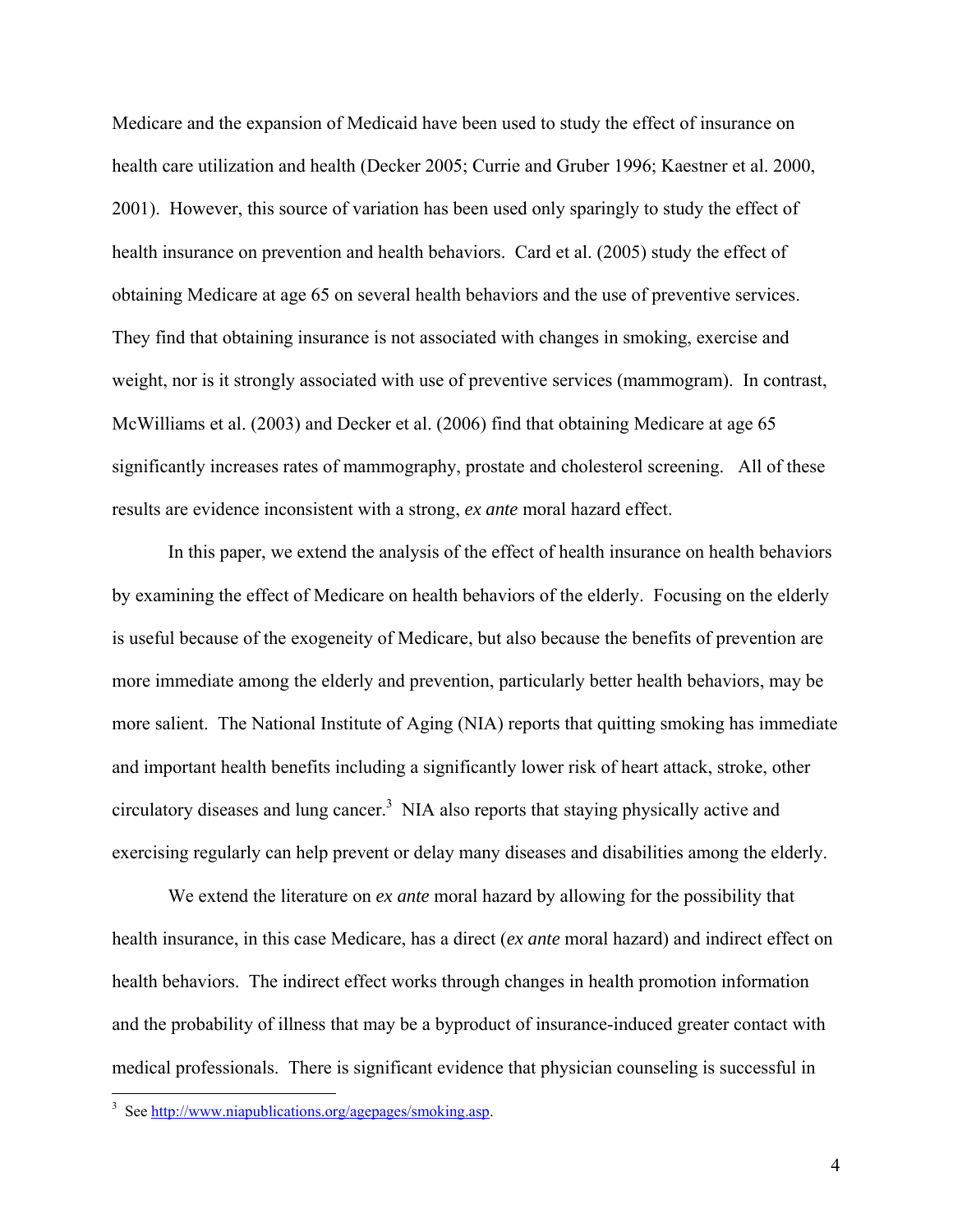Medicare and the expansion of Medicaid have been used to study the effect of insurance on health care utilization and health (Decker 2005; Currie and Gruber 1996; Kaestner et al. 2000, 2001). However, this source of variation has been used only sparingly to study the effect of health insurance on prevention and health behaviors. Card et al. (2005) study the effect of obtaining Medicare at age 65 on several health behaviors and the use of preventive services. They find that obtaining insurance is not associated with changes in smoking, exercise and weight, nor is it strongly associated with use of preventive services (mammogram). In contrast, McWilliams et al. (2003) and Decker et al. (2006) find that obtaining Medicare at age 65 significantly increases rates of mammography, prostate and cholesterol screening. All of these results are evidence inconsistent with a strong, *ex ante* moral hazard effect.

In this paper, we extend the analysis of the effect of health insurance on health behaviors by examining the effect of Medicare on health behaviors of the elderly. Focusing on the elderly is useful because of the exogeneity of Medicare, but also because the benefits of prevention are more immediate among the elderly and prevention, particularly better health behaviors, may be more salient. The National Institute of Aging (NIA) reports that quitting smoking has immediate and important health benefits including a significantly lower risk of heart attack, stroke, other circulatory diseases and lung cancer.[3] NIA also reports that staying physically active and exercising regularly can help prevent or delay many diseases and disabilities among the elderly.

We extend the literature on *ex ante* moral hazard by allowing for the possibility that health insurance, in this case Medicare, has a direct (*ex ante* moral hazard) and indirect effect on health behaviors. The indirect effect works through changes in health promotion information and the probability of illness that may be a byproduct of insurance-induced greater contact with medical professionals. There is significant evidence that physician counseling is successful in

---

[3] See http://www.niapublications.org/agepages/smoking.asp.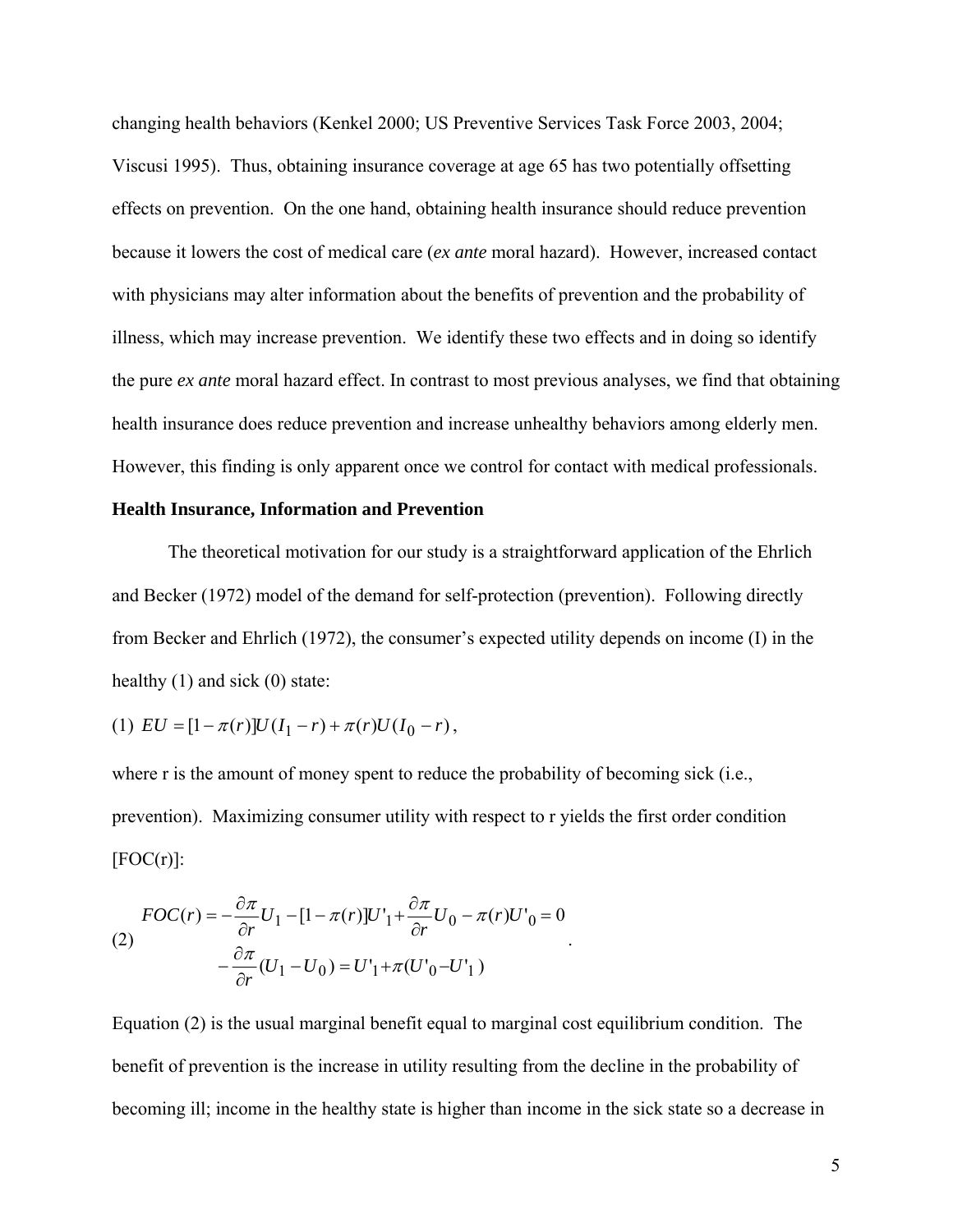changing health behaviors (Kenkel 2000; US Preventive Services Task Force 2003, 2004; Viscusi 1995). Thus, obtaining insurance coverage at age 65 has two potentially offsetting effects on prevention. On the one hand, obtaining health insurance should reduce prevention because it lowers the cost of medical care (*ex ante* moral hazard). However, increased contact with physicians may alter information about the benefits of prevention and the probability of illness, which may increase prevention. We identify these two effects and in doing so identify the pure *ex ante* moral hazard effect. In contrast to most previous analyses, we find that obtaining health insurance does reduce prevention and increase unhealthy behaviors among elderly men. However, this finding is only apparent once we control for contact with medical professionals.

**Health Insurance, Information and Prevention**

The theoretical motivation for our study is a straightforward application of the Ehrlich and Becker (1972) model of the demand for self-protection (prevention). Following directly from Becker and Ehrlich (1972), the consumer's expected utility depends on income (I) in the healthy (1) and sick (0) state:

$$(1)\quad EU = [1-\pi(r)]U(I_1 - r) + \pi(r)U(I_0 - r),$$

where r is the amount of money spent to reduce the probability of becoming sick (i.e., prevention). Maximizing consumer utility with respect to r yields the first order condition [FOC(r)]:

$$(2)\quad \begin{aligned} FOC(r) &= -\frac{\partial \pi}{\partial r}U_1 - [1-\pi(r)]U'_1 + \frac{\partial \pi}{\partial r}U_0 - \pi(r)U'_0 = 0 \\ -\frac{\partial \pi}{\partial r}(U_1 - U_0) &= U'_1 + \pi(U'_0 - U'_1) \end{aligned}.$$

Equation (2) is the usual marginal benefit equal to marginal cost equilibrium condition. The benefit of prevention is the increase in utility resulting from the decline in the probability of becoming ill; income in the healthy state is higher than income in the sick state so a decrease in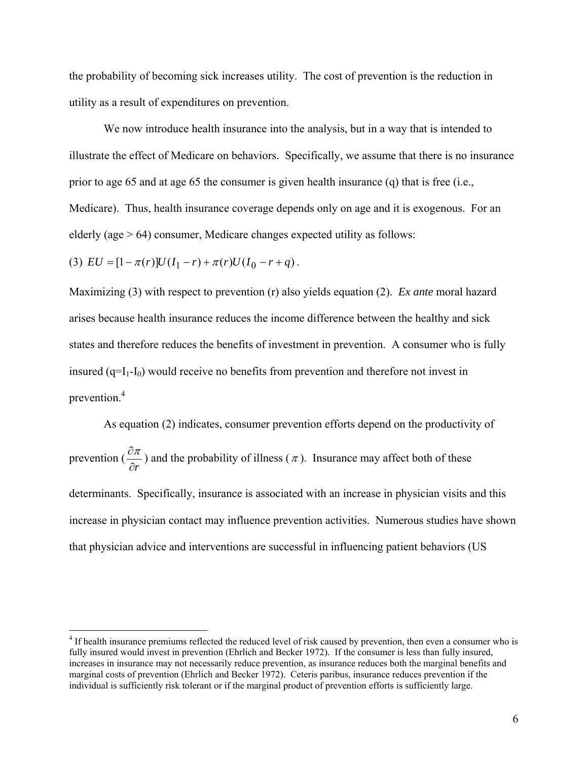the probability of becoming sick increases utility. The cost of prevention is the reduction in utility as a result of expenditures on prevention.

We now introduce health insurance into the analysis, but in a way that is intended to illustrate the effect of Medicare on behaviors. Specifically, we assume that there is no insurance prior to age 65 and at age 65 the consumer is given health insurance (q) that is free (i.e., Medicare). Thus, health insurance coverage depends only on age and it is exogenous. For an elderly (age > 64) consumer, Medicare changes expected utility as follows:

$$(3)\ EU = [1 - \pi(r)]U(I_1 - r) + \pi(r)U(I_0 - r + q).$$

Maximizing (3) with respect to prevention (r) also yields equation (2). *Ex ante* moral hazard arises because health insurance reduces the income difference between the healthy and sick states and therefore reduces the benefits of investment in prevention. A consumer who is fully insured ($q=I_1-I_0$) would receive no benefits from prevention and therefore not invest in prevention.[4]

As equation (2) indicates, consumer prevention efforts depend on the productivity of prevention ($\frac{\partial \pi}{\partial r}$) and the probability of illness ($\pi$). Insurance may affect both of these determinants. Specifically, insurance is associated with an increase in physician visits and this increase in physician contact may influence prevention activities. Numerous studies have shown that physician advice and interventions are successful in influencing patient behaviors (US

[4] If health insurance premiums reflected the reduced level of risk caused by prevention, then even a consumer who is fully insured would invest in prevention (Ehrlich and Becker 1972). If the consumer is less than fully insured, increases in insurance may not necessarily reduce prevention, as insurance reduces both the marginal benefits and marginal costs of prevention (Ehrlich and Becker 1972). Ceteris paribus, insurance reduces prevention if the individual is sufficiently risk tolerant or if the marginal product of prevention efforts is sufficiently large.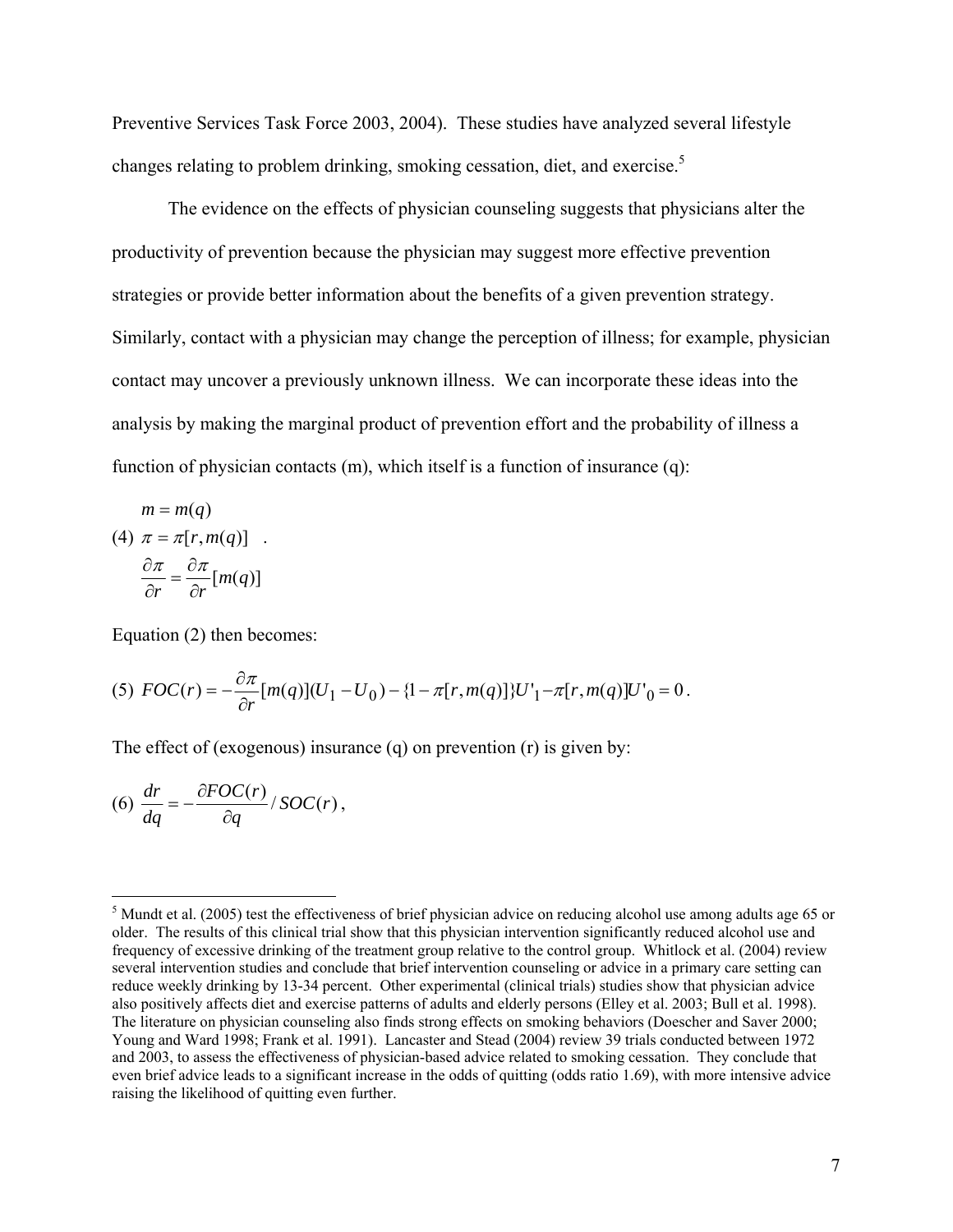Preventive Services Task Force 2003, 2004). These studies have analyzed several lifestyle changes relating to problem drinking, smoking cessation, diet, and exercise.[5]

The evidence on the effects of physician counseling suggests that physicians alter the productivity of prevention because the physician may suggest more effective prevention strategies or provide better information about the benefits of a given prevention strategy. Similarly, contact with a physician may change the perception of illness; for example, physician contact may uncover a previously unknown illness. We can incorporate these ideas into the analysis by making the marginal product of prevention effort and the probability of illness a function of physician contacts (m), which itself is a function of insurance (q):

$$
\begin{aligned}
&m = m(q) \\
(4)\quad &\pi = \pi[r, m(q)] \quad . \\
&\frac{\partial \pi}{\partial r} = \frac{\partial \pi}{\partial r}[m(q)]
\end{aligned}
$$

Equation (2) then becomes:

$$
(5)\ FOC(r) = -\frac{\partial \pi}{\partial r}[m(q)](U_1 - U_0) - \{1 - \pi[r, m(q)]\}U'_1 - \pi[r, m(q)]U'_0 = 0 .
$$

The effect of (exogenous) insurance (q) on prevention (r) is given by:

$$
(6)\ \frac{dr}{dq} = -\frac{\partial FOC(r)}{\partial q} / SOC(r) ,
$$

[5] Mundt et al. (2005) test the effectiveness of brief physician advice on reducing alcohol use among adults age 65 or older. The results of this clinical trial show that this physician intervention significantly reduced alcohol use and frequency of excessive drinking of the treatment group relative to the control group. Whitlock et al. (2004) review several intervention studies and conclude that brief intervention counseling or advice in a primary care setting can reduce weekly drinking by 13-34 percent. Other experimental (clinical trials) studies show that physician advice also positively affects diet and exercise patterns of adults and elderly persons (Elley et al. 2003; Bull et al. 1998). The literature on physician counseling also finds strong effects on smoking behaviors (Doescher and Saver 2000; Young and Ward 1998; Frank et al. 1991). Lancaster and Stead (2004) review 39 trials conducted between 1972 and 2003, to assess the effectiveness of physician-based advice related to smoking cessation. They conclude that even brief advice leads to a significant increase in the odds of quitting (odds ratio 1.69), with more intensive advice raising the likelihood of quitting even further.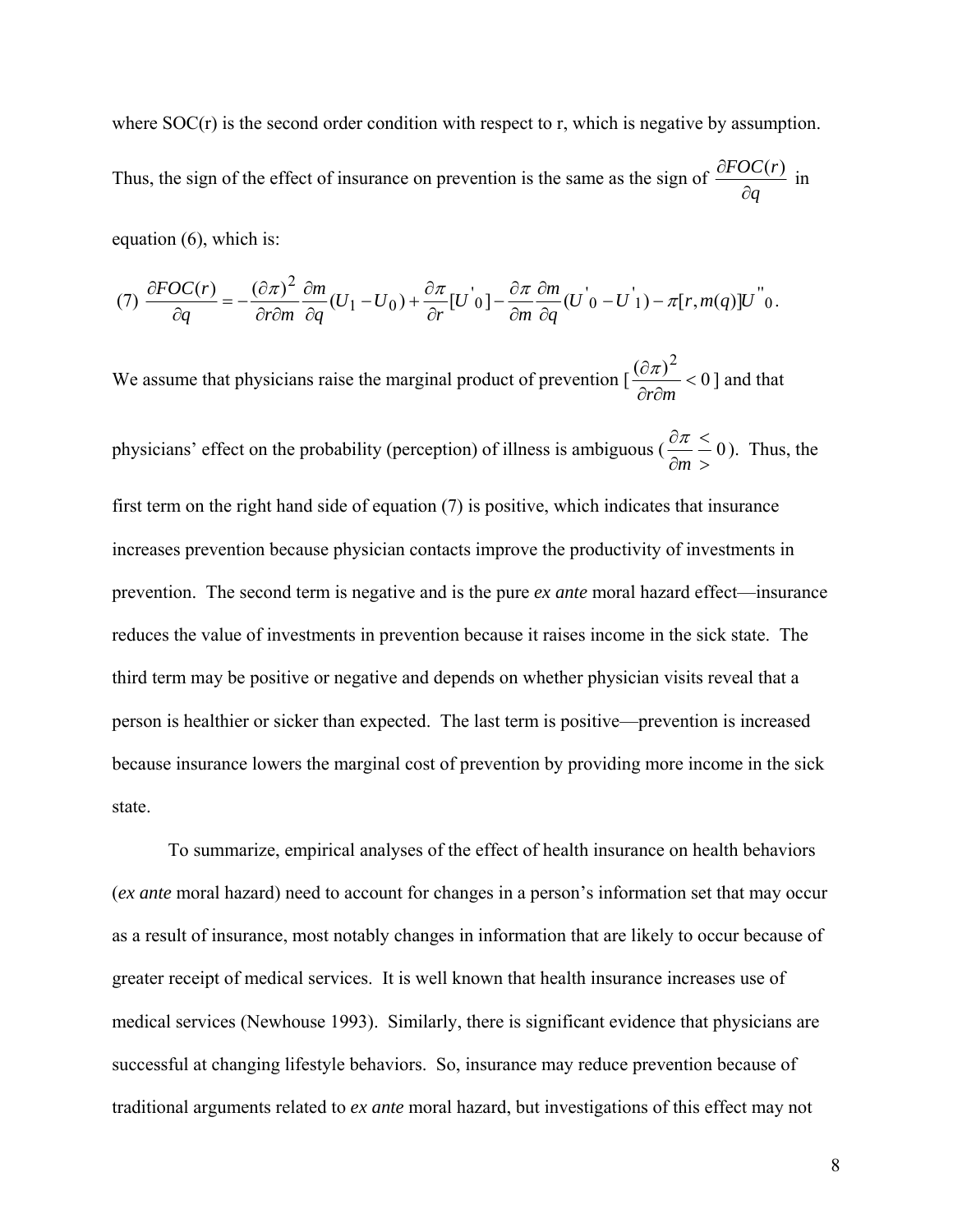where SOC(r) is the second order condition with respect to r, which is negative by assumption. Thus, the sign of the effect of insurance on prevention is the same as the sign of $\frac{\partial FOC(r)}{\partial q}$ in equation (6), which is:

$$(7)\ \frac{\partial FOC(r)}{\partial q} = -\frac{(\partial \pi)^2}{\partial r \partial m}\frac{\partial m}{\partial q}(U_1 - U_0) + \frac{\partial \pi}{\partial r}[U'_0] - \frac{\partial \pi}{\partial m}\frac{\partial m}{\partial q}(U'_0 - U'_1) - \pi[r, m(q)]U''_0 .$$

We assume that physicians raise the marginal product of prevention [$\frac{(\partial \pi)^2}{\partial r \partial m} < 0$] and that physicians' effect on the probability (perception) of illness is ambiguous ($\frac{\partial \pi}{\partial m} \lessgtr 0$). Thus, the first term on the right hand side of equation (7) is positive, which indicates that insurance increases prevention because physician contacts improve the productivity of investments in prevention. The second term is negative and is the pure *ex ante* moral hazard effect—insurance reduces the value of investments in prevention because it raises income in the sick state. The third term may be positive or negative and depends on whether physician visits reveal that a person is healthier or sicker than expected. The last term is positive—prevention is increased because insurance lowers the marginal cost of prevention by providing more income in the sick state.

To summarize, empirical analyses of the effect of health insurance on health behaviors (*ex ante* moral hazard) need to account for changes in a person's information set that may occur as a result of insurance, most notably changes in information that are likely to occur because of greater receipt of medical services. It is well known that health insurance increases use of medical services (Newhouse 1993). Similarly, there is significant evidence that physicians are successful at changing lifestyle behaviors. So, insurance may reduce prevention because of traditional arguments related to *ex ante* moral hazard, but investigations of this effect may not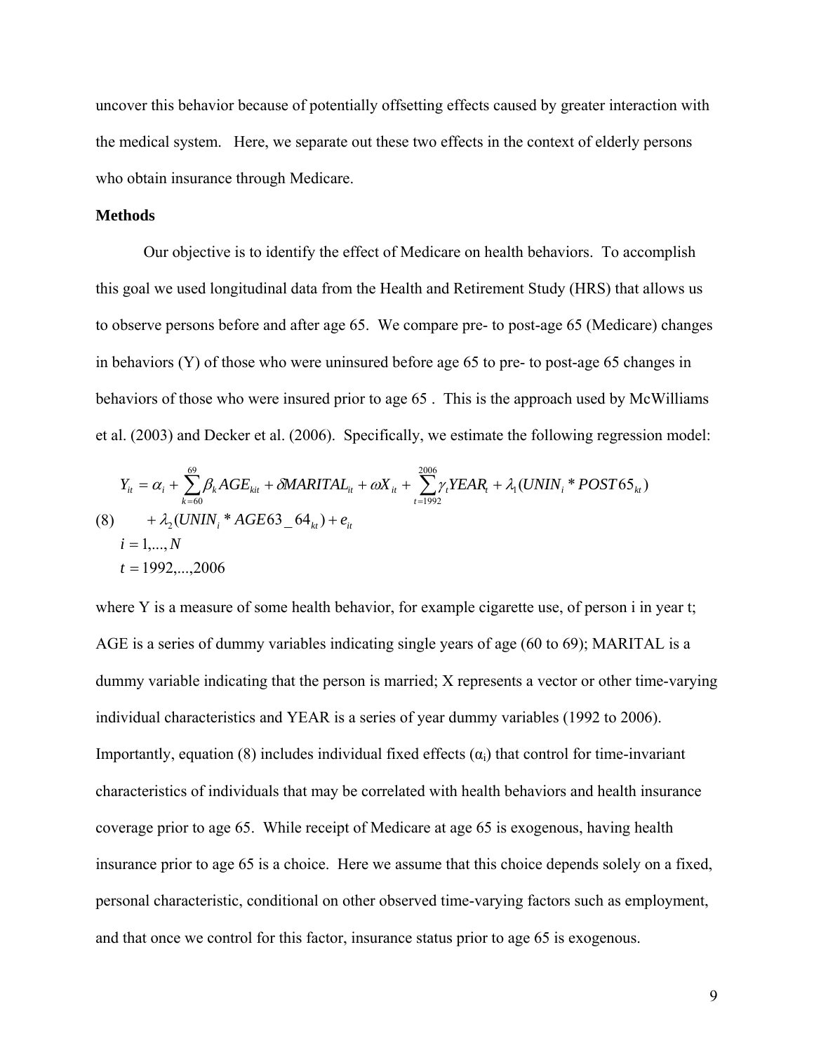uncover this behavior because of potentially offsetting effects caused by greater interaction with the medical system. Here, we separate out these two effects in the context of elderly persons who obtain insurance through Medicare.

**Methods**

Our objective is to identify the effect of Medicare on health behaviors. To accomplish this goal we used longitudinal data from the Health and Retirement Study (HRS) that allows us to observe persons before and after age 65. We compare pre- to post-age 65 (Medicare) changes in behaviors (Y) of those who were uninsured before age 65 to pre- to post-age 65 changes in behaviors of those who were insured prior to age 65 . This is the approach used by McWilliams et al. (2003) and Decker et al. (2006). Specifically, we estimate the following regression model:

$$
\begin{aligned}
Y_{it} &= \alpha_i + \sum_{k=60}^{69} \beta_k AGE_{kit} + \delta MARITAL_{it} + \omega X_{it} + \sum_{t=1992}^{2006} \gamma_t YEAR_t + \lambda_1 (UNIN_i * POST65_{kt}) \\
(8) \qquad & + \lambda_2 (UNIN_i * AGE63\_64_{kt}) + e_{it} \\
i &= 1,...,N \\
t &= 1992,...,2006
\end{aligned}
$$

where Y is a measure of some health behavior, for example cigarette use, of person i in year t; AGE is a series of dummy variables indicating single years of age (60 to 69); MARITAL is a dummy variable indicating that the person is married; X represents a vector or other time-varying individual characteristics and YEAR is a series of year dummy variables (1992 to 2006). Importantly, equation (8) includes individual fixed effects ($\alpha_i$) that control for time-invariant characteristics of individuals that may be correlated with health behaviors and health insurance coverage prior to age 65. While receipt of Medicare at age 65 is exogenous, having health insurance prior to age 65 is a choice. Here we assume that this choice depends solely on a fixed, personal characteristic, conditional on other observed time-varying factors such as employment, and that once we control for this factor, insurance status prior to age 65 is exogenous.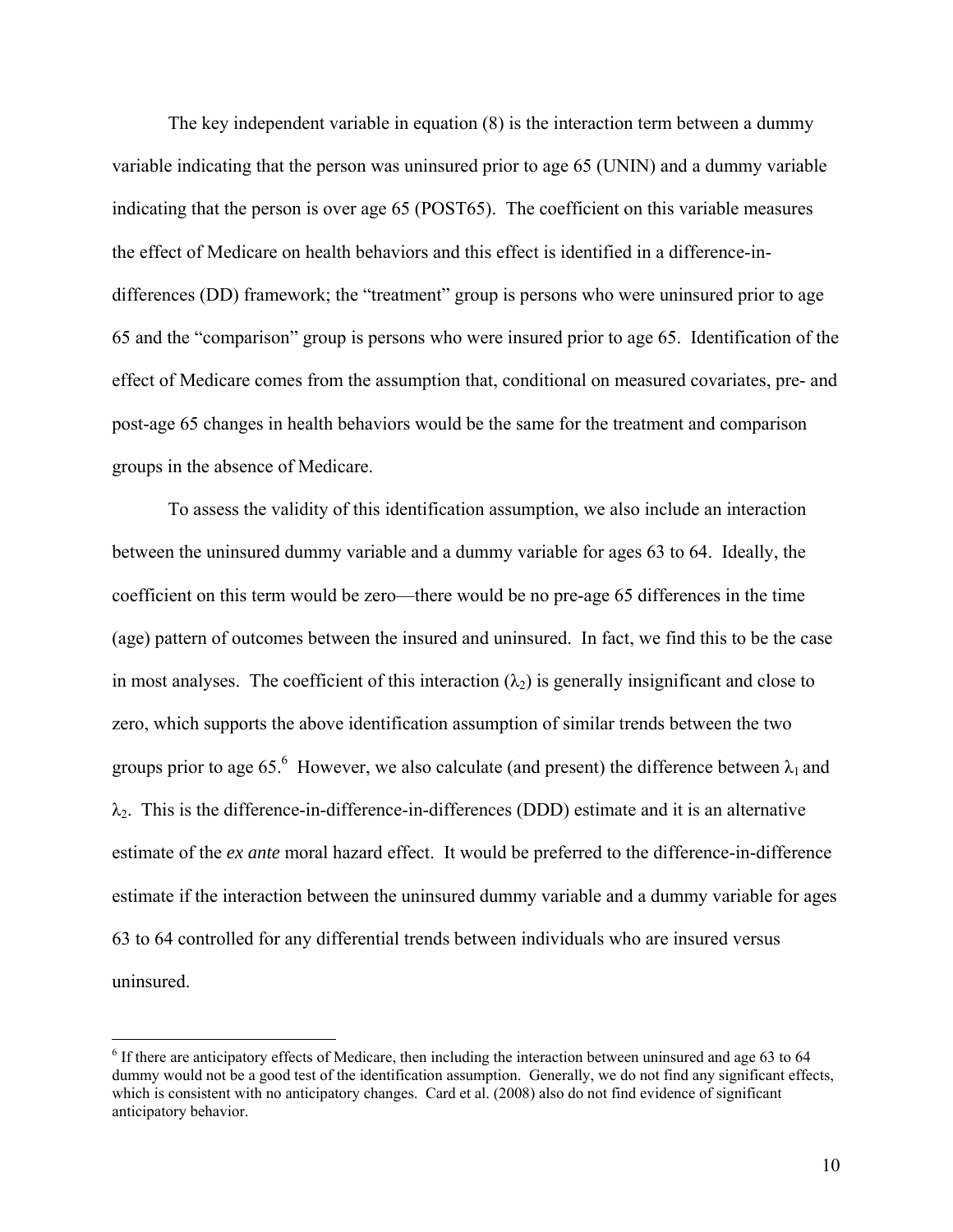The key independent variable in equation (8) is the interaction term between a dummy variable indicating that the person was uninsured prior to age 65 (UNIN) and a dummy variable indicating that the person is over age 65 (POST65). The coefficient on this variable measures the effect of Medicare on health behaviors and this effect is identified in a difference-in-differences (DD) framework; the "treatment" group is persons who were uninsured prior to age 65 and the "comparison" group is persons who were insured prior to age 65. Identification of the effect of Medicare comes from the assumption that, conditional on measured covariates, pre- and post-age 65 changes in health behaviors would be the same for the treatment and comparison groups in the absence of Medicare.

To assess the validity of this identification assumption, we also include an interaction between the uninsured dummy variable and a dummy variable for ages 63 to 64. Ideally, the coefficient on this term would be zero—there would be no pre-age 65 differences in the time (age) pattern of outcomes between the insured and uninsured. In fact, we find this to be the case in most analyses. The coefficient of this interaction ($\lambda_2$) is generally insignificant and close to zero, which supports the above identification assumption of similar trends between the two groups prior to age 65.[6] However, we also calculate (and present) the difference between $\lambda_1$ and $\lambda_2$. This is the difference-in-difference-in-differences (DDD) estimate and it is an alternative estimate of the *ex ante* moral hazard effect. It would be preferred to the difference-in-difference estimate if the interaction between the uninsured dummy variable and a dummy variable for ages 63 to 64 controlled for any differential trends between individuals who are insured versus uninsured.

[6] If there are anticipatory effects of Medicare, then including the interaction between uninsured and age 63 to 64 dummy would not be a good test of the identification assumption. Generally, we do not find any significant effects, which is consistent with no anticipatory changes. Card et al. (2008) also do not find evidence of significant anticipatory behavior.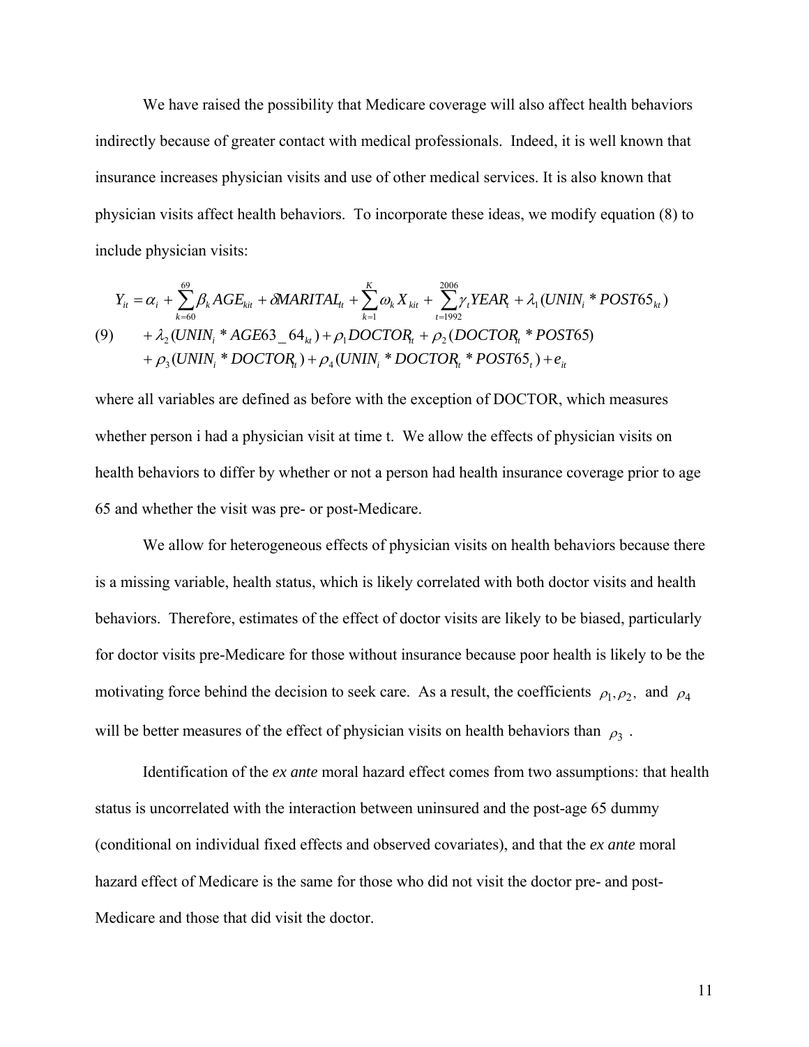We have raised the possibility that Medicare coverage will also affect health behaviors indirectly because of greater contact with medical professionals. Indeed, it is well known that insurance increases physician visits and use of other medical services. It is also known that physician visits affect health behaviors. To incorporate these ideas, we modify equation (8) to include physician visits:

$$
\begin{aligned}
Y_{it} = \alpha_i &+ \sum_{k=60}^{69} \beta_k AGE_{kit} + \delta MARITAL_{it} + \sum_{k=1}^{K} \omega_k X_{kit} + \sum_{t=1992}^{2006} \gamma_t YEAR_t + \lambda_1 (UNIN_i * POST65_{kt}) \\
(9) \qquad &+ \lambda_2 (UNIN_i * AGE63\_64_{kt}) + \rho_1 DOCTOR_{it} + \rho_2 (DOCTOR_{it} * POST65) \\
&+ \rho_3 (UNIN_i * DOCTOR_{it}) + \rho_4 (UNIN_i * DOCTOR_{it} * POST65_t) + e_{it}
\end{aligned}
$$

where all variables are defined as before with the exception of DOCTOR, which measures whether person i had a physician visit at time t. We allow the effects of physician visits on health behaviors to differ by whether or not a person had health insurance coverage prior to age 65 and whether the visit was pre- or post-Medicare.

We allow for heterogeneous effects of physician visits on health behaviors because there is a missing variable, health status, which is likely correlated with both doctor visits and health behaviors. Therefore, estimates of the effect of doctor visits are likely to be biased, particularly for doctor visits pre-Medicare for those without insurance because poor health is likely to be the motivating force behind the decision to seek care. As a result, the coefficients $\rho_1, \rho_2,$ and $\rho_4$ will be better measures of the effect of physician visits on health behaviors than $\rho_3$.

Identification of the *ex ante* moral hazard effect comes from two assumptions: that health status is uncorrelated with the interaction between uninsured and the post-age 65 dummy (conditional on individual fixed effects and observed covariates), and that the *ex ante* moral hazard effect of Medicare is the same for those who did not visit the doctor pre- and post-Medicare and those that did visit the doctor.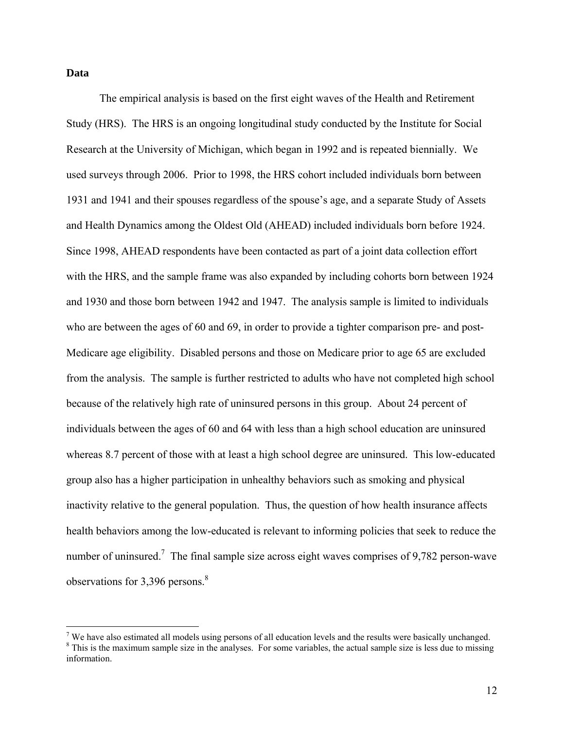## Data

The empirical analysis is based on the first eight waves of the Health and Retirement Study (HRS). The HRS is an ongoing longitudinal study conducted by the Institute for Social Research at the University of Michigan, which began in 1992 and is repeated biennially. We used surveys through 2006. Prior to 1998, the HRS cohort included individuals born between 1931 and 1941 and their spouses regardless of the spouse's age, and a separate Study of Assets and Health Dynamics among the Oldest Old (AHEAD) included individuals born before 1924. Since 1998, AHEAD respondents have been contacted as part of a joint data collection effort with the HRS, and the sample frame was also expanded by including cohorts born between 1924 and 1930 and those born between 1942 and 1947. The analysis sample is limited to individuals who are between the ages of 60 and 69, in order to provide a tighter comparison pre- and post-Medicare age eligibility. Disabled persons and those on Medicare prior to age 65 are excluded from the analysis. The sample is further restricted to adults who have not completed high school because of the relatively high rate of uninsured persons in this group. About 24 percent of individuals between the ages of 60 and 64 with less than a high school education are uninsured whereas 8.7 percent of those with at least a high school degree are uninsured. This low-educated group also has a higher participation in unhealthy behaviors such as smoking and physical inactivity relative to the general population. Thus, the question of how health insurance affects health behaviors among the low-educated is relevant to informing policies that seek to reduce the number of uninsured.[7] The final sample size across eight waves comprises of 9,782 person-wave observations for 3,396 persons.[8]

---

[7] We have also estimated all models using persons of all education levels and the results were basically unchanged.

[8] This is the maximum sample size in the analyses. For some variables, the actual sample size is less due to missing information.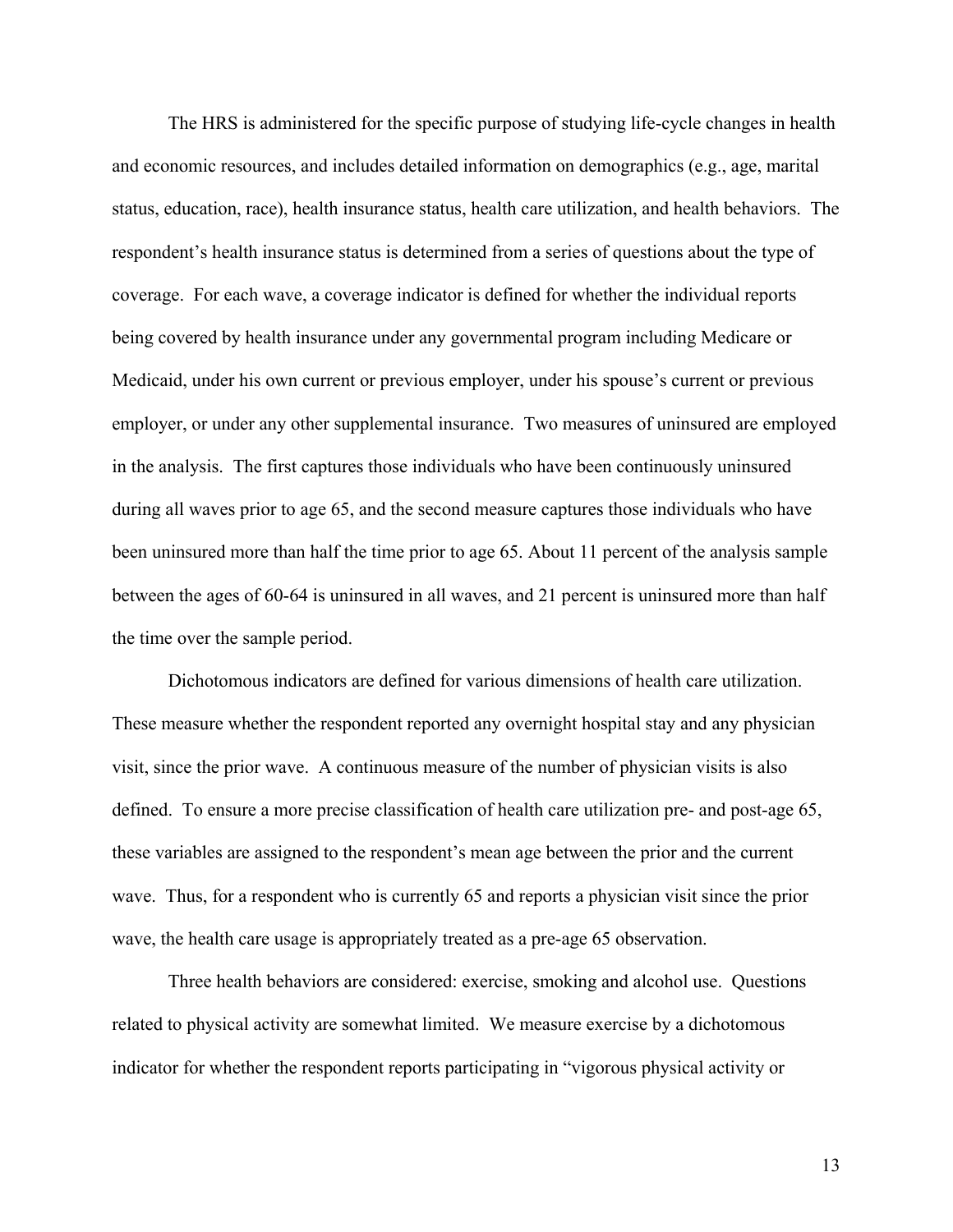The HRS is administered for the specific purpose of studying life-cycle changes in health and economic resources, and includes detailed information on demographics (e.g., age, marital status, education, race), health insurance status, health care utilization, and health behaviors. The respondent's health insurance status is determined from a series of questions about the type of coverage. For each wave, a coverage indicator is defined for whether the individual reports being covered by health insurance under any governmental program including Medicare or Medicaid, under his own current or previous employer, under his spouse's current or previous employer, or under any other supplemental insurance. Two measures of uninsured are employed in the analysis. The first captures those individuals who have been continuously uninsured during all waves prior to age 65, and the second measure captures those individuals who have been uninsured more than half the time prior to age 65. About 11 percent of the analysis sample between the ages of 60-64 is uninsured in all waves, and 21 percent is uninsured more than half the time over the sample period.

Dichotomous indicators are defined for various dimensions of health care utilization. These measure whether the respondent reported any overnight hospital stay and any physician visit, since the prior wave. A continuous measure of the number of physician visits is also defined. To ensure a more precise classification of health care utilization pre- and post-age 65, these variables are assigned to the respondent's mean age between the prior and the current wave. Thus, for a respondent who is currently 65 and reports a physician visit since the prior wave, the health care usage is appropriately treated as a pre-age 65 observation.

Three health behaviors are considered: exercise, smoking and alcohol use. Questions related to physical activity are somewhat limited. We measure exercise by a dichotomous indicator for whether the respondent reports participating in "vigorous physical activity or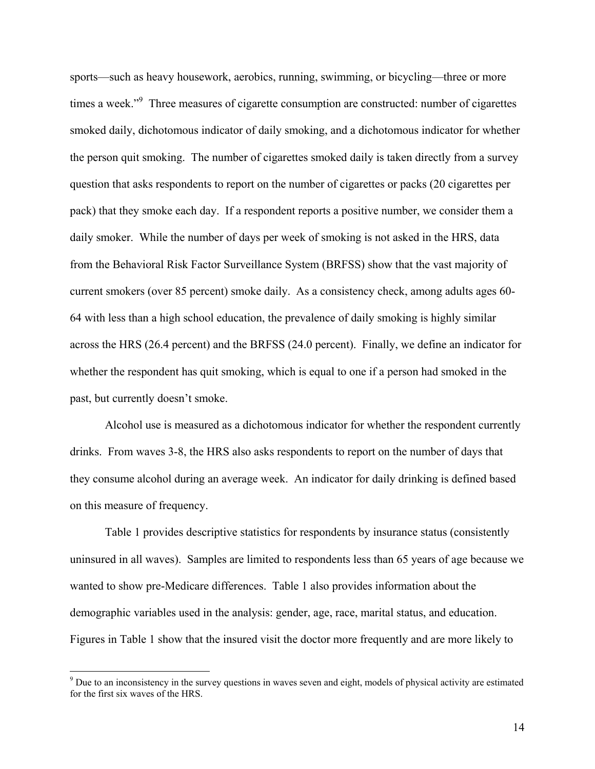sports—such as heavy housework, aerobics, running, swimming, or bicycling—three or more times a week."[9] Three measures of cigarette consumption are constructed: number of cigarettes smoked daily, dichotomous indicator of daily smoking, and a dichotomous indicator for whether the person quit smoking. The number of cigarettes smoked daily is taken directly from a survey question that asks respondents to report on the number of cigarettes or packs (20 cigarettes per pack) that they smoke each day. If a respondent reports a positive number, we consider them a daily smoker. While the number of days per week of smoking is not asked in the HRS, data from the Behavioral Risk Factor Surveillance System (BRFSS) show that the vast majority of current smokers (over 85 percent) smoke daily. As a consistency check, among adults ages 60-64 with less than a high school education, the prevalence of daily smoking is highly similar across the HRS (26.4 percent) and the BRFSS (24.0 percent). Finally, we define an indicator for whether the respondent has quit smoking, which is equal to one if a person had smoked in the past, but currently doesn't smoke.

Alcohol use is measured as a dichotomous indicator for whether the respondent currently drinks. From waves 3-8, the HRS also asks respondents to report on the number of days that they consume alcohol during an average week. An indicator for daily drinking is defined based on this measure of frequency.

Table 1 provides descriptive statistics for respondents by insurance status (consistently uninsured in all waves). Samples are limited to respondents less than 65 years of age because we wanted to show pre-Medicare differences. Table 1 also provides information about the demographic variables used in the analysis: gender, age, race, marital status, and education. Figures in Table 1 show that the insured visit the doctor more frequently and are more likely to

[9] Due to an inconsistency in the survey questions in waves seven and eight, models of physical activity are estimated for the first six waves of the HRS.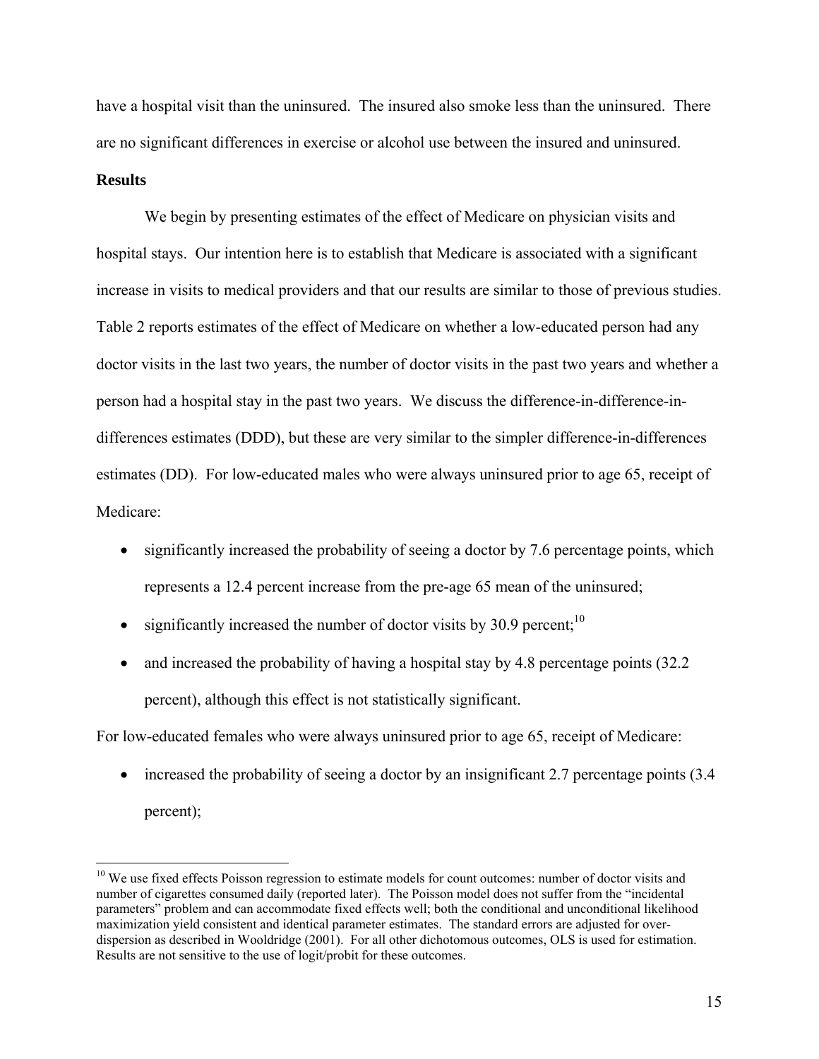have a hospital visit than the uninsured. The insured also smoke less than the uninsured. There are no significant differences in exercise or alcohol use between the insured and uninsured.

**Results**

We begin by presenting estimates of the effect of Medicare on physician visits and hospital stays. Our intention here is to establish that Medicare is associated with a significant increase in visits to medical providers and that our results are similar to those of previous studies. Table 2 reports estimates of the effect of Medicare on whether a low-educated person had any doctor visits in the last two years, the number of doctor visits in the past two years and whether a person had a hospital stay in the past two years. We discuss the difference-in-difference-in-differences estimates (DDD), but these are very similar to the simpler difference-in-differences estimates (DD). For low-educated males who were always uninsured prior to age 65, receipt of Medicare:

- significantly increased the probability of seeing a doctor by 7.6 percentage points, which represents a 12.4 percent increase from the pre-age 65 mean of the uninsured;
- significantly increased the number of doctor visits by 30.9 percent;[10]
- and increased the probability of having a hospital stay by 4.8 percentage points (32.2 percent), although this effect is not statistically significant.

For low-educated females who were always uninsured prior to age 65, receipt of Medicare:

- increased the probability of seeing a doctor by an insignificant 2.7 percentage points (3.4 percent);

---

[10] We use fixed effects Poisson regression to estimate models for count outcomes: number of doctor visits and number of cigarettes consumed daily (reported later). The Poisson model does not suffer from the "incidental parameters" problem and can accommodate fixed effects well; both the conditional and unconditional likelihood maximization yield consistent and identical parameter estimates. The standard errors are adjusted for over-dispersion as described in Wooldridge (2001). For all other dichotomous outcomes, OLS is used for estimation. Results are not sensitive to the use of logit/probit for these outcomes.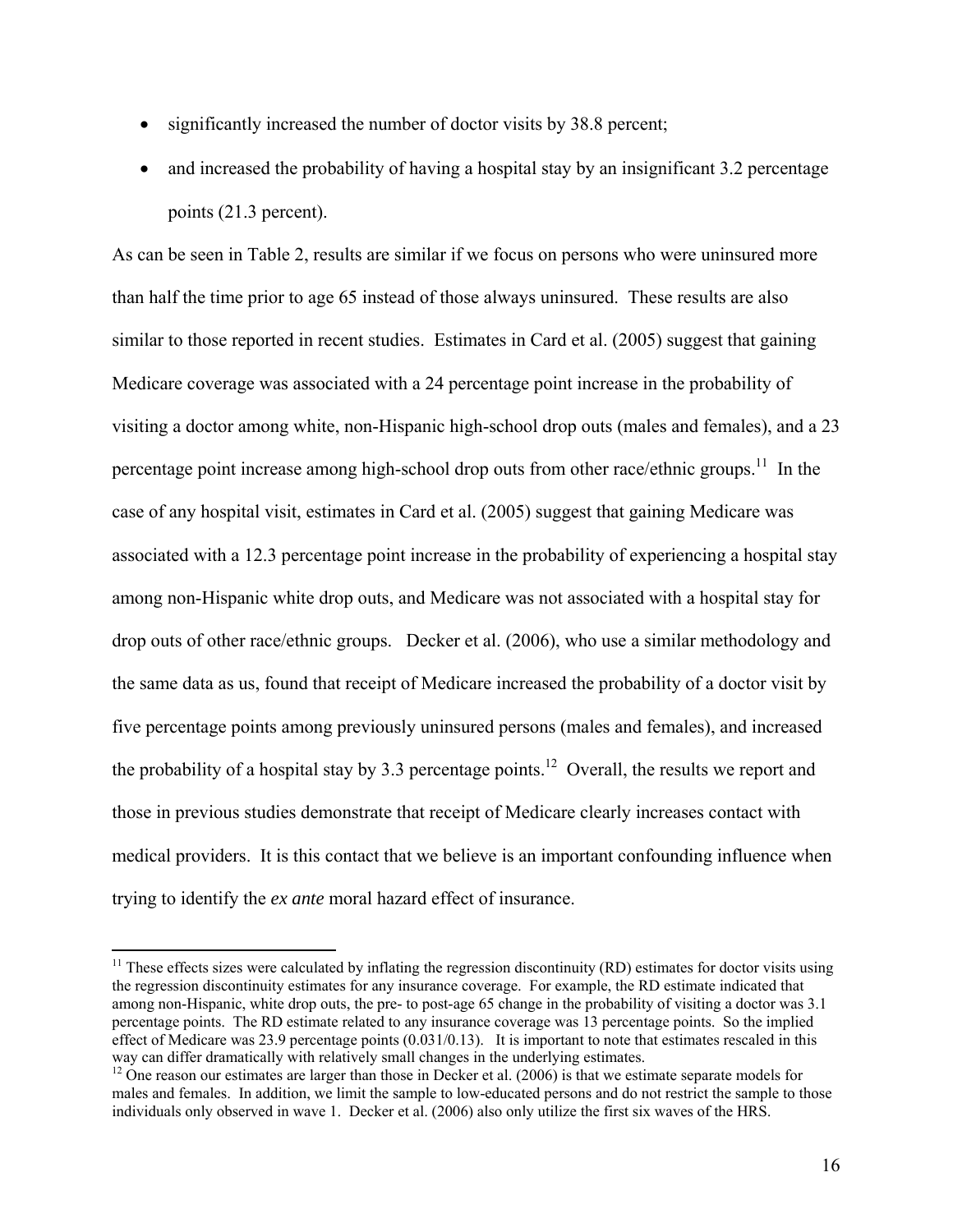- significantly increased the number of doctor visits by 38.8 percent;
- and increased the probability of having a hospital stay by an insignificant 3.2 percentage points (21.3 percent).

As can be seen in Table 2, results are similar if we focus on persons who were uninsured more than half the time prior to age 65 instead of those always uninsured. These results are also similar to those reported in recent studies. Estimates in Card et al. (2005) suggest that gaining Medicare coverage was associated with a 24 percentage point increase in the probability of visiting a doctor among white, non-Hispanic high-school drop outs (males and females), and a 23 percentage point increase among high-school drop outs from other race/ethnic groups.[11] In the case of any hospital visit, estimates in Card et al. (2005) suggest that gaining Medicare was associated with a 12.3 percentage point increase in the probability of experiencing a hospital stay among non-Hispanic white drop outs, and Medicare was not associated with a hospital stay for drop outs of other race/ethnic groups. Decker et al. (2006), who use a similar methodology and the same data as us, found that receipt of Medicare increased the probability of a doctor visit by five percentage points among previously uninsured persons (males and females), and increased the probability of a hospital stay by 3.3 percentage points.[12] Overall, the results we report and those in previous studies demonstrate that receipt of Medicare clearly increases contact with medical providers. It is this contact that we believe is an important confounding influence when trying to identify the *ex ante* moral hazard effect of insurance.

---

[11] These effects sizes were calculated by inflating the regression discontinuity (RD) estimates for doctor visits using the regression discontinuity estimates for any insurance coverage. For example, the RD estimate indicated that among non-Hispanic, white drop outs, the pre- to post-age 65 change in the probability of visiting a doctor was 3.1 percentage points. The RD estimate related to any insurance coverage was 13 percentage points. So the implied effect of Medicare was 23.9 percentage points (0.031/0.13). It is important to note that estimates rescaled in this way can differ dramatically with relatively small changes in the underlying estimates.

[12] One reason our estimates are larger than those in Decker et al. (2006) is that we estimate separate models for males and females. In addition, we limit the sample to low-educated persons and do not restrict the sample to those individuals only observed in wave 1. Decker et al. (2006) also only utilize the first six waves of the HRS.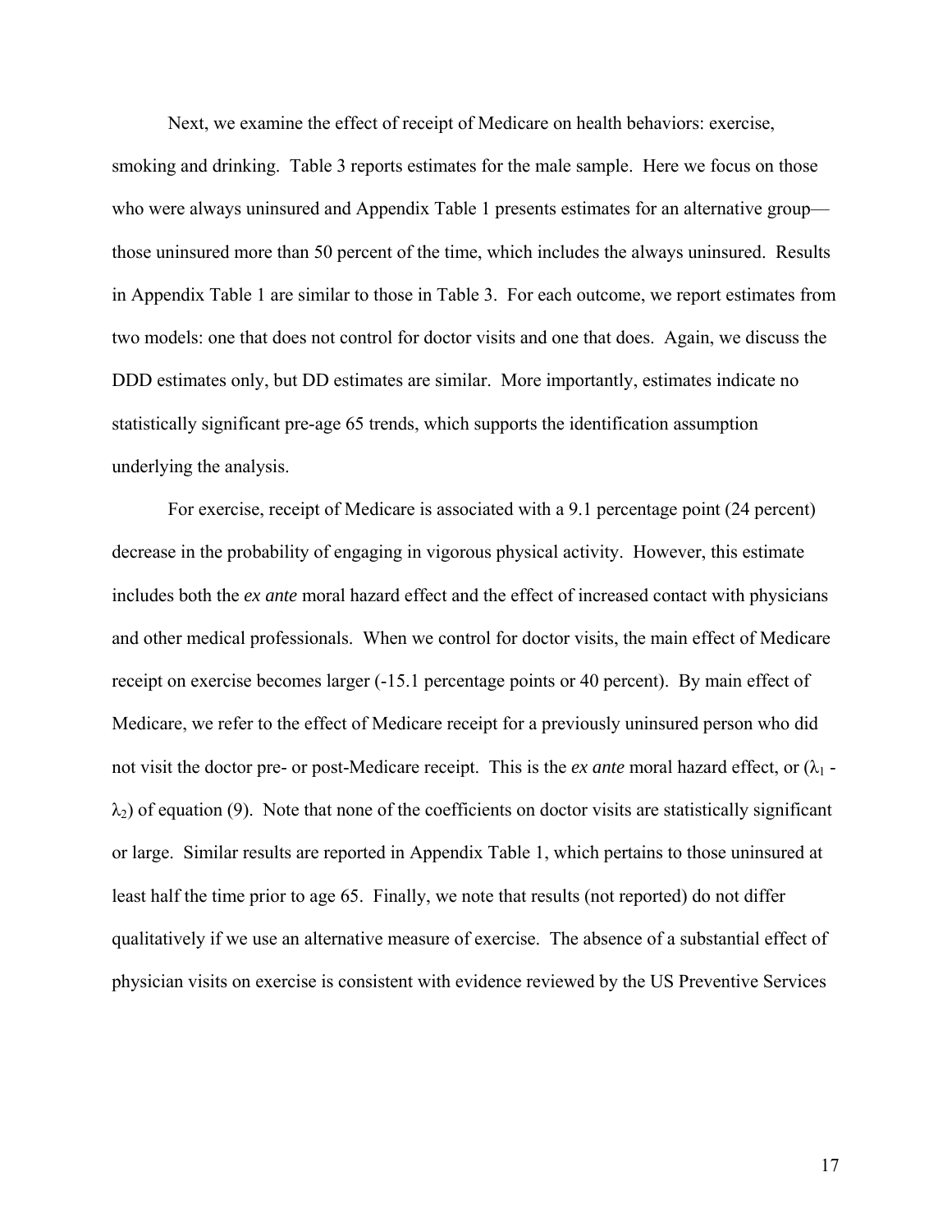Next, we examine the effect of receipt of Medicare on health behaviors: exercise, smoking and drinking. Table 3 reports estimates for the male sample. Here we focus on those who were always uninsured and Appendix Table 1 presents estimates for an alternative group—those uninsured more than 50 percent of the time, which includes the always uninsured. Results in Appendix Table 1 are similar to those in Table 3. For each outcome, we report estimates from two models: one that does not control for doctor visits and one that does. Again, we discuss the DDD estimates only, but DD estimates are similar. More importantly, estimates indicate no statistically significant pre-age 65 trends, which supports the identification assumption underlying the analysis.

For exercise, receipt of Medicare is associated with a 9.1 percentage point (24 percent) decrease in the probability of engaging in vigorous physical activity. However, this estimate includes both the *ex ante* moral hazard effect and the effect of increased contact with physicians and other medical professionals. When we control for doctor visits, the main effect of Medicare receipt on exercise becomes larger (-15.1 percentage points or 40 percent). By main effect of Medicare, we refer to the effect of Medicare receipt for a previously uninsured person who did not visit the doctor pre- or post-Medicare receipt. This is the *ex ante* moral hazard effect, or ($\lambda_1$ - $\lambda_2$) of equation (9). Note that none of the coefficients on doctor visits are statistically significant or large. Similar results are reported in Appendix Table 1, which pertains to those uninsured at least half the time prior to age 65. Finally, we note that results (not reported) do not differ qualitatively if we use an alternative measure of exercise. The absence of a substantial effect of physician visits on exercise is consistent with evidence reviewed by the US Preventive Services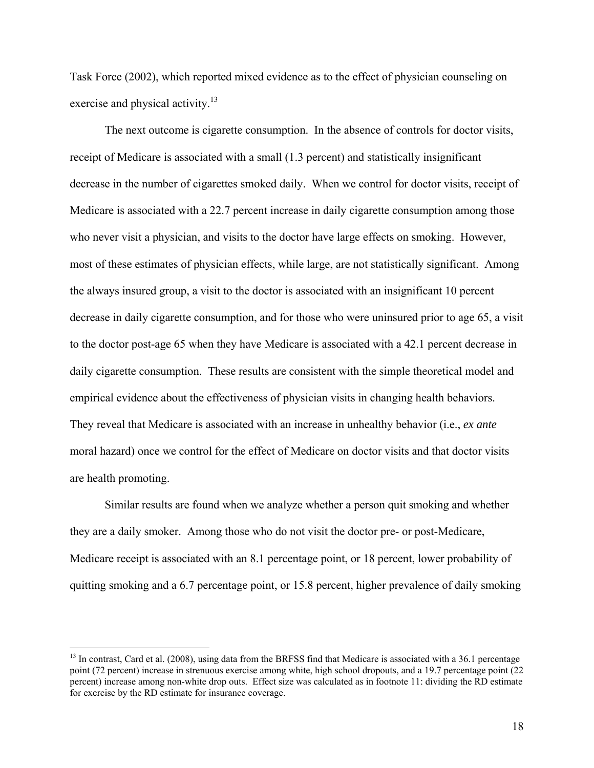Task Force (2002), which reported mixed evidence as to the effect of physician counseling on exercise and physical activity.[13]

The next outcome is cigarette consumption. In the absence of controls for doctor visits, receipt of Medicare is associated with a small (1.3 percent) and statistically insignificant decrease in the number of cigarettes smoked daily. When we control for doctor visits, receipt of Medicare is associated with a 22.7 percent increase in daily cigarette consumption among those who never visit a physician, and visits to the doctor have large effects on smoking. However, most of these estimates of physician effects, while large, are not statistically significant. Among the always insured group, a visit to the doctor is associated with an insignificant 10 percent decrease in daily cigarette consumption, and for those who were uninsured prior to age 65, a visit to the doctor post-age 65 when they have Medicare is associated with a 42.1 percent decrease in daily cigarette consumption. These results are consistent with the simple theoretical model and empirical evidence about the effectiveness of physician visits in changing health behaviors. They reveal that Medicare is associated with an increase in unhealthy behavior (i.e., *ex ante* moral hazard) once we control for the effect of Medicare on doctor visits and that doctor visits are health promoting.

Similar results are found when we analyze whether a person quit smoking and whether they are a daily smoker. Among those who do not visit the doctor pre- or post-Medicare, Medicare receipt is associated with an 8.1 percentage point, or 18 percent, lower probability of quitting smoking and a 6.7 percentage point, or 15.8 percent, higher prevalence of daily smoking

[13] In contrast, Card et al. (2008), using data from the BRFSS find that Medicare is associated with a 36.1 percentage point (72 percent) increase in strenuous exercise among white, high school dropouts, and a 19.7 percentage point (22 percent) increase among non-white drop outs. Effect size was calculated as in footnote 11: dividing the RD estimate for exercise by the RD estimate for insurance coverage.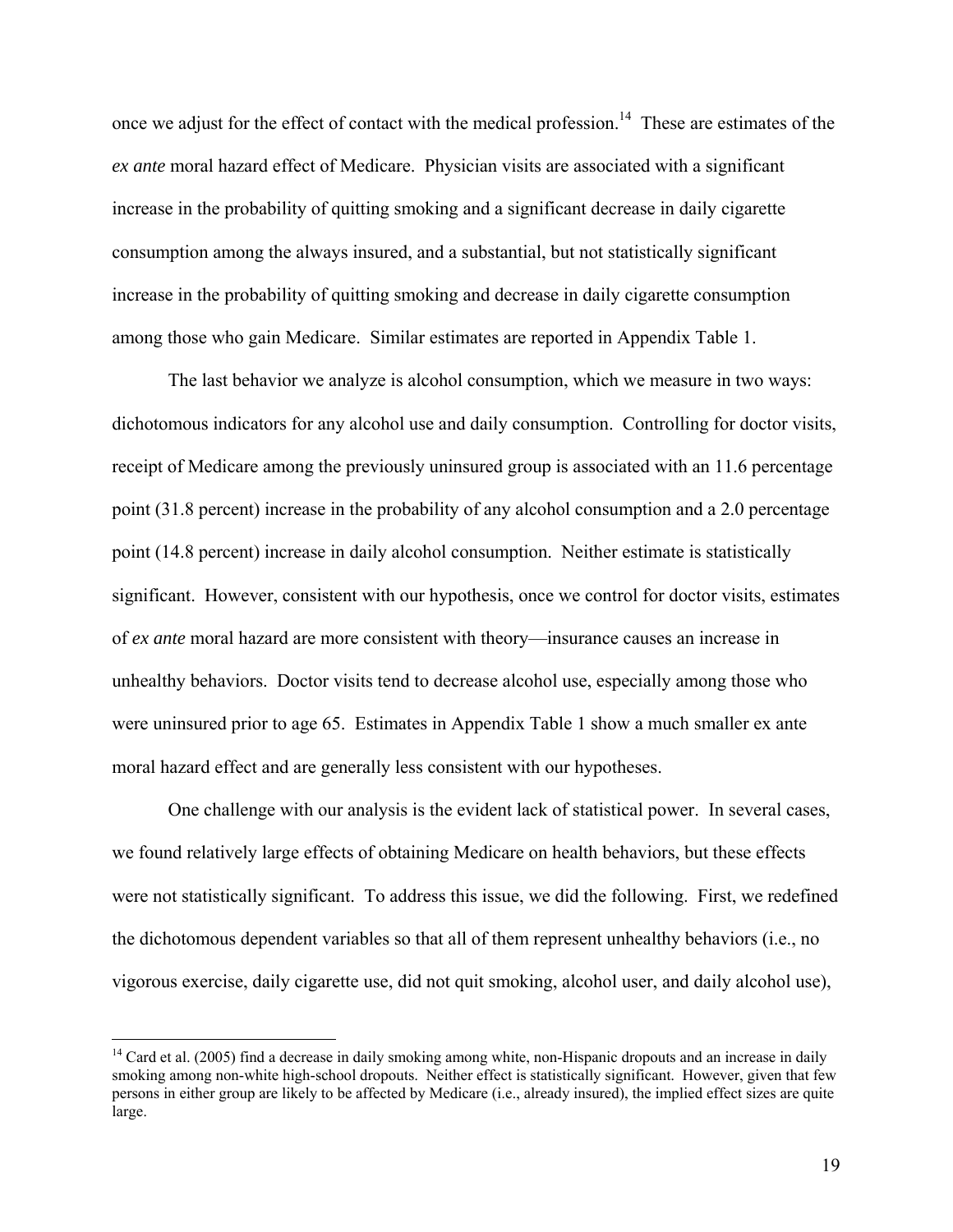once we adjust for the effect of contact with the medical profession.[14] These are estimates of the *ex ante* moral hazard effect of Medicare. Physician visits are associated with a significant increase in the probability of quitting smoking and a significant decrease in daily cigarette consumption among the always insured, and a substantial, but not statistically significant increase in the probability of quitting smoking and decrease in daily cigarette consumption among those who gain Medicare. Similar estimates are reported in Appendix Table 1.

The last behavior we analyze is alcohol consumption, which we measure in two ways: dichotomous indicators for any alcohol use and daily consumption. Controlling for doctor visits, receipt of Medicare among the previously uninsured group is associated with an 11.6 percentage point (31.8 percent) increase in the probability of any alcohol consumption and a 2.0 percentage point (14.8 percent) increase in daily alcohol consumption. Neither estimate is statistically significant. However, consistent with our hypothesis, once we control for doctor visits, estimates of *ex ante* moral hazard are more consistent with theory—insurance causes an increase in unhealthy behaviors. Doctor visits tend to decrease alcohol use, especially among those who were uninsured prior to age 65. Estimates in Appendix Table 1 show a much smaller ex ante moral hazard effect and are generally less consistent with our hypotheses.

One challenge with our analysis is the evident lack of statistical power. In several cases, we found relatively large effects of obtaining Medicare on health behaviors, but these effects were not statistically significant. To address this issue, we did the following. First, we redefined the dichotomous dependent variables so that all of them represent unhealthy behaviors (i.e., no vigorous exercise, daily cigarette use, did not quit smoking, alcohol user, and daily alcohol use),

---

[14] Card et al. (2005) find a decrease in daily smoking among white, non-Hispanic dropouts and an increase in daily smoking among non-white high-school dropouts. Neither effect is statistically significant. However, given that few persons in either group are likely to be affected by Medicare (i.e., already insured), the implied effect sizes are quite large.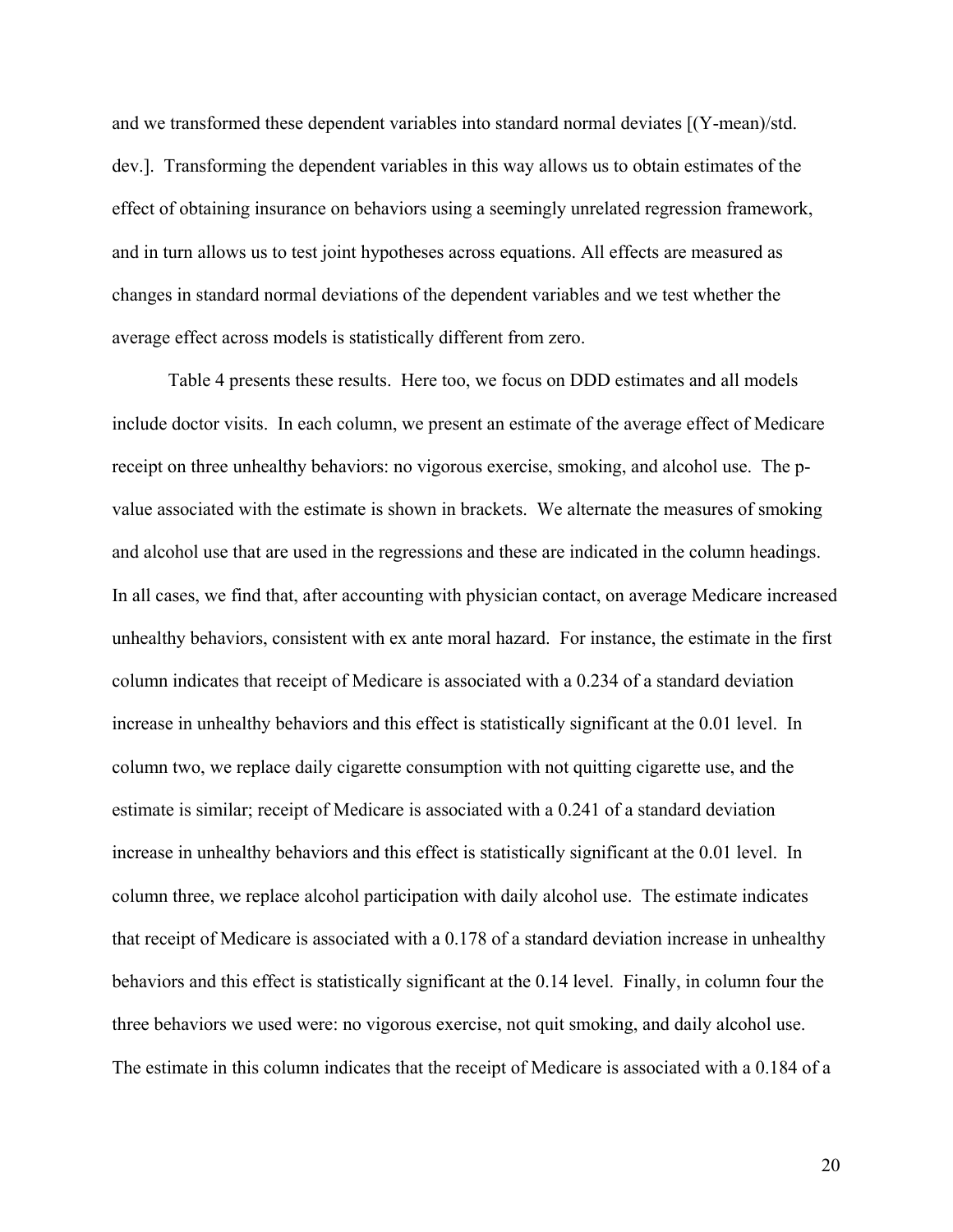and we transformed these dependent variables into standard normal deviates [(Y-mean)/std. dev.]. Transforming the dependent variables in this way allows us to obtain estimates of the effect of obtaining insurance on behaviors using a seemingly unrelated regression framework, and in turn allows us to test joint hypotheses across equations. All effects are measured as changes in standard normal deviations of the dependent variables and we test whether the average effect across models is statistically different from zero.

Table 4 presents these results. Here too, we focus on DDD estimates and all models include doctor visits. In each column, we present an estimate of the average effect of Medicare receipt on three unhealthy behaviors: no vigorous exercise, smoking, and alcohol use. The p-value associated with the estimate is shown in brackets. We alternate the measures of smoking and alcohol use that are used in the regressions and these are indicated in the column headings. In all cases, we find that, after accounting with physician contact, on average Medicare increased unhealthy behaviors, consistent with ex ante moral hazard. For instance, the estimate in the first column indicates that receipt of Medicare is associated with a 0.234 of a standard deviation increase in unhealthy behaviors and this effect is statistically significant at the 0.01 level. In column two, we replace daily cigarette consumption with not quitting cigarette use, and the estimate is similar; receipt of Medicare is associated with a 0.241 of a standard deviation increase in unhealthy behaviors and this effect is statistically significant at the 0.01 level. In column three, we replace alcohol participation with daily alcohol use. The estimate indicates that receipt of Medicare is associated with a 0.178 of a standard deviation increase in unhealthy behaviors and this effect is statistically significant at the 0.14 level. Finally, in column four the three behaviors we used were: no vigorous exercise, not quit smoking, and daily alcohol use. The estimate in this column indicates that the receipt of Medicare is associated with a 0.184 of a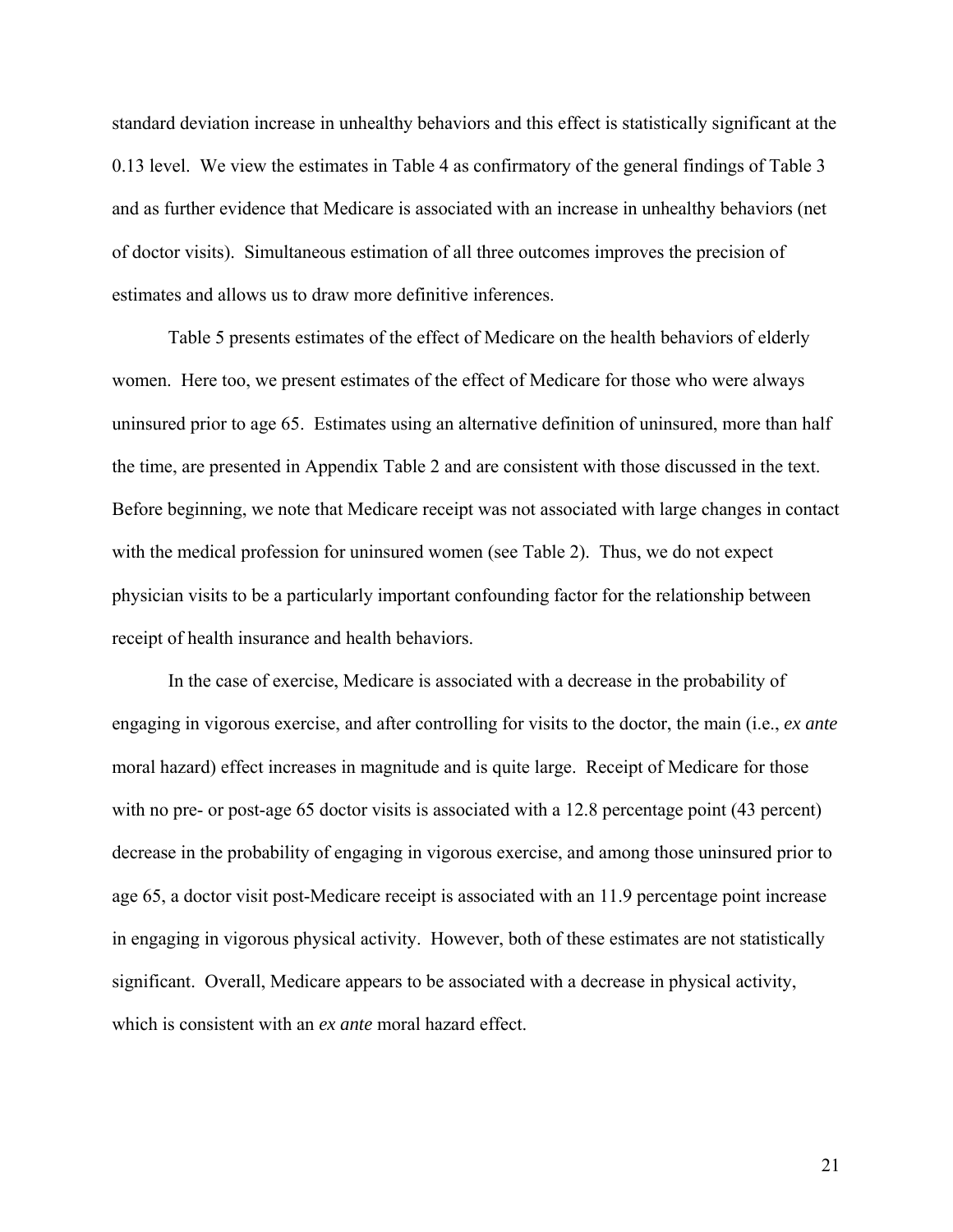standard deviation increase in unhealthy behaviors and this effect is statistically significant at the 0.13 level. We view the estimates in Table 4 as confirmatory of the general findings of Table 3 and as further evidence that Medicare is associated with an increase in unhealthy behaviors (net of doctor visits). Simultaneous estimation of all three outcomes improves the precision of estimates and allows us to draw more definitive inferences.

Table 5 presents estimates of the effect of Medicare on the health behaviors of elderly women. Here too, we present estimates of the effect of Medicare for those who were always uninsured prior to age 65. Estimates using an alternative definition of uninsured, more than half the time, are presented in Appendix Table 2 and are consistent with those discussed in the text. Before beginning, we note that Medicare receipt was not associated with large changes in contact with the medical profession for uninsured women (see Table 2). Thus, we do not expect physician visits to be a particularly important confounding factor for the relationship between receipt of health insurance and health behaviors.

In the case of exercise, Medicare is associated with a decrease in the probability of engaging in vigorous exercise, and after controlling for visits to the doctor, the main (i.e., *ex ante* moral hazard) effect increases in magnitude and is quite large. Receipt of Medicare for those with no pre- or post-age 65 doctor visits is associated with a 12.8 percentage point (43 percent) decrease in the probability of engaging in vigorous exercise, and among those uninsured prior to age 65, a doctor visit post-Medicare receipt is associated with an 11.9 percentage point increase in engaging in vigorous physical activity. However, both of these estimates are not statistically significant. Overall, Medicare appears to be associated with a decrease in physical activity, which is consistent with an *ex ante* moral hazard effect.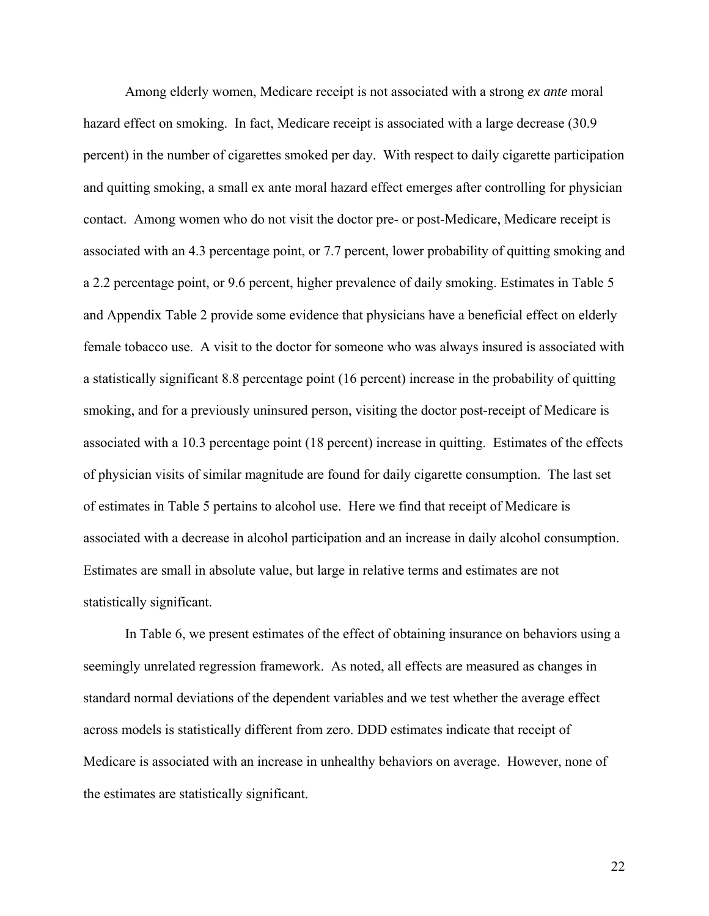Among elderly women, Medicare receipt is not associated with a strong *ex ante* moral hazard effect on smoking. In fact, Medicare receipt is associated with a large decrease (30.9 percent) in the number of cigarettes smoked per day. With respect to daily cigarette participation and quitting smoking, a small ex ante moral hazard effect emerges after controlling for physician contact. Among women who do not visit the doctor pre- or post-Medicare, Medicare receipt is associated with an 4.3 percentage point, or 7.7 percent, lower probability of quitting smoking and a 2.2 percentage point, or 9.6 percent, higher prevalence of daily smoking. Estimates in Table 5 and Appendix Table 2 provide some evidence that physicians have a beneficial effect on elderly female tobacco use. A visit to the doctor for someone who was always insured is associated with a statistically significant 8.8 percentage point (16 percent) increase in the probability of quitting smoking, and for a previously uninsured person, visiting the doctor post-receipt of Medicare is associated with a 10.3 percentage point (18 percent) increase in quitting. Estimates of the effects of physician visits of similar magnitude are found for daily cigarette consumption. The last set of estimates in Table 5 pertains to alcohol use. Here we find that receipt of Medicare is associated with a decrease in alcohol participation and an increase in daily alcohol consumption. Estimates are small in absolute value, but large in relative terms and estimates are not statistically significant.

In Table 6, we present estimates of the effect of obtaining insurance on behaviors using a seemingly unrelated regression framework. As noted, all effects are measured as changes in standard normal deviations of the dependent variables and we test whether the average effect across models is statistically different from zero. DDD estimates indicate that receipt of Medicare is associated with an increase in unhealthy behaviors on average. However, none of the estimates are statistically significant.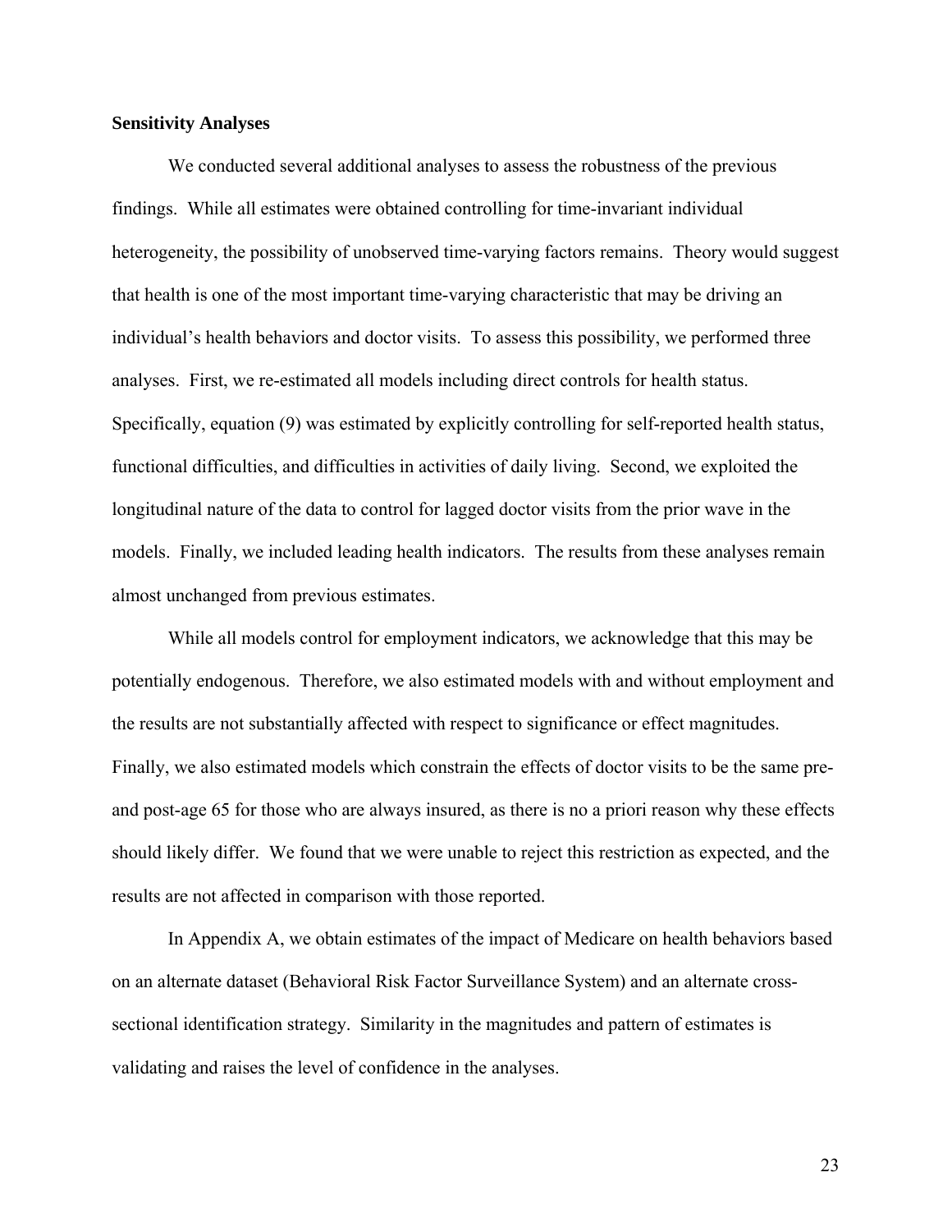**Sensitivity Analyses**

We conducted several additional analyses to assess the robustness of the previous findings. While all estimates were obtained controlling for time-invariant individual heterogeneity, the possibility of unobserved time-varying factors remains. Theory would suggest that health is one of the most important time-varying characteristic that may be driving an individual's health behaviors and doctor visits. To assess this possibility, we performed three analyses. First, we re-estimated all models including direct controls for health status. Specifically, equation (9) was estimated by explicitly controlling for self-reported health status, functional difficulties, and difficulties in activities of daily living. Second, we exploited the longitudinal nature of the data to control for lagged doctor visits from the prior wave in the models. Finally, we included leading health indicators. The results from these analyses remain almost unchanged from previous estimates.

While all models control for employment indicators, we acknowledge that this may be potentially endogenous. Therefore, we also estimated models with and without employment and the results are not substantially affected with respect to significance or effect magnitudes. Finally, we also estimated models which constrain the effects of doctor visits to be the same pre- and post-age 65 for those who are always insured, as there is no a priori reason why these effects should likely differ. We found that we were unable to reject this restriction as expected, and the results are not affected in comparison with those reported.

In Appendix A, we obtain estimates of the impact of Medicare on health behaviors based on an alternate dataset (Behavioral Risk Factor Surveillance System) and an alternate cross-sectional identification strategy. Similarity in the magnitudes and pattern of estimates is validating and raises the level of confidence in the analyses.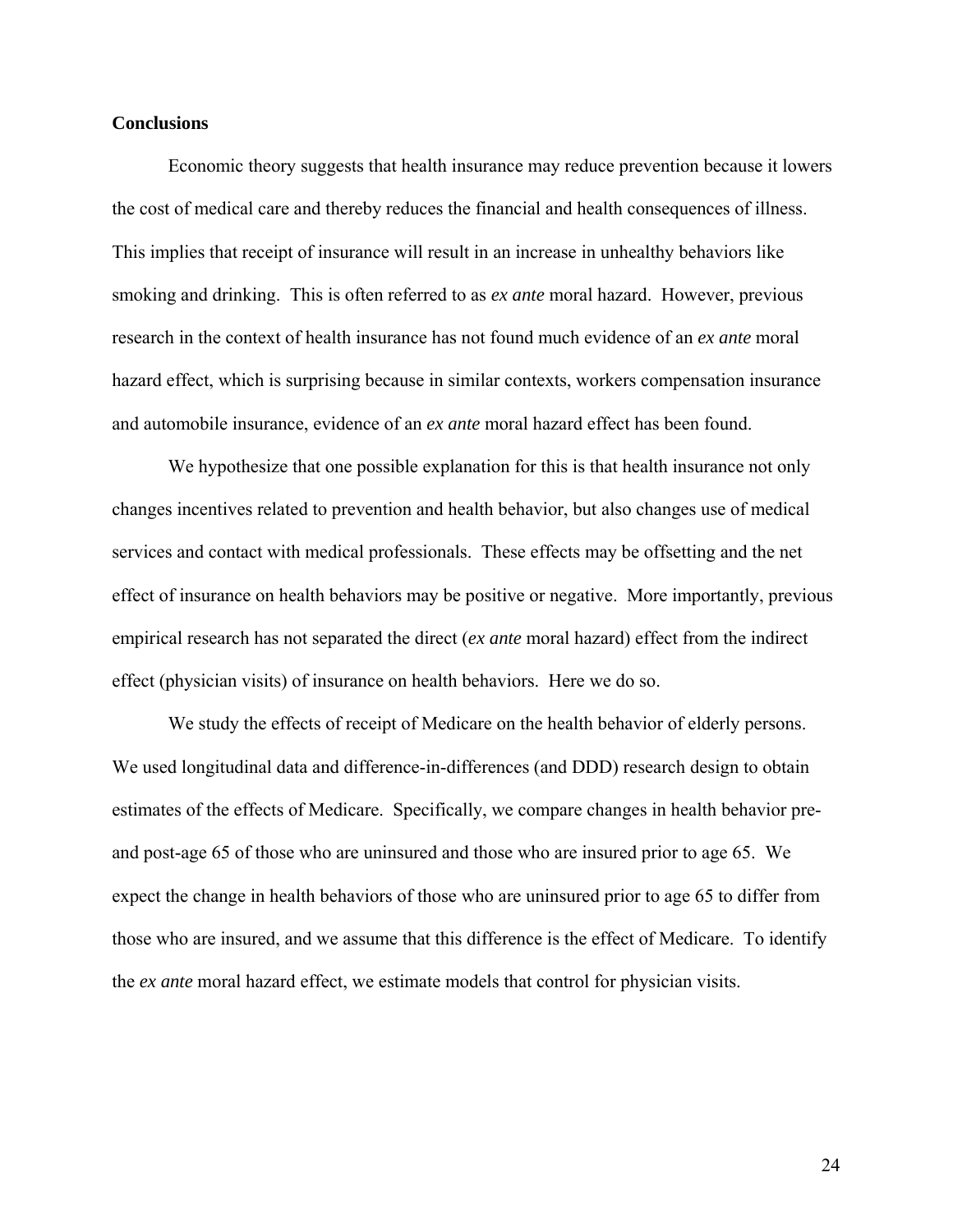**Conclusions**

Economic theory suggests that health insurance may reduce prevention because it lowers the cost of medical care and thereby reduces the financial and health consequences of illness. This implies that receipt of insurance will result in an increase in unhealthy behaviors like smoking and drinking. This is often referred to as *ex ante* moral hazard. However, previous research in the context of health insurance has not found much evidence of an *ex ante* moral hazard effect, which is surprising because in similar contexts, workers compensation insurance and automobile insurance, evidence of an *ex ante* moral hazard effect has been found.

We hypothesize that one possible explanation for this is that health insurance not only changes incentives related to prevention and health behavior, but also changes use of medical services and contact with medical professionals. These effects may be offsetting and the net effect of insurance on health behaviors may be positive or negative. More importantly, previous empirical research has not separated the direct (*ex ante* moral hazard) effect from the indirect effect (physician visits) of insurance on health behaviors. Here we do so.

We study the effects of receipt of Medicare on the health behavior of elderly persons. We used longitudinal data and difference-in-differences (and DDD) research design to obtain estimates of the effects of Medicare. Specifically, we compare changes in health behavior pre- and post-age 65 of those who are uninsured and those who are insured prior to age 65. We expect the change in health behaviors of those who are uninsured prior to age 65 to differ from those who are insured, and we assume that this difference is the effect of Medicare. To identify the *ex ante* moral hazard effect, we estimate models that control for physician visits.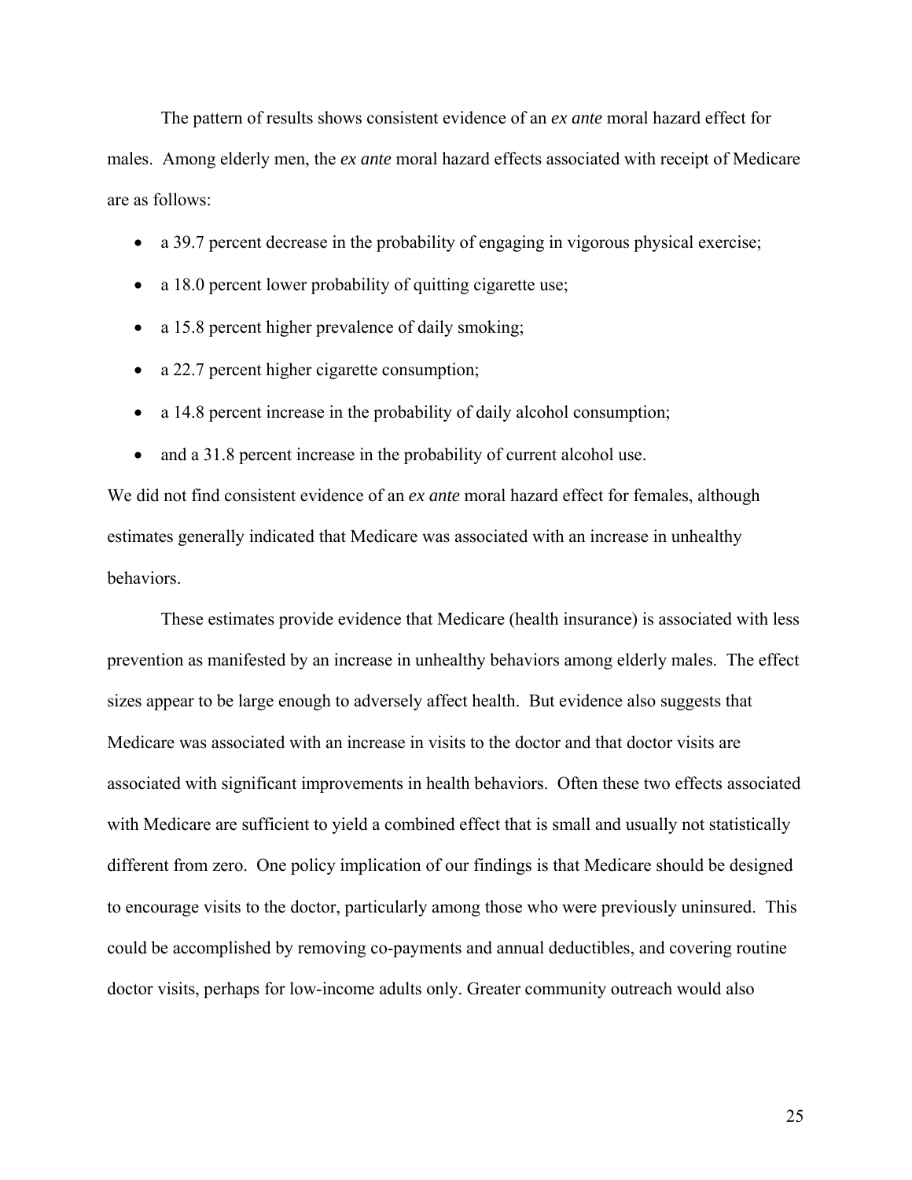The pattern of results shows consistent evidence of an *ex ante* moral hazard effect for males. Among elderly men, the *ex ante* moral hazard effects associated with receipt of Medicare are as follows:

- a 39.7 percent decrease in the probability of engaging in vigorous physical exercise;
- a 18.0 percent lower probability of quitting cigarette use;
- a 15.8 percent higher prevalence of daily smoking;
- a 22.7 percent higher cigarette consumption;
- a 14.8 percent increase in the probability of daily alcohol consumption;
- and a 31.8 percent increase in the probability of current alcohol use.

We did not find consistent evidence of an *ex ante* moral hazard effect for females, although estimates generally indicated that Medicare was associated with an increase in unhealthy behaviors.

These estimates provide evidence that Medicare (health insurance) is associated with less prevention as manifested by an increase in unhealthy behaviors among elderly males. The effect sizes appear to be large enough to adversely affect health. But evidence also suggests that Medicare was associated with an increase in visits to the doctor and that doctor visits are associated with significant improvements in health behaviors. Often these two effects associated with Medicare are sufficient to yield a combined effect that is small and usually not statistically different from zero. One policy implication of our findings is that Medicare should be designed to encourage visits to the doctor, particularly among those who were previously uninsured. This could be accomplished by removing co-payments and annual deductibles, and covering routine doctor visits, perhaps for low-income adults only. Greater community outreach would also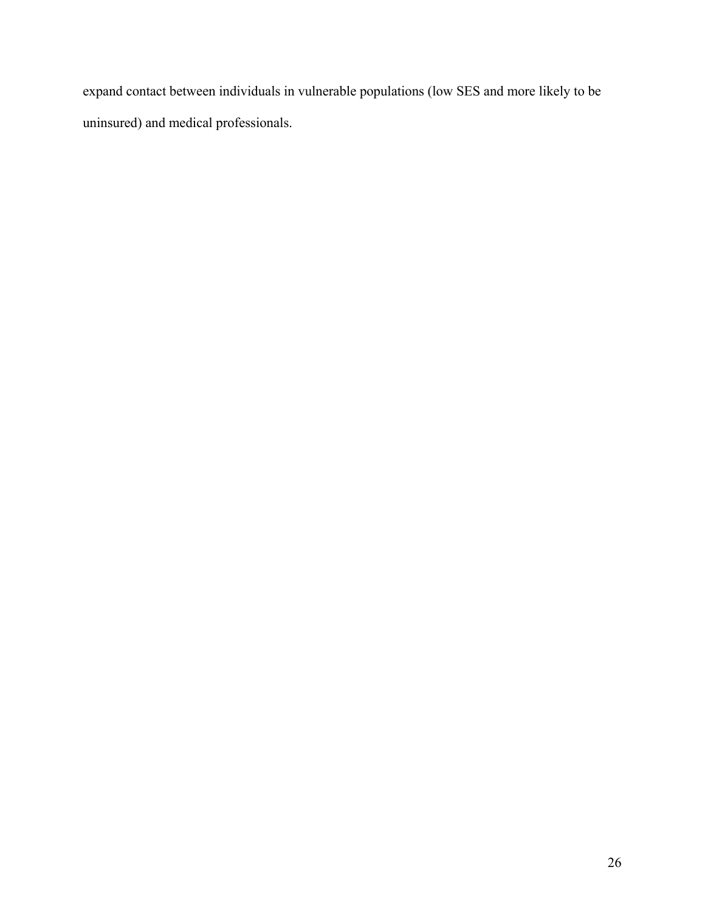expand contact between individuals in vulnerable populations (low SES and more likely to be uninsured) and medical professionals.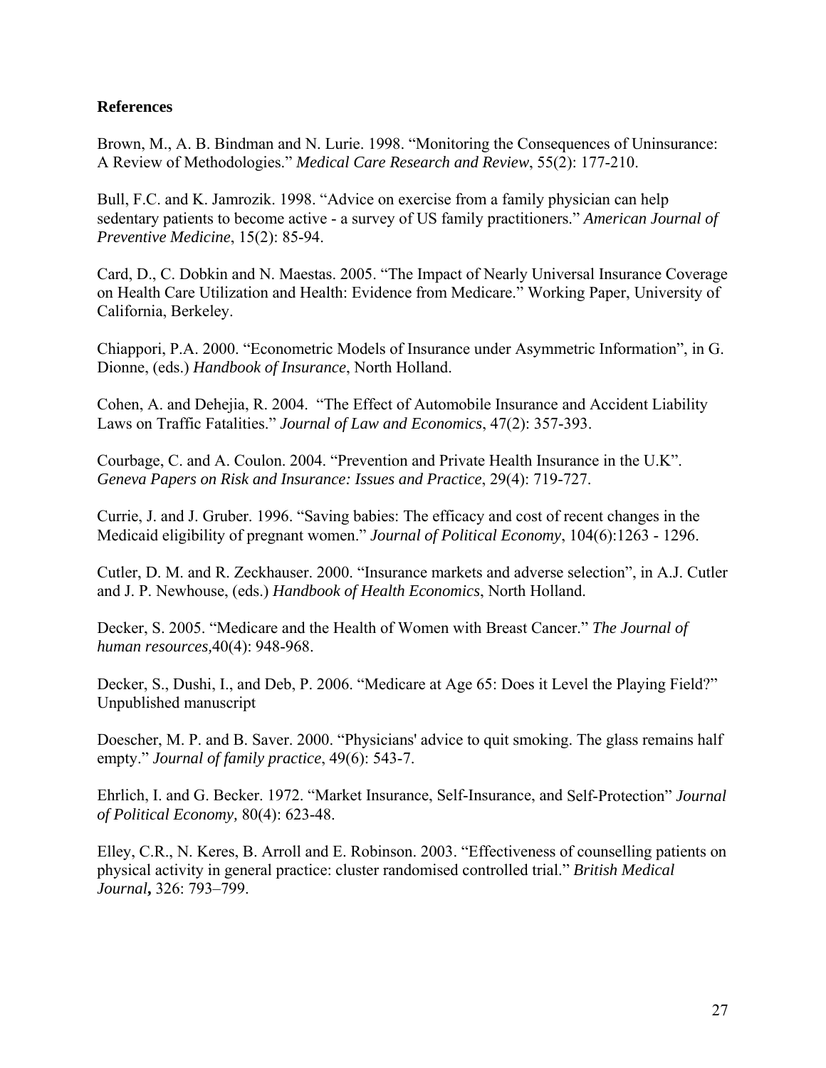**References**

Brown, M., A. B. Bindman and N. Lurie. 1998. "Monitoring the Consequences of Uninsurance: A Review of Methodologies." *Medical Care Research and Review*, 55(2): 177-210.

Bull, F.C. and K. Jamrozik. 1998. "Advice on exercise from a family physician can help sedentary patients to become active - a survey of US family practitioners." *American Journal of Preventive Medicine*, 15(2): 85-94.

Card, D., C. Dobkin and N. Maestas. 2005. "The Impact of Nearly Universal Insurance Coverage on Health Care Utilization and Health: Evidence from Medicare." Working Paper, University of California, Berkeley.

Chiappori, P.A. 2000. "Econometric Models of Insurance under Asymmetric Information", in G. Dionne, (eds.) *Handbook of Insurance*, North Holland.

Cohen, A. and Dehejia, R. 2004. "The Effect of Automobile Insurance and Accident Liability Laws on Traffic Fatalities." *Journal of Law and Economics*, 47(2): 357-393.

Courbage, C. and A. Coulon. 2004. "Prevention and Private Health Insurance in the U.K". *Geneva Papers on Risk and Insurance: Issues and Practice*, 29(4): 719-727.

Currie, J. and J. Gruber. 1996. "Saving babies: The efficacy and cost of recent changes in the Medicaid eligibility of pregnant women." *Journal of Political Economy*, 104(6):1263 - 1296.

Cutler, D. M. and R. Zeckhauser. 2000. "Insurance markets and adverse selection", in A.J. Cutler and J. P. Newhouse, (eds.) *Handbook of Health Economics*, North Holland.

Decker, S. 2005. "Medicare and the Health of Women with Breast Cancer." *The Journal of human resources*,40(4): 948-968.

Decker, S., Dushi, I., and Deb, P. 2006. "Medicare at Age 65: Does it Level the Playing Field?" Unpublished manuscript

Doescher, M. P. and B. Saver. 2000. "Physicians' advice to quit smoking. The glass remains half empty." *Journal of family practice*, 49(6): 543-7.

Ehrlich, I. and G. Becker. 1972. "Market Insurance, Self-Insurance, and Self-Protection" *Journal of Political Economy,* 80(4): 623-48.

Elley, C.R., N. Keres, B. Arroll and E. Robinson. 2003. "Effectiveness of counselling patients on physical activity in general practice: cluster randomised controlled trial." *British Medical Journal***,** 326: 793–799.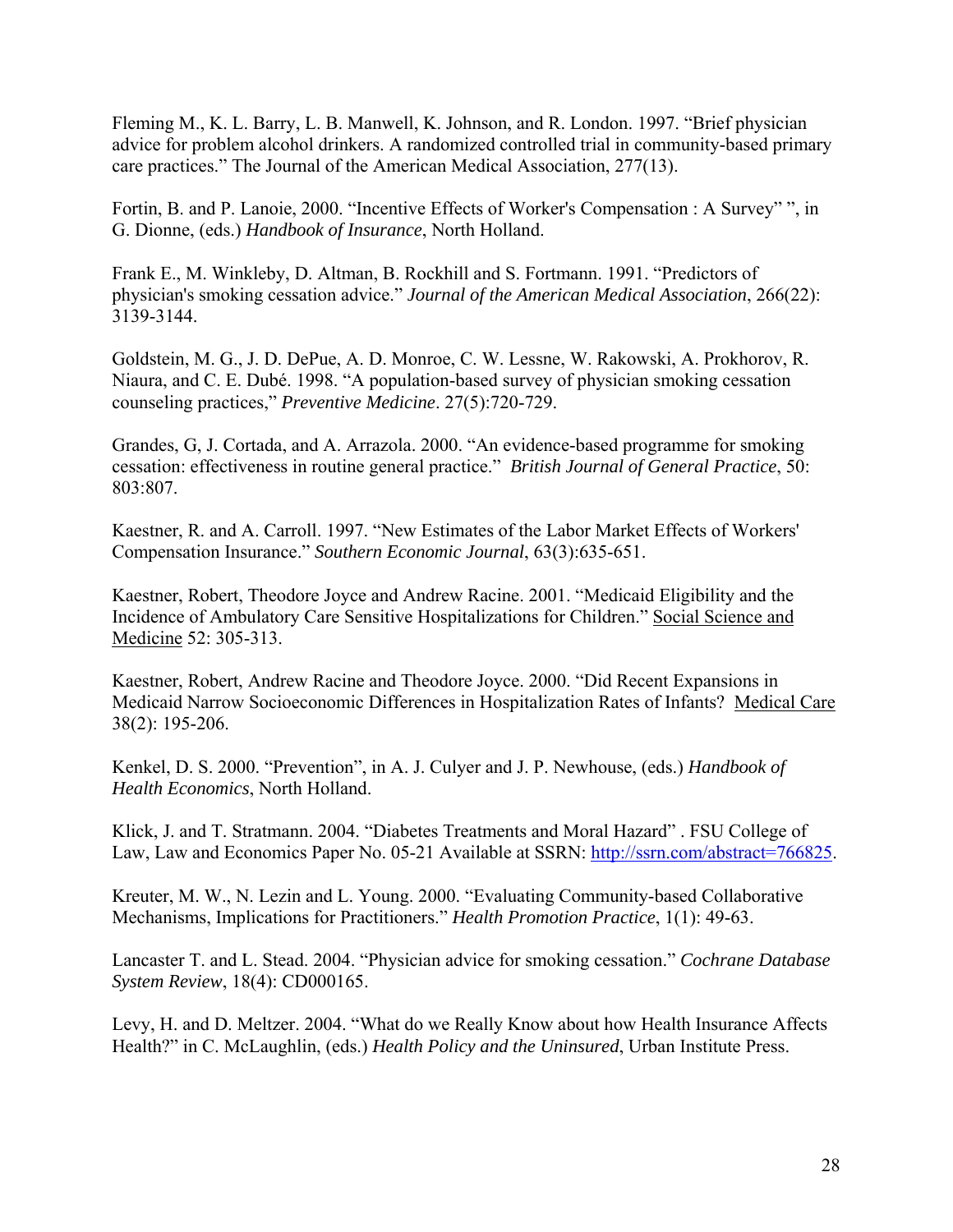Fleming M., K. L. Barry, L. B. Manwell, K. Johnson, and R. London. 1997. "Brief physician advice for problem alcohol drinkers. A randomized controlled trial in community-based primary care practices." The Journal of the American Medical Association, 277(13).

Fortin, B. and P. Lanoie, 2000. "Incentive Effects of Worker's Compensation : A Survey" ", in G. Dionne, (eds.) *Handbook of Insurance*, North Holland.

Frank E., M. Winkleby, D. Altman, B. Rockhill and S. Fortmann. 1991. "Predictors of physician's smoking cessation advice." *Journal of the American Medical Association*, 266(22): 3139-3144.

Goldstein, M. G., J. D. DePue, A. D. Monroe, C. W. Lessne, W. Rakowski, A. Prokhorov, R. Niaura, and C. E. Dubé. 1998. "A population-based survey of physician smoking cessation counseling practices," *Preventive Medicine*. 27(5):720-729.

Grandes, G, J. Cortada, and A. Arrazola. 2000. "An evidence-based programme for smoking cessation: effectiveness in routine general practice." *British Journal of General Practice*, 50: 803:807.

Kaestner, R. and A. Carroll. 1997. "New Estimates of the Labor Market Effects of Workers' Compensation Insurance." *Southern Economic Journal*, 63(3):635-651.

Kaestner, Robert, Theodore Joyce and Andrew Racine. 2001. "Medicaid Eligibility and the Incidence of Ambulatory Care Sensitive Hospitalizations for Children." Social Science and Medicine 52: 305-313.

Kaestner, Robert, Andrew Racine and Theodore Joyce. 2000. "Did Recent Expansions in Medicaid Narrow Socioeconomic Differences in Hospitalization Rates of Infants? Medical Care 38(2): 195-206.

Kenkel, D. S. 2000. "Prevention", in A. J. Culyer and J. P. Newhouse, (eds.) *Handbook of Health Economics*, North Holland.

Klick, J. and T. Stratmann. 2004. "Diabetes Treatments and Moral Hazard" . FSU College of Law, Law and Economics Paper No. 05-21 Available at SSRN: http://ssrn.com/abstract=766825.

Kreuter, M. W., N. Lezin and L. Young. 2000. "Evaluating Community-based Collaborative Mechanisms, Implications for Practitioners." *Health Promotion Practice*, 1(1): 49-63.

Lancaster T. and L. Stead. 2004. "Physician advice for smoking cessation." *Cochrane Database System Review*, 18(4): CD000165.

Levy, H. and D. Meltzer. 2004. "What do we Really Know about how Health Insurance Affects Health?" in C. McLaughlin, (eds.) *Health Policy and the Uninsured*, Urban Institute Press.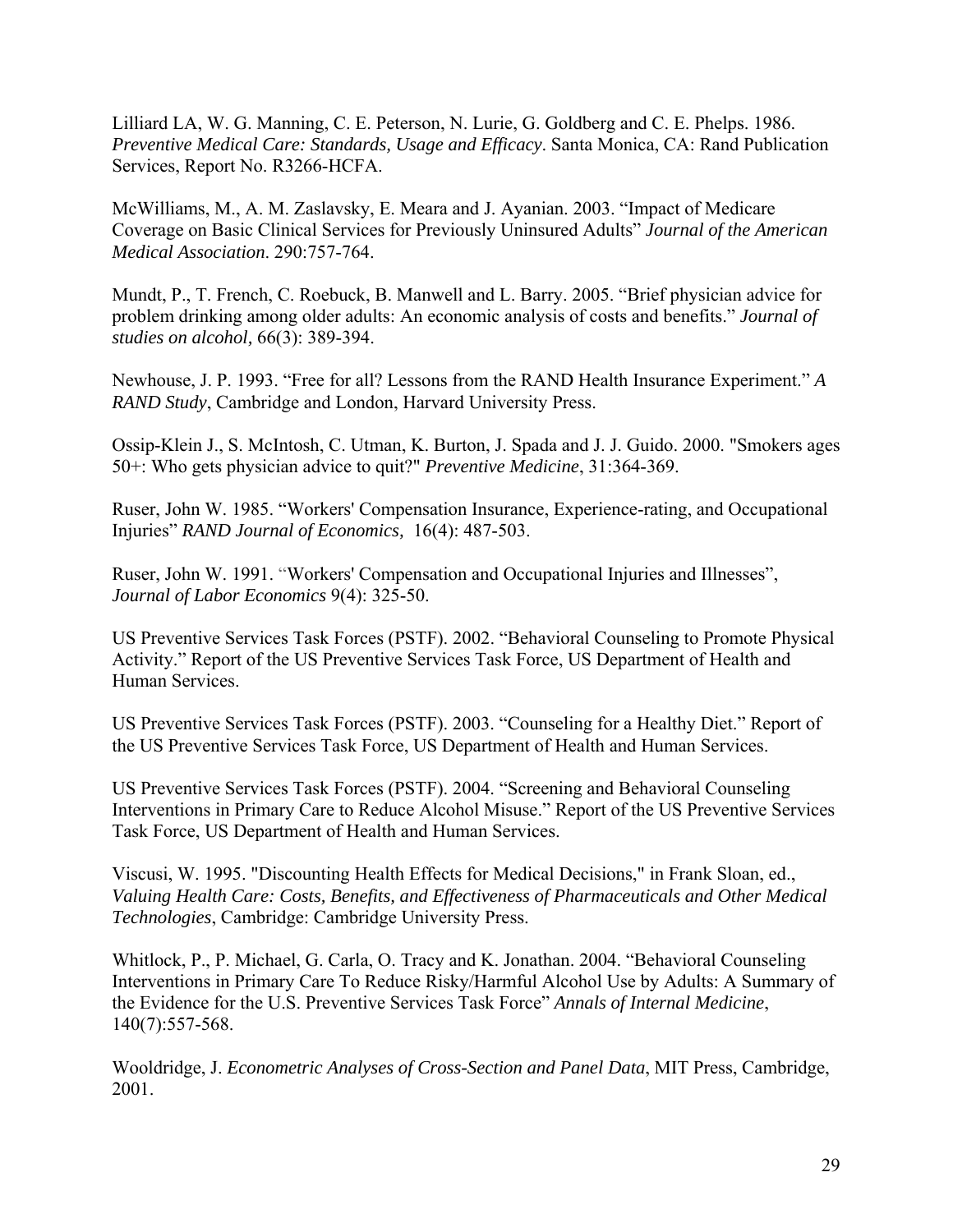Lilliard LA, W. G. Manning, C. E. Peterson, N. Lurie, G. Goldberg and C. E. Phelps. 1986. *Preventive Medical Care: Standards, Usage and Efficacy*. Santa Monica, CA: Rand Publication Services, Report No. R3266-HCFA.

McWilliams, M., A. M. Zaslavsky, E. Meara and J. Ayanian. 2003. "Impact of Medicare Coverage on Basic Clinical Services for Previously Uninsured Adults" *Journal of the American Medical Association*. 290:757-764.

Mundt, P., T. French, C. Roebuck, B. Manwell and L. Barry. 2005. "Brief physician advice for problem drinking among older adults: An economic analysis of costs and benefits." *Journal of studies on alcohol,* 66(3): 389-394.

Newhouse, J. P. 1993. "Free for all? Lessons from the RAND Health Insurance Experiment." *A RAND Study*, Cambridge and London, Harvard University Press.

Ossip-Klein J., S. McIntosh, C. Utman, K. Burton, J. Spada and J. J. Guido. 2000. "Smokers ages 50+: Who gets physician advice to quit?" *Preventive Medicine*, 31:364-369.

Ruser, John W. 1985. "Workers' Compensation Insurance, Experience-rating, and Occupational Injuries" *RAND Journal of Economics,* 16(4): 487-503.

Ruser, John W. 1991. "Workers' Compensation and Occupational Injuries and Illnesses", *Journal of Labor Economics* 9(4): 325-50.

US Preventive Services Task Forces (PSTF). 2002. "Behavioral Counseling to Promote Physical Activity." Report of the US Preventive Services Task Force, US Department of Health and Human Services.

US Preventive Services Task Forces (PSTF). 2003. "Counseling for a Healthy Diet." Report of the US Preventive Services Task Force, US Department of Health and Human Services.

US Preventive Services Task Forces (PSTF). 2004. "Screening and Behavioral Counseling Interventions in Primary Care to Reduce Alcohol Misuse." Report of the US Preventive Services Task Force, US Department of Health and Human Services.

Viscusi, W. 1995. "Discounting Health Effects for Medical Decisions," in Frank Sloan, ed., *Valuing Health Care: Costs, Benefits, and Effectiveness of Pharmaceuticals and Other Medical Technologies*, Cambridge: Cambridge University Press.

Whitlock, P., P. Michael, G. Carla, O. Tracy and K. Jonathan. 2004. "Behavioral Counseling Interventions in Primary Care To Reduce Risky/Harmful Alcohol Use by Adults: A Summary of the Evidence for the U.S. Preventive Services Task Force" *Annals of Internal Medicine*, 140(7):557-568.

Wooldridge, J. *Econometric Analyses of Cross-Section and Panel Data*, MIT Press, Cambridge, 2001.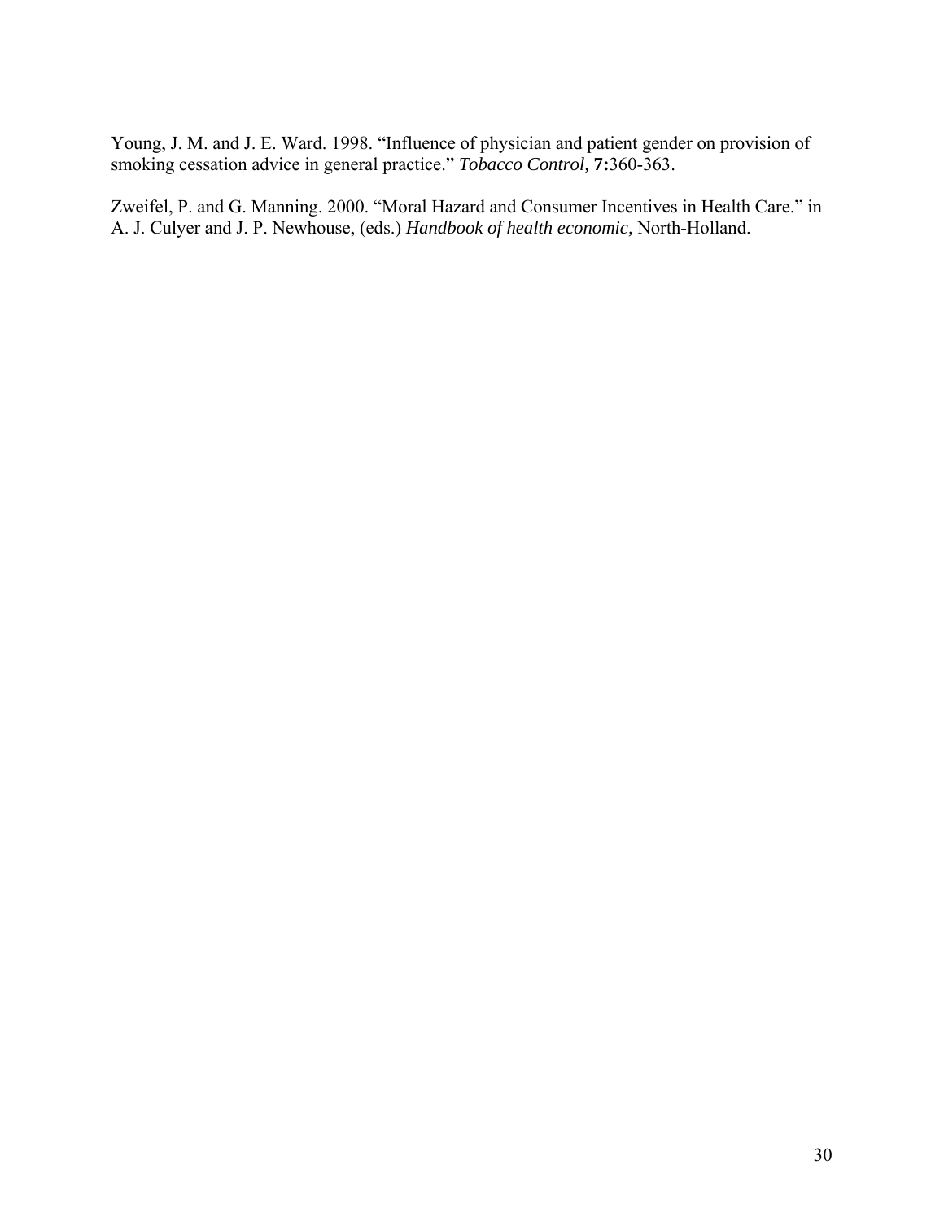Young, J. M. and J. E. Ward. 1998. "Influence of physician and patient gender on provision of smoking cessation advice in general practice." *Tobacco Control,* **7:**360-363.

Zweifel, P. and G. Manning. 2000. "Moral Hazard and Consumer Incentives in Health Care." in A. J. Culyer and J. P. Newhouse, (eds.) *Handbook of health economic,* North-Holland.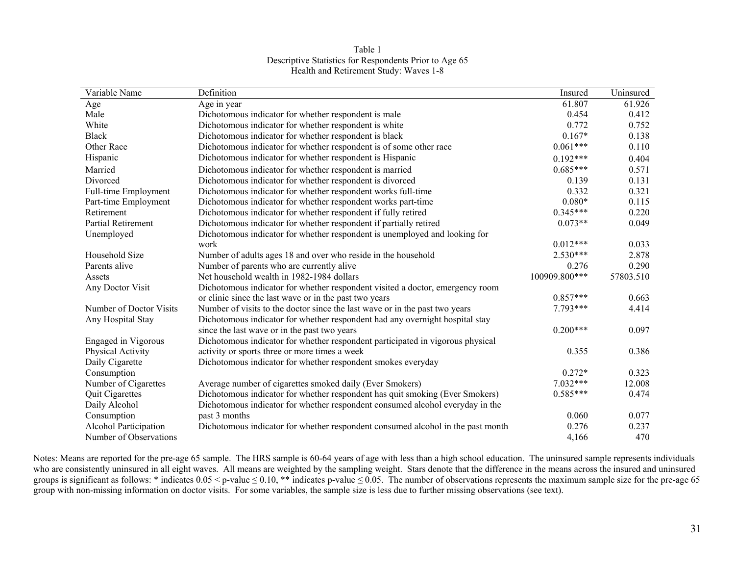Table 1
Descriptive Statistics for Respondents Prior to Age 65
Health and Retirement Study: Waves 1-8

| Variable Name | Definition | Insured | Uninsured |
|---|---|---|---|
| Age | Age in year | 61.807 | 61.926 |
| Male | Dichotomous indicator for whether respondent is male | 0.454 | 0.412 |
| White | Dichotomous indicator for whether respondent is white | 0.772 | 0.752 |
| Black | Dichotomous indicator for whether respondent is black | 0.167* | 0.138 |
| Other Race | Dichotomous indicator for whether respondent is of some other race | 0.061*** | 0.110 |
| Hispanic | Dichotomous indicator for whether respondent is Hispanic | 0.192*** | 0.404 |
| Married | Dichotomous indicator for whether respondent is married | 0.685*** | 0.571 |
| Divorced | Dichotomous indicator for whether respondent is divorced | 0.139 | 0.131 |
| Full-time Employment | Dichotomous indicator for whether respondent works full-time | 0.332 | 0.321 |
| Part-time Employment | Dichotomous indicator for whether respondent works part-time | 0.080* | 0.115 |
| Retirement | Dichotomous indicator for whether respondent if fully retired | 0.345*** | 0.220 |
| Partial Retirement | Dichotomous indicator for whether respondent if partially retired | 0.073** | 0.049 |
| Unemployed | Dichotomous indicator for whether respondent is unemployed and looking for work | 0.012*** | 0.033 |
| Household Size | Number of adults ages 18 and over who reside in the household | 2.530*** | 2.878 |
| Parents alive | Number of parents who are currently alive | 0.276 | 0.290 |
| Assets | Net household wealth in 1982-1984 dollars | 100909.800*** | 57803.510 |
| Any Doctor Visit | Dichotomous indicator for whether respondent visited a doctor, emergency room or clinic since the last wave or in the past two years | 0.857*** | 0.663 |
| Number of Doctor Visits | Number of visits to the doctor since the last wave or in the past two years | 7.793*** | 4.414 |
| Any Hospital Stay | Dichotomous indicator for whether respondent had any overnight hospital stay since the last wave or in the past two years | 0.200*** | 0.097 |
| Engaged in Vigorous Physical Activity | Dichotomous indicator for whether respondent participated in vigorous physical activity or sports three or more times a week | 0.355 | 0.386 |
| Daily Cigarette Consumption | Dichotomous indicator for whether respondent smokes everyday | 0.272* | 0.323 |
| Number of Cigarettes | Average number of cigarettes smoked daily (Ever Smokers) | 7.032*** | 12.008 |
| Quit Cigarettes | Dichotomous indicator for whether respondent has quit smoking (Ever Smokers) | 0.585*** | 0.474 |
| Daily Alcohol Consumption | Dichotomous indicator for whether respondent consumed alcohol everyday in the past 3 months | 0.060 | 0.077 |
| Alcohol Participation | Dichotomous indicator for whether respondent consumed alcohol in the past month | 0.276 | 0.237 |
| Number of Observations | | 4,166 | 470 |

Notes: Means are reported for the pre-age 65 sample. The HRS sample is 60-64 years of age with less than a high school education. The uninsured sample represents individuals who are consistently uninsured in all eight waves. All means are weighted by the sampling weight. Stars denote that the difference in the means across the insured and uninsured groups is significant as follows: * indicates $0.05 < \text{p-value} \leq 0.10$, ** indicates $\text{p-value} \leq 0.05$. The number of observations represents the maximum sample size for the pre-age 65 group with non-missing information on doctor visits. For some variables, the sample size is less due to further missing observations (see text).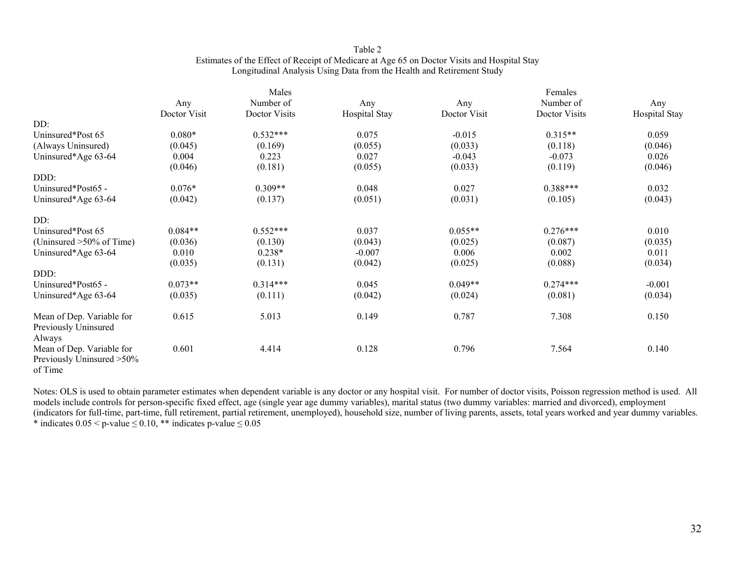Table 2
Estimates of the Effect of Receipt of Medicare at Age 65 on Doctor Visits and Hospital Stay
Longitudinal Analysis Using Data from the Health and Retirement Study

| | Males | | | Females | | |
|---|---|---|---|---|---|---|
| | Any Doctor Visit | Number of Doctor Visits | Any Hospital Stay | Any Doctor Visit | Number of Doctor Visits | Any Hospital Stay |
| DD: | | | | | | |
| Uninsured*Post 65 | 0.080* | 0.532*** | 0.075 | -0.015 | 0.315** | 0.059 |
| (Always Uninsured) | (0.045) | (0.169) | (0.055) | (0.033) | (0.118) | (0.046) |
| Uninsured*Age 63-64 | 0.004 | 0.223 | 0.027 | -0.043 | -0.073 | 0.026 |
| | (0.046) | (0.181) | (0.055) | (0.033) | (0.119) | (0.046) |
| DDD: | | | | | | |
| Uninsured*Post65 - | 0.076* | 0.309** | 0.048 | 0.027 | 0.388*** | 0.032 |
| Uninsured*Age 63-64 | (0.042) | (0.137) | (0.051) | (0.031) | (0.105) | (0.043) |
| DD: | | | | | | |
| Uninsured*Post 65 | 0.084** | 0.552*** | 0.037 | 0.055** | 0.276*** | 0.010 |
| (Uninsured >50% of Time) | (0.036) | (0.130) | (0.043) | (0.025) | (0.087) | (0.035) |
| Uninsured*Age 63-64 | 0.010 | 0.238* | -0.007 | 0.006 | 0.002 | 0.011 |
| | (0.035) | (0.131) | (0.042) | (0.025) | (0.088) | (0.034) |
| DDD: | | | | | | |
| Uninsured*Post65 - | 0.073** | 0.314*** | 0.045 | 0.049** | 0.274*** | -0.001 |
| Uninsured*Age 63-64 | (0.035) | (0.111) | (0.042) | (0.024) | (0.081) | (0.034) |
| Mean of Dep. Variable for Previously Uninsured Always | 0.615 | 5.013 | 0.149 | 0.787 | 7.308 | 0.150 |
| Mean of Dep. Variable for Previously Uninsured >50% of Time | 0.601 | 4.414 | 0.128 | 0.796 | 7.564 | 0.140 |

Notes: OLS is used to obtain parameter estimates when dependent variable is any doctor or any hospital visit. For number of doctor visits, Poisson regression method is used. All models include controls for person-specific fixed effect, age (single year age dummy variables), marital status (two dummy variables: married and divorced), employment (indicators for full-time, part-time, full retirement, partial retirement, unemployed), household size, number of living parents, assets, total years worked and year dummy variables.
* indicates $0.05 < \text{p-value} \leq 0.10$, ** indicates $\text{p-value} \leq 0.05$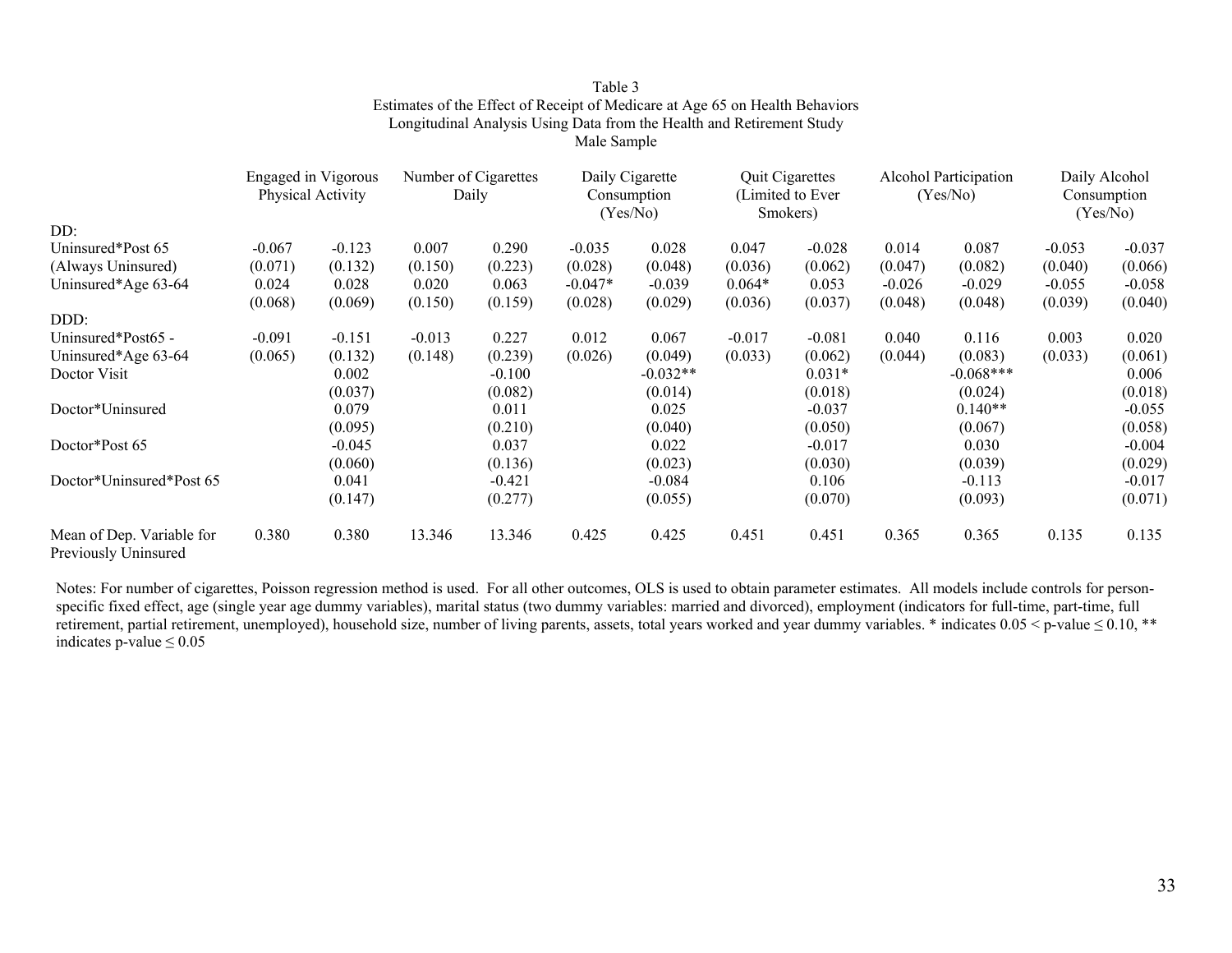Table 3
Estimates of the Effect of Receipt of Medicare at Age 65 on Health Behaviors
Longitudinal Analysis Using Data from the Health and Retirement Study
Male Sample

| | Engaged in Vigorous Physical Activity | | Number of Cigarettes Daily | | Daily Cigarette Consumption (Yes/No) | | Quit Cigarettes (Limited to Ever Smokers) | | Alcohol Participation (Yes/No) | | Daily Alcohol Consumption (Yes/No) | |
|---|---|---|---|---|---|---|---|---|---|---|---|---|
| DD: | | | | | | | | | | | | |
| Uninsured*Post 65 | -0.067 | -0.123 | 0.007 | 0.290 | -0.035 | 0.028 | 0.047 | -0.028 | 0.014 | 0.087 | -0.053 | -0.037 |
| (Always Uninsured) | (0.071) | (0.132) | (0.150) | (0.223) | (0.028) | (0.048) | (0.036) | (0.062) | (0.047) | (0.082) | (0.040) | (0.066) |
| Uninsured*Age 63-64 | 0.024 | 0.028 | 0.020 | 0.063 | -0.047* | -0.039 | 0.064* | 0.053 | -0.026 | -0.029 | -0.055 | -0.058 |
| | (0.068) | (0.069) | (0.150) | (0.159) | (0.028) | (0.029) | (0.036) | (0.037) | (0.048) | (0.048) | (0.039) | (0.040) |
| DDD: | | | | | | | | | | | | |
| Uninsured*Post65 - | -0.091 | -0.151 | -0.013 | 0.227 | 0.012 | 0.067 | -0.017 | -0.081 | 0.040 | 0.116 | 0.003 | 0.020 |
| Uninsured*Age 63-64 | (0.065) | (0.132) | (0.148) | (0.239) | (0.026) | (0.049) | (0.033) | (0.062) | (0.044) | (0.083) | (0.033) | (0.061) |
| Doctor Visit | | 0.002 | | -0.100 | | -0.032** | | 0.031* | | -0.068*** | | 0.006 |
| | | (0.037) | | (0.082) | | (0.014) | | (0.018) | | (0.024) | | (0.018) |
| Doctor*Uninsured | | 0.079 | | 0.011 | | 0.025 | | -0.037 | | 0.140** | | -0.055 |
| | | (0.095) | | (0.210) | | (0.040) | | (0.050) | | (0.067) | | (0.058) |
| Doctor*Post 65 | | -0.045 | | 0.037 | | 0.022 | | -0.017 | | 0.030 | | -0.004 |
| | | (0.060) | | (0.136) | | (0.023) | | (0.030) | | (0.039) | | (0.029) |
| Doctor*Uninsured*Post 65 | | 0.041 | | -0.421 | | -0.084 | | 0.106 | | -0.113 | | -0.017 |
| | | (0.147) | | (0.277) | | (0.055) | | (0.070) | | (0.093) | | (0.071) |
| Mean of Dep. Variable for Previously Uninsured | 0.380 | 0.380 | 13.346 | 13.346 | 0.425 | 0.425 | 0.451 | 0.451 | 0.365 | 0.365 | 0.135 | 0.135 |

Notes: For number of cigarettes, Poisson regression method is used. For all other outcomes, OLS is used to obtain parameter estimates. All models include controls for person-specific fixed effect, age (single year age dummy variables), marital status (two dummy variables: married and divorced), employment (indicators for full-time, part-time, full retirement, partial retirement, unemployed), household size, number of living parents, assets, total years worked and year dummy variables. * indicates 0.05 < p-value ≤ 0.10, ** indicates p-value ≤ 0.05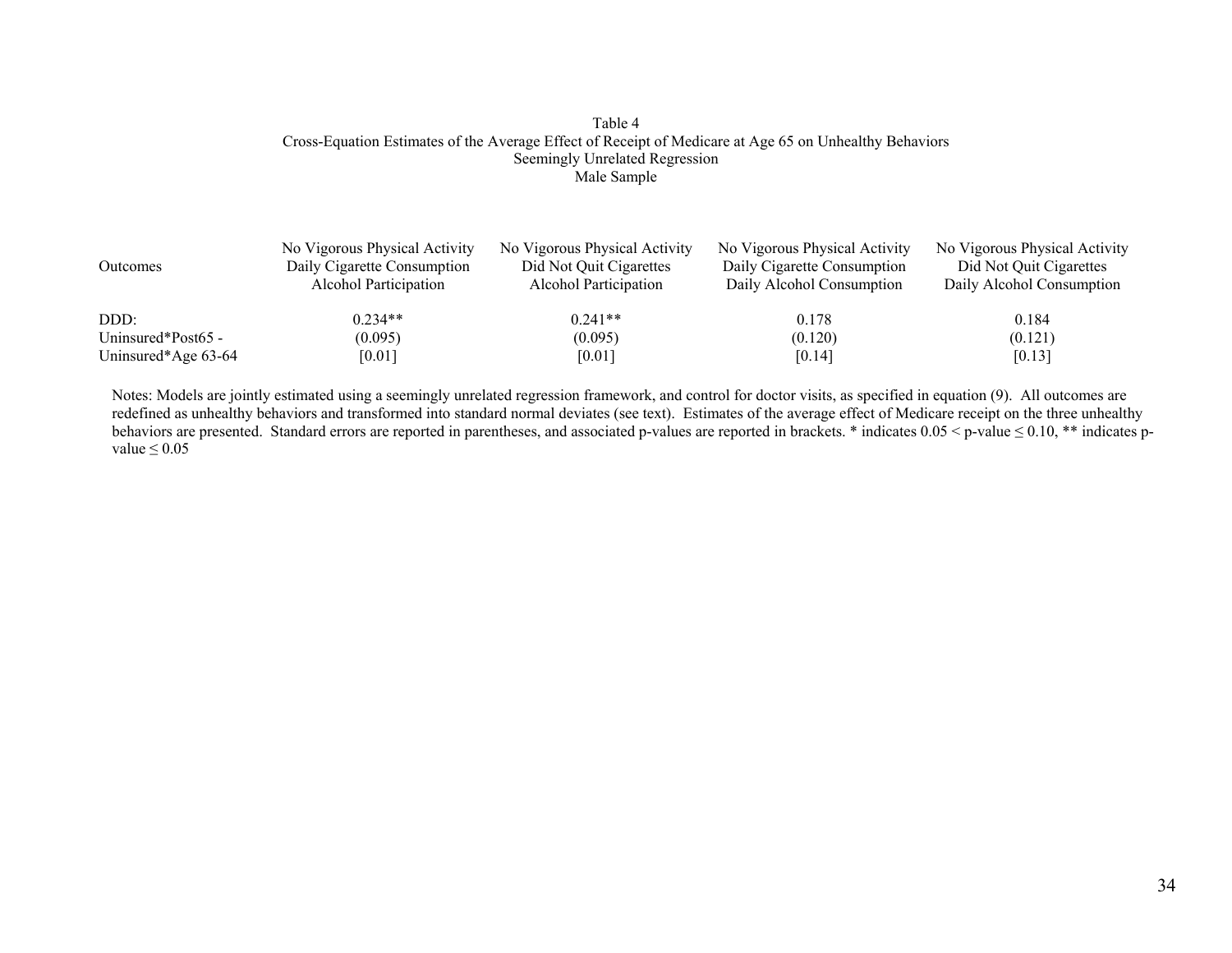Table 4
Cross-Equation Estimates of the Average Effect of Receipt of Medicare at Age 65 on Unhealthy Behaviors
Seemingly Unrelated Regression
Male Sample

| Outcomes | No Vigorous Physical Activity<br>Daily Cigarette Consumption<br>Alcohol Participation | No Vigorous Physical Activity<br>Did Not Quit Cigarettes<br>Alcohol Participation | No Vigorous Physical Activity<br>Daily Cigarette Consumption<br>Daily Alcohol Consumption | No Vigorous Physical Activity<br>Did Not Quit Cigarettes<br>Daily Alcohol Consumption |
|---|---|---|---|---|
| DDD: | 0.234** | 0.241** | 0.178 | 0.184 |
| Uninsured*Post65 - | (0.095) | (0.095) | (0.120) | (0.121) |
| Uninsured*Age 63-64 | [0.01] | [0.01] | [0.14] | [0.13] |

Notes: Models are jointly estimated using a seemingly unrelated regression framework, and control for doctor visits, as specified in equation (9). All outcomes are redefined as unhealthy behaviors and transformed into standard normal deviates (see text). Estimates of the average effect of Medicare receipt on the three unhealthy behaviors are presented. Standard errors are reported in parentheses, and associated p-values are reported in brackets. * indicates $0.05 <$ p-value $\leq 0.10$, ** indicates p-value $\leq 0.05$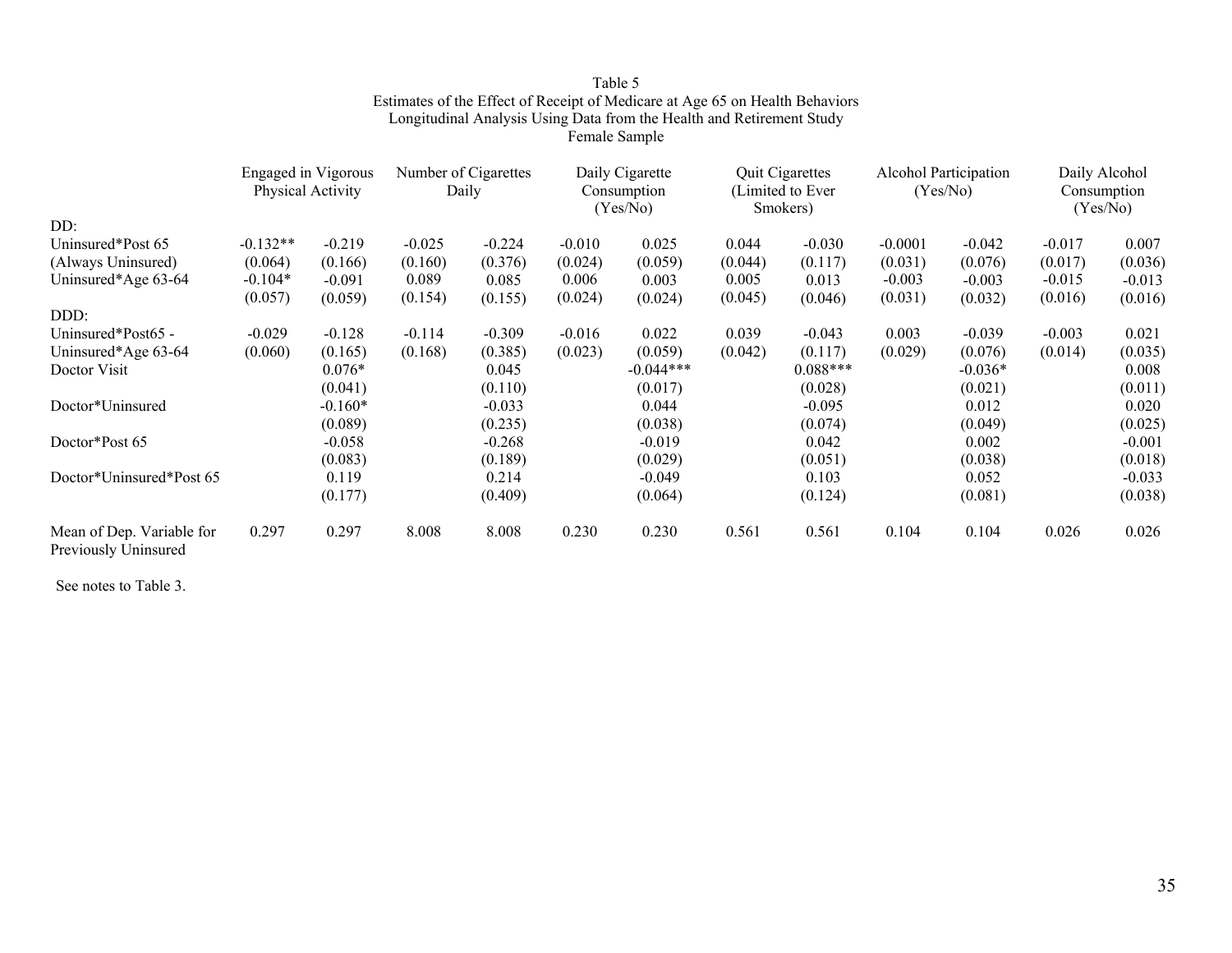Table 5
Estimates of the Effect of Receipt of Medicare at Age 65 on Health Behaviors
Longitudinal Analysis Using Data from the Health and Retirement Study
Female Sample

| | Engaged in Vigorous Physical Activity | | Number of Cigarettes Daily | | Daily Cigarette Consumption (Yes/No) | | Quit Cigarettes (Limited to Ever Smokers) | | Alcohol Participation (Yes/No) | | Daily Alcohol Consumption (Yes/No) | |
|---|---|---|---|---|---|---|---|---|---|---|---|---|
| DD: | | | | | | | | | | | | |
| Uninsured*Post 65 | -0.132** | -0.219 | -0.025 | -0.224 | -0.010 | 0.025 | 0.044 | -0.030 | -0.0001 | -0.042 | -0.017 | 0.007 |
| (Always Uninsured) | (0.064) | (0.166) | (0.160) | (0.376) | (0.024) | (0.059) | (0.044) | (0.117) | (0.031) | (0.076) | (0.017) | (0.036) |
| Uninsured*Age 63-64 | -0.104* | -0.091 | 0.089 | 0.085 | 0.006 | 0.003 | 0.005 | 0.013 | -0.003 | -0.003 | -0.015 | -0.013 |
| | (0.057) | (0.059) | (0.154) | (0.155) | (0.024) | (0.024) | (0.045) | (0.046) | (0.031) | (0.032) | (0.016) | (0.016) |
| DDD: | | | | | | | | | | | | |
| Uninsured*Post65 - | -0.029 | -0.128 | -0.114 | -0.309 | -0.016 | 0.022 | 0.039 | -0.043 | 0.003 | -0.039 | -0.003 | 0.021 |
| Uninsured*Age 63-64 | (0.060) | (0.165) | (0.168) | (0.385) | (0.023) | (0.059) | (0.042) | (0.117) | (0.029) | (0.076) | (0.014) | (0.035) |
| Doctor Visit | | 0.076* | | 0.045 | | -0.044*** | | 0.088*** | | -0.036* | | 0.008 |
| | | (0.041) | | (0.110) | | (0.017) | | (0.028) | | (0.021) | | (0.011) |
| Doctor*Uninsured | | -0.160* | | -0.033 | | 0.044 | | -0.095 | | 0.012 | | 0.020 |
| | | (0.089) | | (0.235) | | (0.038) | | (0.074) | | (0.049) | | (0.025) |
| Doctor*Post 65 | | -0.058 | | -0.268 | | -0.019 | | 0.042 | | 0.002 | | -0.001 |
| | | (0.083) | | (0.189) | | (0.029) | | (0.051) | | (0.038) | | (0.018) |
| Doctor*Uninsured*Post 65 | | 0.119 | | 0.214 | | -0.049 | | 0.103 | | 0.052 | | -0.033 |
| | | (0.177) | | (0.409) | | (0.064) | | (0.124) | | (0.081) | | (0.038) |
| Mean of Dep. Variable for Previously Uninsured | 0.297 | 0.297 | 8.008 | 8.008 | 0.230 | 0.230 | 0.561 | 0.561 | 0.104 | 0.104 | 0.026 | 0.026 |

See notes to Table 3.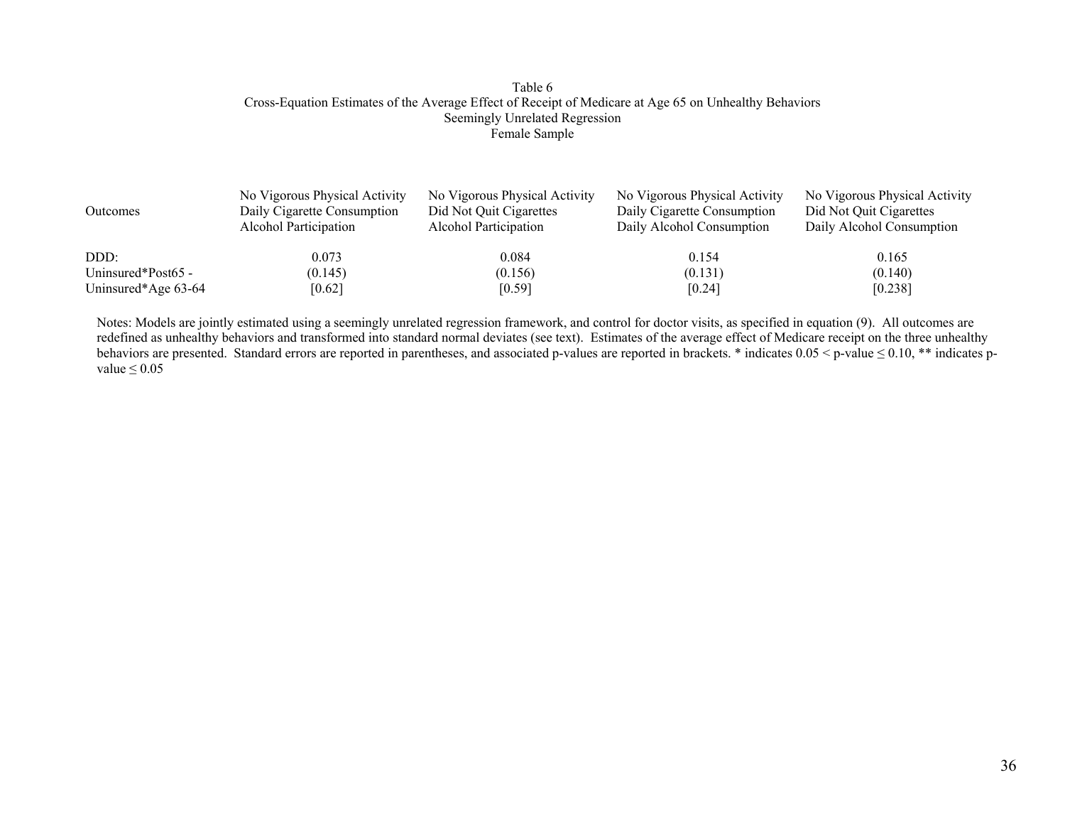Table 6
Cross-Equation Estimates of the Average Effect of Receipt of Medicare at Age 65 on Unhealthy Behaviors
Seemingly Unrelated Regression
Female Sample

| Outcomes | No Vigorous Physical Activity<br>Daily Cigarette Consumption<br>Alcohol Participation | No Vigorous Physical Activity<br>Did Not Quit Cigarettes<br>Alcohol Participation | No Vigorous Physical Activity<br>Daily Cigarette Consumption<br>Daily Alcohol Consumption | No Vigorous Physical Activity<br>Did Not Quit Cigarettes<br>Daily Alcohol Consumption |
|---|---|---|---|---|
| DDD:<br>Uninsured*Post65 -<br>Uninsured*Age 63-64 | 0.073<br>(0.145)<br>[0.62] | 0.084<br>(0.156)<br>[0.59] | 0.154<br>(0.131)<br>[0.24] | 0.165<br>(0.140)<br>[0.238] |

Notes: Models are jointly estimated using a seemingly unrelated regression framework, and control for doctor visits, as specified in equation (9). All outcomes are redefined as unhealthy behaviors and transformed into standard normal deviates (see text). Estimates of the average effect of Medicare receipt on the three unhealthy behaviors are presented. Standard errors are reported in parentheses, and associated p-values are reported in brackets. * indicates $0.05 < \text{p-value} \leq 0.10$, ** indicates $\text{p-value} \leq 0.05$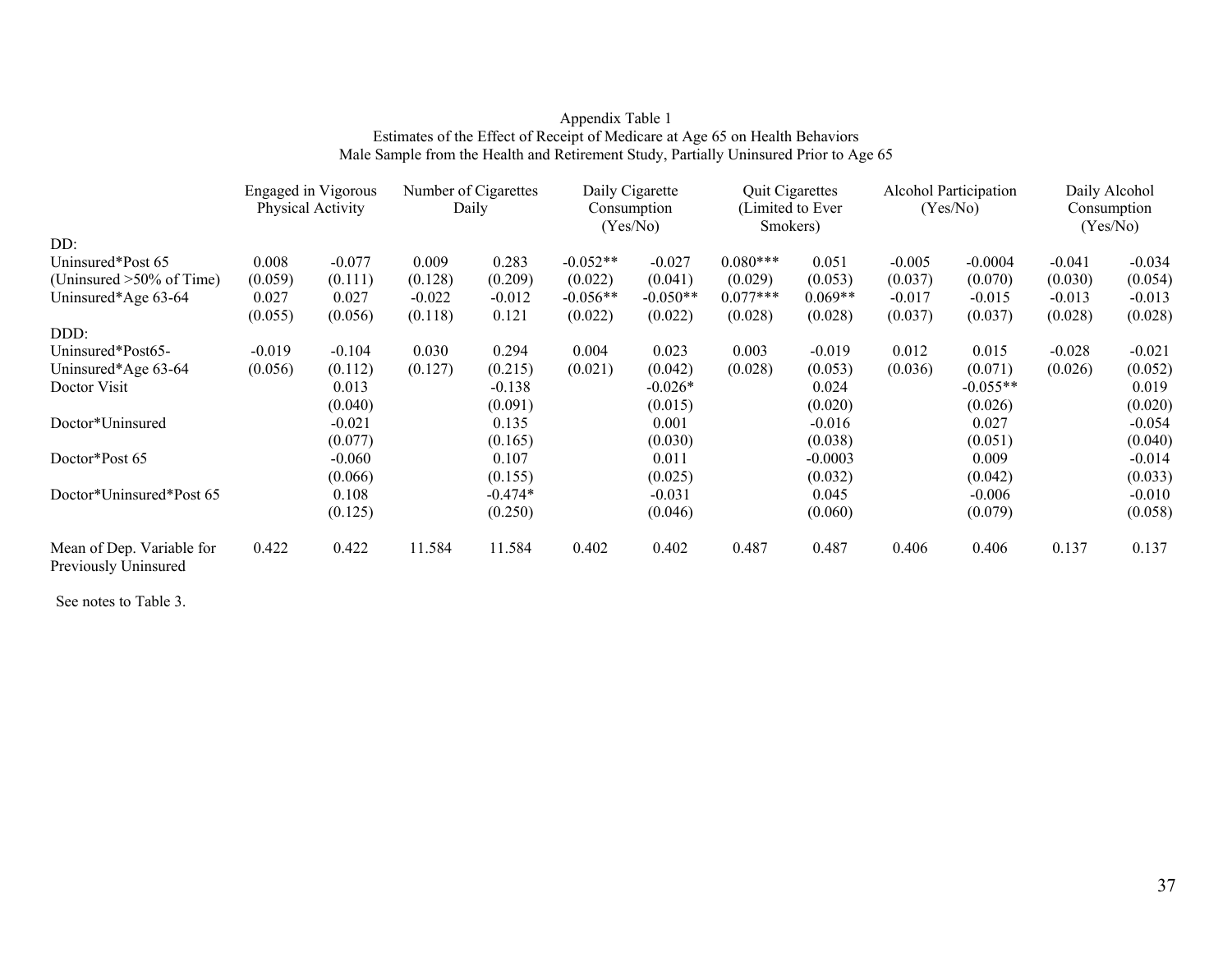Appendix Table 1
Estimates of the Effect of Receipt of Medicare at Age 65 on Health Behaviors
Male Sample from the Health and Retirement Study, Partially Uninsured Prior to Age 65

| | Engaged in Vigorous Physical Activity | | Number of Cigarettes Daily | | Daily Cigarette Consumption (Yes/No) | | Quit Cigarettes (Limited to Ever Smokers) | | Alcohol Participation (Yes/No) | | Daily Alcohol Consumption (Yes/No) | |
|---|---|---|---|---|---|---|---|---|---|---|---|---|
| DD: | | | | | | | | | | | | |
| Uninsured*Post 65 | 0.008 | -0.077 | 0.009 | 0.283 | -0.052** | -0.027 | 0.080*** | 0.051 | -0.005 | -0.0004 | -0.041 | -0.034 |
| (Uninsured >50% of Time) | (0.059) | (0.111) | (0.128) | (0.209) | (0.022) | (0.041) | (0.029) | (0.053) | (0.037) | (0.070) | (0.030) | (0.054) |
| Uninsured*Age 63-64 | 0.027 | 0.027 | -0.022 | -0.012 | -0.056** | -0.050** | 0.077*** | 0.069** | -0.017 | -0.015 | -0.013 | -0.013 |
| | (0.055) | (0.056) | (0.118) | 0.121 | (0.022) | (0.022) | (0.028) | (0.028) | (0.037) | (0.037) | (0.028) | (0.028) |
| DDD: | | | | | | | | | | | | |
| Uninsured*Post65- | -0.019 | -0.104 | 0.030 | 0.294 | 0.004 | 0.023 | 0.003 | -0.019 | 0.012 | 0.015 | -0.028 | -0.021 |
| Uninsured*Age 63-64 | (0.056) | (0.112) | (0.127) | (0.215) | (0.021) | (0.042) | (0.028) | (0.053) | (0.036) | (0.071) | (0.026) | (0.052) |
| Doctor Visit | | 0.013 | | -0.138 | | -0.026* | | 0.024 | | -0.055** | | 0.019 |
| | | (0.040) | | (0.091) | | (0.015) | | (0.020) | | (0.026) | | (0.020) |
| Doctor*Uninsured | | -0.021 | | 0.135 | | 0.001 | | -0.016 | | 0.027 | | -0.054 |
| | | (0.077) | | (0.165) | | (0.030) | | (0.038) | | (0.051) | | (0.040) |
| Doctor*Post 65 | | -0.060 | | 0.107 | | 0.011 | | -0.0003 | | 0.009 | | -0.014 |
| | | (0.066) | | (0.155) | | (0.025) | | (0.032) | | (0.042) | | (0.033) |
| Doctor*Uninsured*Post 65 | | 0.108 | | -0.474* | | -0.031 | | 0.045 | | -0.006 | | -0.010 |
| | | (0.125) | | (0.250) | | (0.046) | | (0.060) | | (0.079) | | (0.058) |
| Mean of Dep. Variable for Previously Uninsured | 0.422 | 0.422 | 11.584 | 11.584 | 0.402 | 0.402 | 0.487 | 0.487 | 0.406 | 0.406 | 0.137 | 0.137 |

See notes to Table 3.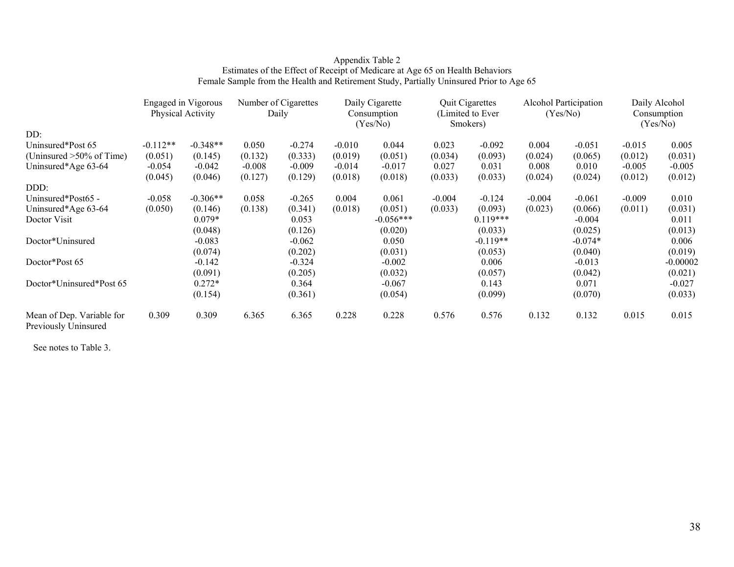Appendix Table 2
Estimates of the Effect of Receipt of Medicare at Age 65 on Health Behaviors
Female Sample from the Health and Retirement Study, Partially Uninsured Prior to Age 65

| | Engaged in Vigorous Physical Activity | | Number of Cigarettes Daily | | Daily Cigarette Consumption (Yes/No) | | Quit Cigarettes (Limited to Ever Smokers) | | Alcohol Participation (Yes/No) | | Daily Alcohol Consumption (Yes/No) | |
|---|---|---|---|---|---|---|---|---|---|---|---|---|
| DD: | | | | | | | | | | | | |
| Uninsured*Post 65 | -0.112** | -0.348** | 0.050 | -0.274 | -0.010 | 0.044 | 0.023 | -0.092 | 0.004 | -0.051 | -0.015 | 0.005 |
| (Uninsured >50% of Time) | (0.051) | (0.145) | (0.132) | (0.333) | (0.019) | (0.051) | (0.034) | (0.093) | (0.024) | (0.065) | (0.012) | (0.031) |
| Uninsured*Age 63-64 | -0.054 | -0.042 | -0.008 | -0.009 | -0.014 | -0.017 | 0.027 | 0.031 | 0.008 | 0.010 | -0.005 | -0.005 |
| | (0.045) | (0.046) | (0.127) | (0.129) | (0.018) | (0.018) | (0.033) | (0.033) | (0.024) | (0.024) | (0.012) | (0.012) |
| DDD: | | | | | | | | | | | | |
| Uninsured*Post65 - | -0.058 | -0.306** | 0.058 | -0.265 | 0.004 | 0.061 | -0.004 | -0.124 | -0.004 | -0.061 | -0.009 | 0.010 |
| Uninsured*Age 63-64 | (0.050) | (0.146) | (0.138) | (0.341) | (0.018) | (0.051) | (0.033) | (0.093) | (0.023) | (0.066) | (0.011) | (0.031) |
| Doctor Visit | | 0.079* | | 0.053 | | -0.056*** | | 0.119*** | | -0.004 | | 0.011 |
| | | (0.048) | | (0.126) | | (0.020) | | (0.033) | | (0.025) | | (0.013) |
| Doctor*Uninsured | | -0.083 | | -0.062 | | 0.050 | | -0.119** | | -0.074* | | 0.006 |
| | | (0.074) | | (0.202) | | (0.031) | | (0.053) | | (0.040) | | (0.019) |
| Doctor*Post 65 | | -0.142 | | -0.324 | | -0.002 | | 0.006 | | -0.013 | | -0.00002 |
| | | (0.091) | | (0.205) | | (0.032) | | (0.057) | | (0.042) | | (0.021) |
| Doctor*Uninsured*Post 65 | | 0.272* | | 0.364 | | -0.067 | | 0.143 | | 0.071 | | -0.027 |
| | | (0.154) | | (0.361) | | (0.054) | | (0.099) | | (0.070) | | (0.033) |
| Mean of Dep. Variable for Previously Uninsured | 0.309 | 0.309 | 6.365 | 6.365 | 0.228 | 0.228 | 0.576 | 0.576 | 0.132 | 0.132 | 0.015 | 0.015 |

See notes to Table 3.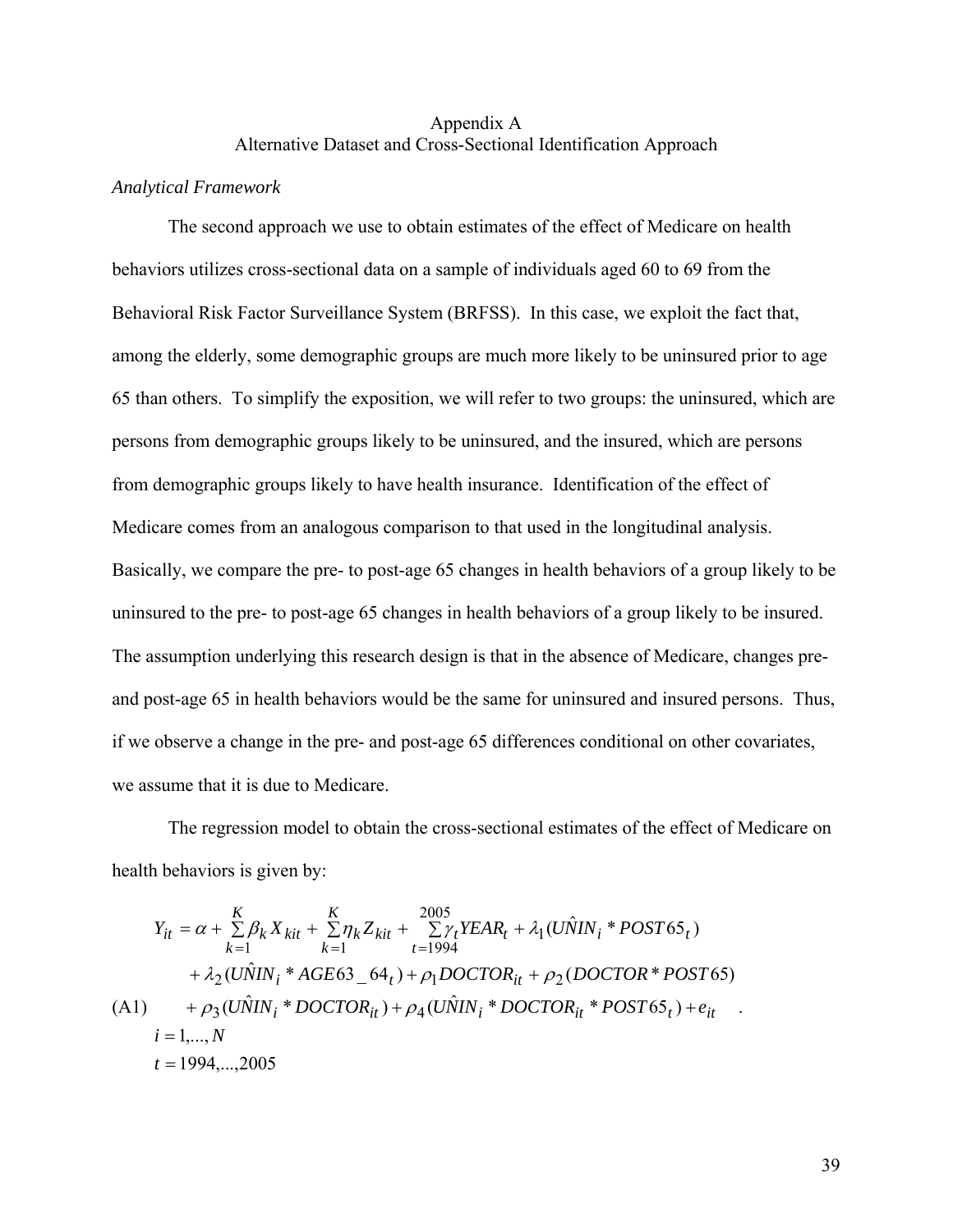Appendix A
Alternative Dataset and Cross-Sectional Identification Approach

*Analytical Framework*

The second approach we use to obtain estimates of the effect of Medicare on health behaviors utilizes cross-sectional data on a sample of individuals aged 60 to 69 from the Behavioral Risk Factor Surveillance System (BRFSS). In this case, we exploit the fact that, among the elderly, some demographic groups are much more likely to be uninsured prior to age 65 than others. To simplify the exposition, we will refer to two groups: the uninsured, which are persons from demographic groups likely to be uninsured, and the insured, which are persons from demographic groups likely to have health insurance. Identification of the effect of Medicare comes from an analogous comparison to that used in the longitudinal analysis. Basically, we compare the pre- to post-age 65 changes in health behaviors of a group likely to be uninsured to the pre- to post-age 65 changes in health behaviors of a group likely to be insured. The assumption underlying this research design is that in the absence of Medicare, changes pre- and post-age 65 in health behaviors would be the same for uninsured and insured persons. Thus, if we observe a change in the pre- and post-age 65 differences conditional on other covariates, we assume that it is due to Medicare.

The regression model to obtain the cross-sectional estimates of the effect of Medicare on health behaviors is given by:

$$
\begin{aligned}
Y_{it} = {} & \alpha + \sum_{k=1}^{K} \beta_k X_{kit} + \sum_{k=1}^{K} \eta_k Z_{kit} + \sum_{t=1994}^{2005} \gamma_t YEAR_t + \lambda_1 (\hat{UNIN}_i * POST65_t) \\
& + \lambda_2 (\hat{UNIN}_i * AGE63\_64_t) + \rho_1 DOCTOR_{it} + \rho_2 (DOCTOR * POST65) \\
& + \rho_3 (\hat{UNIN}_i * DOCTOR_{it}) + \rho_4 (\hat{UNIN}_i * DOCTOR_{it} * POST65_t) + e_{it} \quad . \qquad \text{(A1)} \\
& i = 1, \ldots, N \\
& t = 1994, \ldots, 2005
\end{aligned}
$$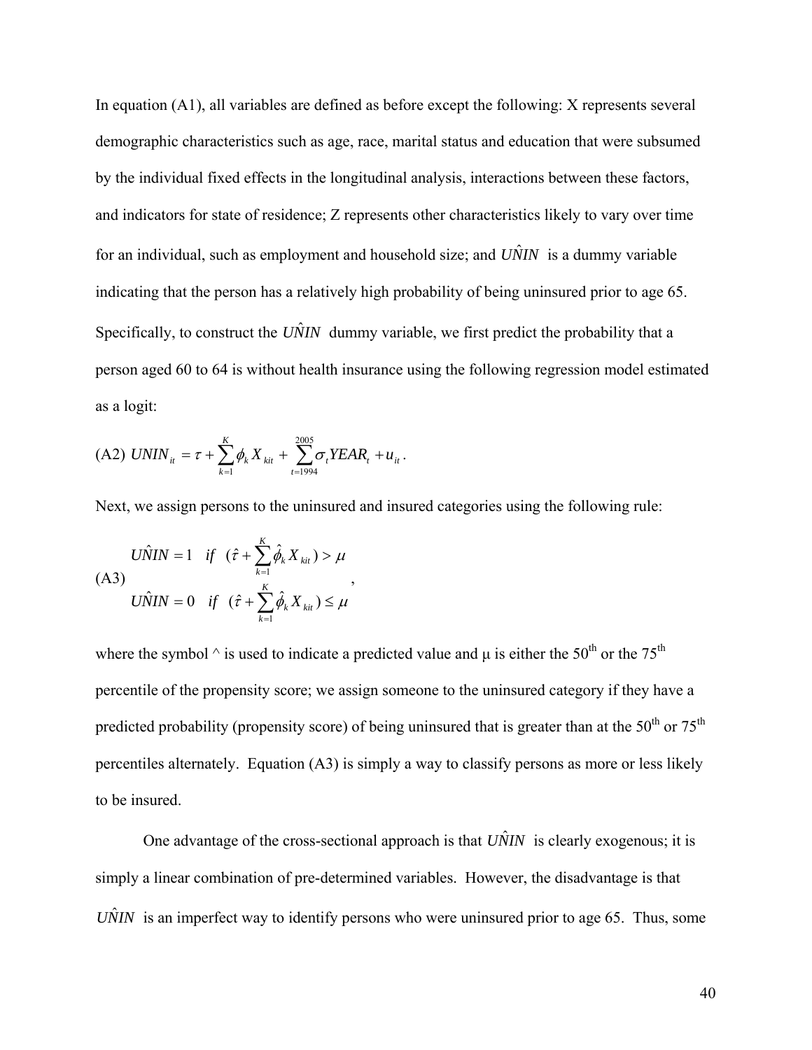In equation (A1), all variables are defined as before except the following: X represents several demographic characteristics such as age, race, marital status and education that were subsumed by the individual fixed effects in the longitudinal analysis, interactions between these factors, and indicators for state of residence; Z represents other characteristics likely to vary over time for an individual, such as employment and household size; and $\hat{UNIN}$ is a dummy variable indicating that the person has a relatively high probability of being uninsured prior to age 65. Specifically, to construct the $\hat{UNIN}$ dummy variable, we first predict the probability that a person aged 60 to 64 is without health insurance using the following regression model estimated as a logit:

$$\text{(A2)}\quad UNIN_{it} = \tau + \sum_{k=1}^{K} \phi_k X_{kit} + \sum_{t=1994}^{2005} \sigma_t YEAR_t + u_{it}.$$

Next, we assign persons to the uninsured and insured categories using the following rule:

$$\text{(A3)}\quad \begin{aligned} \hat{UNIN} &= 1 \quad if \quad (\hat{\tau} + \sum_{k=1}^{K} \hat{\phi}_k X_{kit}) > \mu \\ \hat{UNIN} &= 0 \quad if \quad (\hat{\tau} + \sum_{k=1}^{K} \hat{\phi}_k X_{kit}) \leq \mu \end{aligned},$$

where the symbol ^ is used to indicate a predicted value and μ is either the 50th or the 75th percentile of the propensity score; we assign someone to the uninsured category if they have a predicted probability (propensity score) of being uninsured that is greater than at the 50th or 75th percentiles alternately. Equation (A3) is simply a way to classify persons as more or less likely to be insured.

One advantage of the cross-sectional approach is that $\hat{UNIN}$ is clearly exogenous; it is simply a linear combination of pre-determined variables. However, the disadvantage is that $\hat{UNIN}$ is an imperfect way to identify persons who were uninsured prior to age 65. Thus, some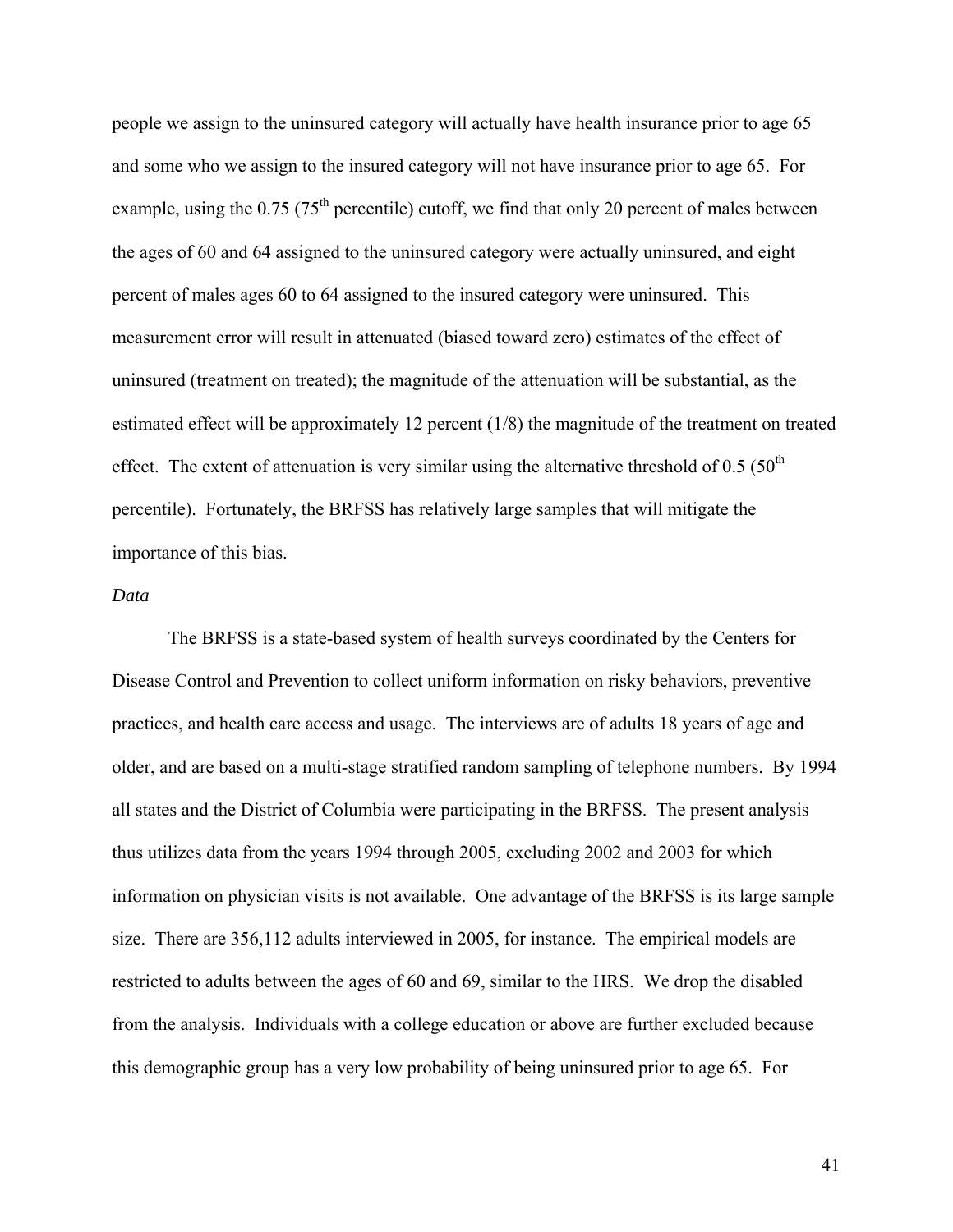people we assign to the uninsured category will actually have health insurance prior to age 65 and some who we assign to the insured category will not have insurance prior to age 65. For example, using the 0.75 (75$^{th}$ percentile) cutoff, we find that only 20 percent of males between the ages of 60 and 64 assigned to the uninsured category were actually uninsured, and eight percent of males ages 60 to 64 assigned to the insured category were uninsured. This measurement error will result in attenuated (biased toward zero) estimates of the effect of uninsured (treatment on treated); the magnitude of the attenuation will be substantial, as the estimated effect will be approximately 12 percent (1/8) the magnitude of the treatment on treated effect. The extent of attenuation is very similar using the alternative threshold of 0.5 (50$^{th}$ percentile). Fortunately, the BRFSS has relatively large samples that will mitigate the importance of this bias.

*Data*

The BRFSS is a state-based system of health surveys coordinated by the Centers for Disease Control and Prevention to collect uniform information on risky behaviors, preventive practices, and health care access and usage. The interviews are of adults 18 years of age and older, and are based on a multi-stage stratified random sampling of telephone numbers. By 1994 all states and the District of Columbia were participating in the BRFSS. The present analysis thus utilizes data from the years 1994 through 2005, excluding 2002 and 2003 for which information on physician visits is not available. One advantage of the BRFSS is its large sample size. There are 356,112 adults interviewed in 2005, for instance. The empirical models are restricted to adults between the ages of 60 and 69, similar to the HRS. We drop the disabled from the analysis. Individuals with a college education or above are further excluded because this demographic group has a very low probability of being uninsured prior to age 65. For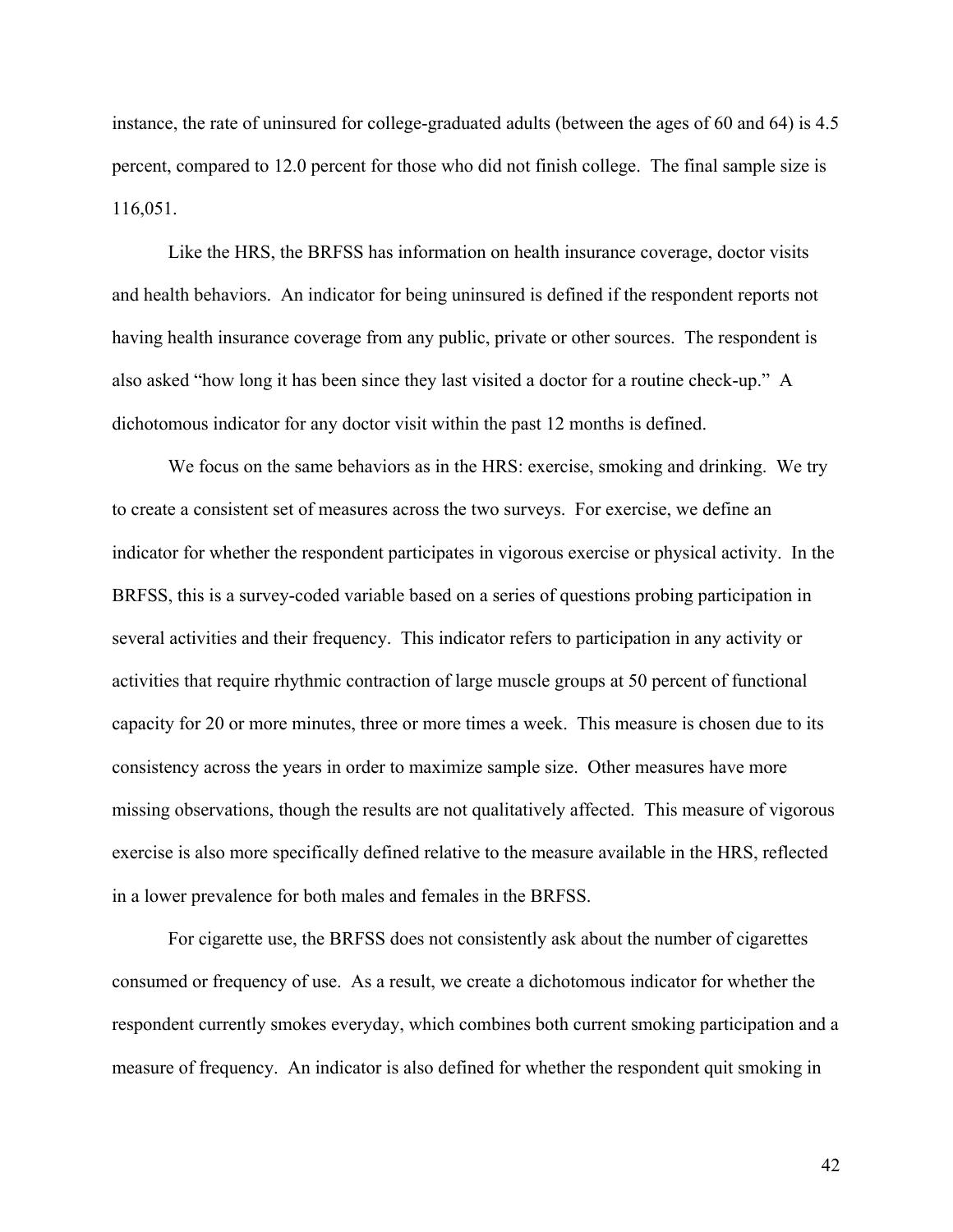instance, the rate of uninsured for college-graduated adults (between the ages of 60 and 64) is 4.5 percent, compared to 12.0 percent for those who did not finish college. The final sample size is 116,051.

Like the HRS, the BRFSS has information on health insurance coverage, doctor visits and health behaviors. An indicator for being uninsured is defined if the respondent reports not having health insurance coverage from any public, private or other sources. The respondent is also asked "how long it has been since they last visited a doctor for a routine check-up." A dichotomous indicator for any doctor visit within the past 12 months is defined.

We focus on the same behaviors as in the HRS: exercise, smoking and drinking. We try to create a consistent set of measures across the two surveys. For exercise, we define an indicator for whether the respondent participates in vigorous exercise or physical activity. In the BRFSS, this is a survey-coded variable based on a series of questions probing participation in several activities and their frequency. This indicator refers to participation in any activity or activities that require rhythmic contraction of large muscle groups at 50 percent of functional capacity for 20 or more minutes, three or more times a week. This measure is chosen due to its consistency across the years in order to maximize sample size. Other measures have more missing observations, though the results are not qualitatively affected. This measure of vigorous exercise is also more specifically defined relative to the measure available in the HRS, reflected in a lower prevalence for both males and females in the BRFSS.

For cigarette use, the BRFSS does not consistently ask about the number of cigarettes consumed or frequency of use. As a result, we create a dichotomous indicator for whether the respondent currently smokes everyday, which combines both current smoking participation and a measure of frequency. An indicator is also defined for whether the respondent quit smoking in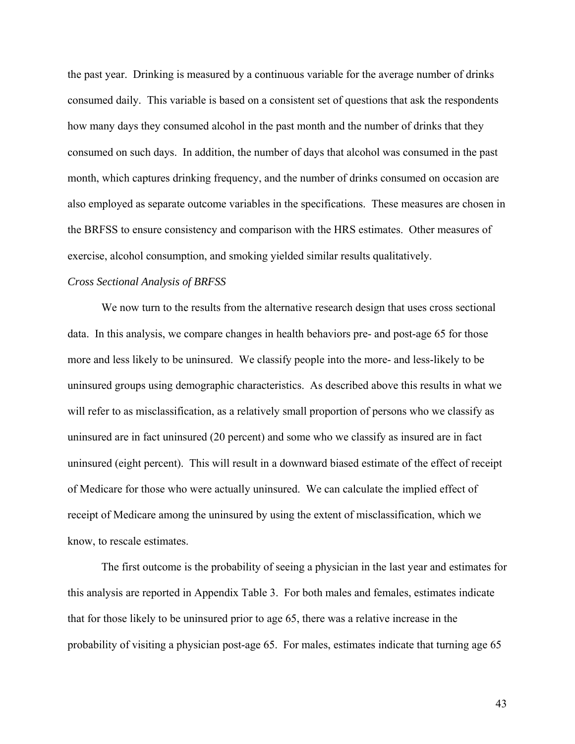the past year. Drinking is measured by a continuous variable for the average number of drinks consumed daily. This variable is based on a consistent set of questions that ask the respondents how many days they consumed alcohol in the past month and the number of drinks that they consumed on such days. In addition, the number of days that alcohol was consumed in the past month, which captures drinking frequency, and the number of drinks consumed on occasion are also employed as separate outcome variables in the specifications. These measures are chosen in the BRFSS to ensure consistency and comparison with the HRS estimates. Other measures of exercise, alcohol consumption, and smoking yielded similar results qualitatively.

*Cross Sectional Analysis of BRFSS*

We now turn to the results from the alternative research design that uses cross sectional data. In this analysis, we compare changes in health behaviors pre- and post-age 65 for those more and less likely to be uninsured. We classify people into the more- and less-likely to be uninsured groups using demographic characteristics. As described above this results in what we will refer to as misclassification, as a relatively small proportion of persons who we classify as uninsured are in fact uninsured (20 percent) and some who we classify as insured are in fact uninsured (eight percent). This will result in a downward biased estimate of the effect of receipt of Medicare for those who were actually uninsured. We can calculate the implied effect of receipt of Medicare among the uninsured by using the extent of misclassification, which we know, to rescale estimates.

The first outcome is the probability of seeing a physician in the last year and estimates for this analysis are reported in Appendix Table 3. For both males and females, estimates indicate that for those likely to be uninsured prior to age 65, there was a relative increase in the probability of visiting a physician post-age 65. For males, estimates indicate that turning age 65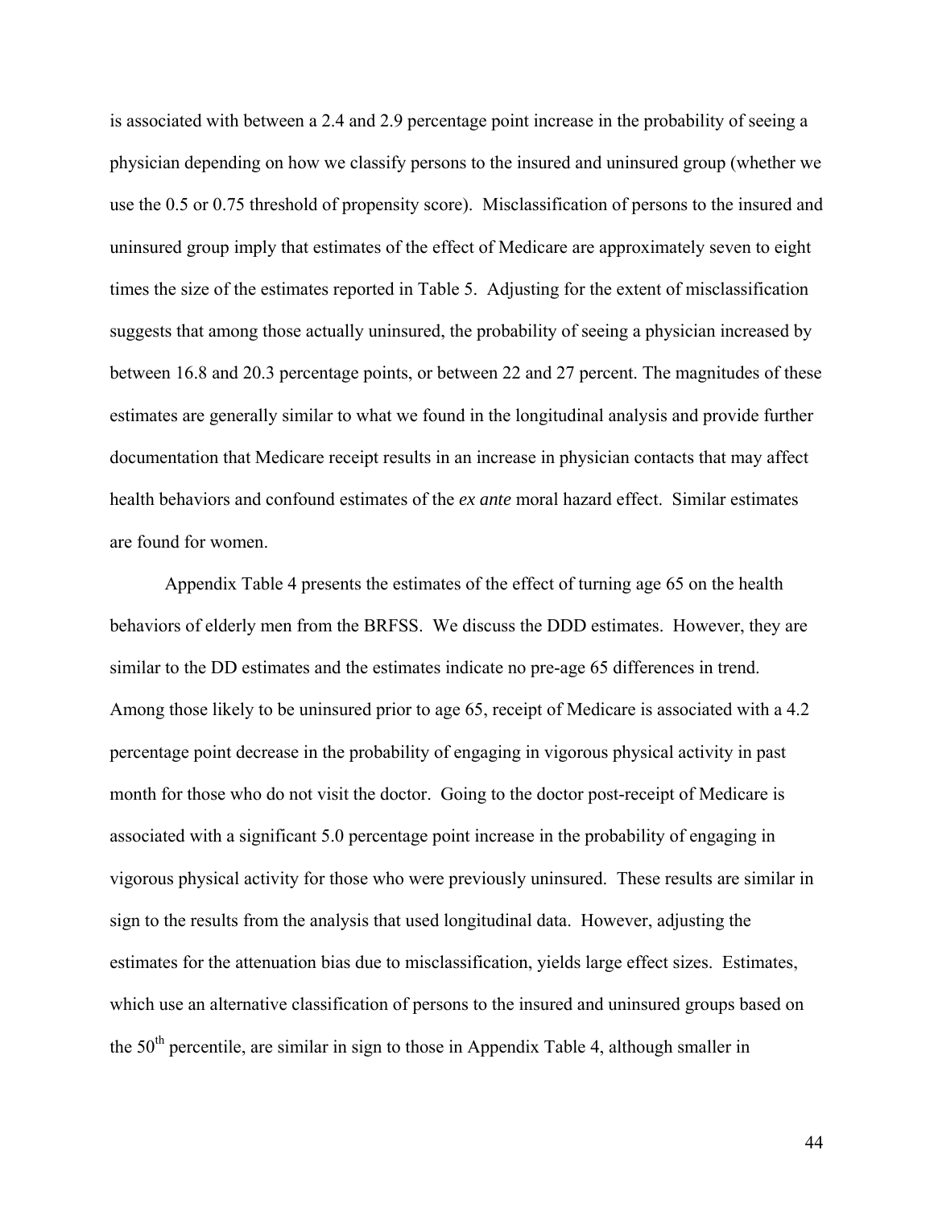is associated with between a 2.4 and 2.9 percentage point increase in the probability of seeing a physician depending on how we classify persons to the insured and uninsured group (whether we use the 0.5 or 0.75 threshold of propensity score). Misclassification of persons to the insured and uninsured group imply that estimates of the effect of Medicare are approximately seven to eight times the size of the estimates reported in Table 5. Adjusting for the extent of misclassification suggests that among those actually uninsured, the probability of seeing a physician increased by between 16.8 and 20.3 percentage points, or between 22 and 27 percent. The magnitudes of these estimates are generally similar to what we found in the longitudinal analysis and provide further documentation that Medicare receipt results in an increase in physician contacts that may affect health behaviors and confound estimates of the *ex ante* moral hazard effect. Similar estimates are found for women.

Appendix Table 4 presents the estimates of the effect of turning age 65 on the health behaviors of elderly men from the BRFSS. We discuss the DDD estimates. However, they are similar to the DD estimates and the estimates indicate no pre-age 65 differences in trend. Among those likely to be uninsured prior to age 65, receipt of Medicare is associated with a 4.2 percentage point decrease in the probability of engaging in vigorous physical activity in past month for those who do not visit the doctor. Going to the doctor post-receipt of Medicare is associated with a significant 5.0 percentage point increase in the probability of engaging in vigorous physical activity for those who were previously uninsured. These results are similar in sign to the results from the analysis that used longitudinal data. However, adjusting the estimates for the attenuation bias due to misclassification, yields large effect sizes. Estimates, which use an alternative classification of persons to the insured and uninsured groups based on the 50th percentile, are similar in sign to those in Appendix Table 4, although smaller in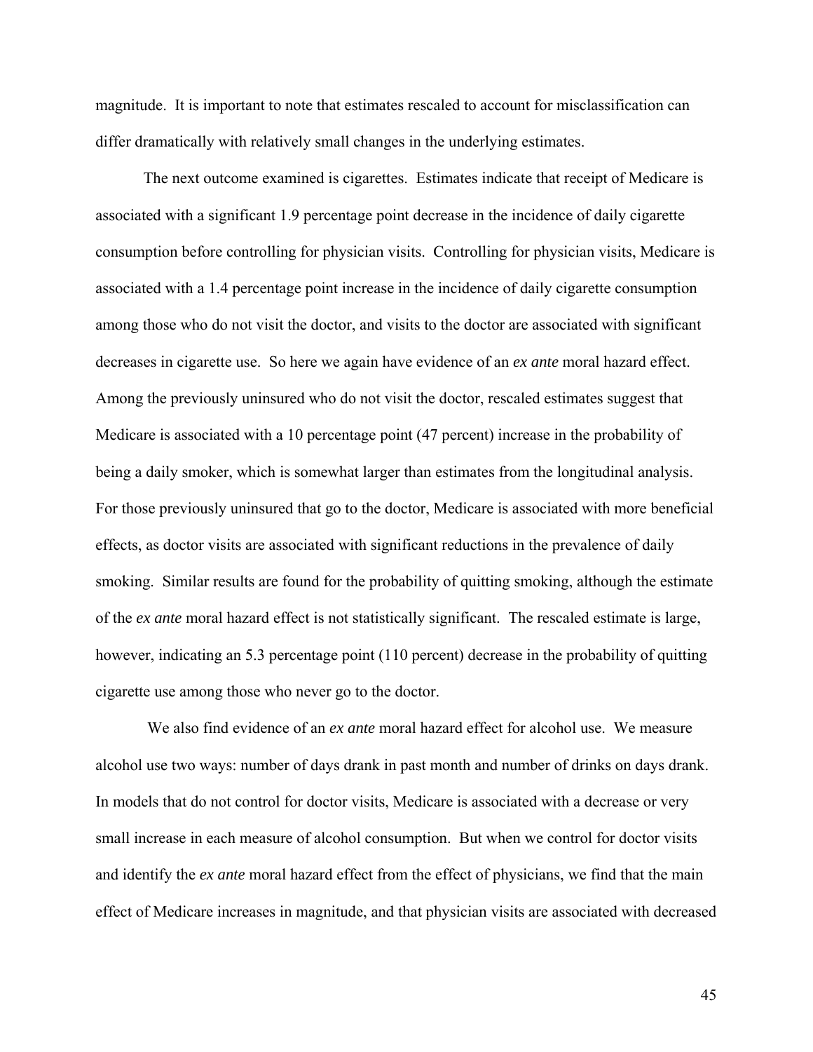magnitude. It is important to note that estimates rescaled to account for misclassification can differ dramatically with relatively small changes in the underlying estimates.

The next outcome examined is cigarettes. Estimates indicate that receipt of Medicare is associated with a significant 1.9 percentage point decrease in the incidence of daily cigarette consumption before controlling for physician visits. Controlling for physician visits, Medicare is associated with a 1.4 percentage point increase in the incidence of daily cigarette consumption among those who do not visit the doctor, and visits to the doctor are associated with significant decreases in cigarette use. So here we again have evidence of an *ex ante* moral hazard effect. Among the previously uninsured who do not visit the doctor, rescaled estimates suggest that Medicare is associated with a 10 percentage point (47 percent) increase in the probability of being a daily smoker, which is somewhat larger than estimates from the longitudinal analysis. For those previously uninsured that go to the doctor, Medicare is associated with more beneficial effects, as doctor visits are associated with significant reductions in the prevalence of daily smoking. Similar results are found for the probability of quitting smoking, although the estimate of the *ex ante* moral hazard effect is not statistically significant. The rescaled estimate is large, however, indicating an 5.3 percentage point (110 percent) decrease in the probability of quitting cigarette use among those who never go to the doctor.

We also find evidence of an *ex ante* moral hazard effect for alcohol use. We measure alcohol use two ways: number of days drank in past month and number of drinks on days drank. In models that do not control for doctor visits, Medicare is associated with a decrease or very small increase in each measure of alcohol consumption. But when we control for doctor visits and identify the *ex ante* moral hazard effect from the effect of physicians, we find that the main effect of Medicare increases in magnitude, and that physician visits are associated with decreased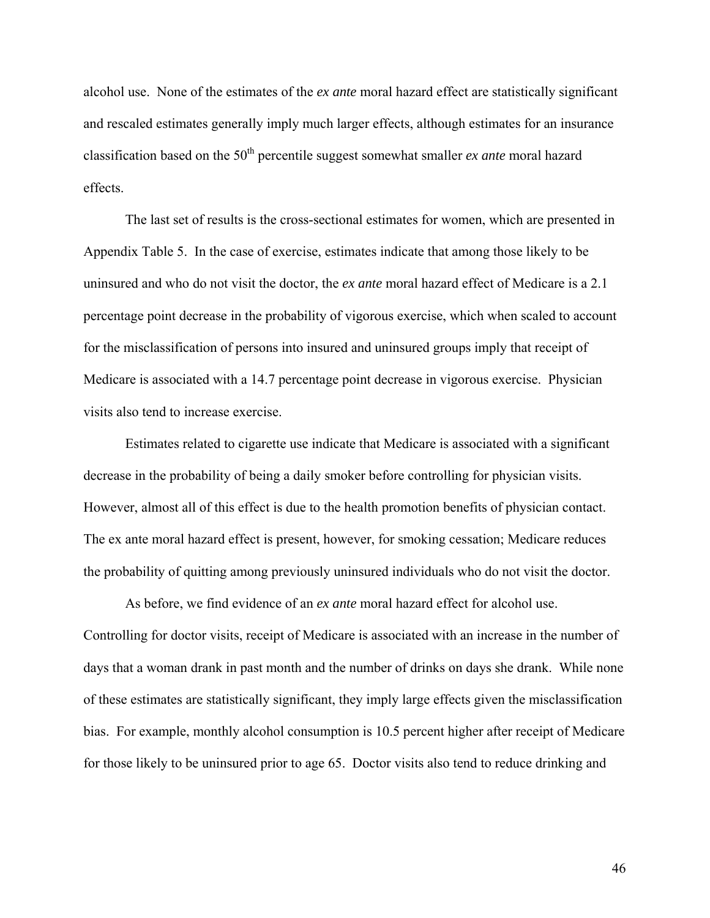alcohol use. None of the estimates of the *ex ante* moral hazard effect are statistically significant and rescaled estimates generally imply much larger effects, although estimates for an insurance classification based on the 50$^{th}$ percentile suggest somewhat smaller *ex ante* moral hazard effects.

The last set of results is the cross-sectional estimates for women, which are presented in Appendix Table 5. In the case of exercise, estimates indicate that among those likely to be uninsured and who do not visit the doctor, the *ex ante* moral hazard effect of Medicare is a 2.1 percentage point decrease in the probability of vigorous exercise, which when scaled to account for the misclassification of persons into insured and uninsured groups imply that receipt of Medicare is associated with a 14.7 percentage point decrease in vigorous exercise. Physician visits also tend to increase exercise.

Estimates related to cigarette use indicate that Medicare is associated with a significant decrease in the probability of being a daily smoker before controlling for physician visits. However, almost all of this effect is due to the health promotion benefits of physician contact. The ex ante moral hazard effect is present, however, for smoking cessation; Medicare reduces the probability of quitting among previously uninsured individuals who do not visit the doctor.

As before, we find evidence of an *ex ante* moral hazard effect for alcohol use. Controlling for doctor visits, receipt of Medicare is associated with an increase in the number of days that a woman drank in past month and the number of drinks on days she drank. While none of these estimates are statistically significant, they imply large effects given the misclassification bias. For example, monthly alcohol consumption is 10.5 percent higher after receipt of Medicare for those likely to be uninsured prior to age 65. Doctor visits also tend to reduce drinking and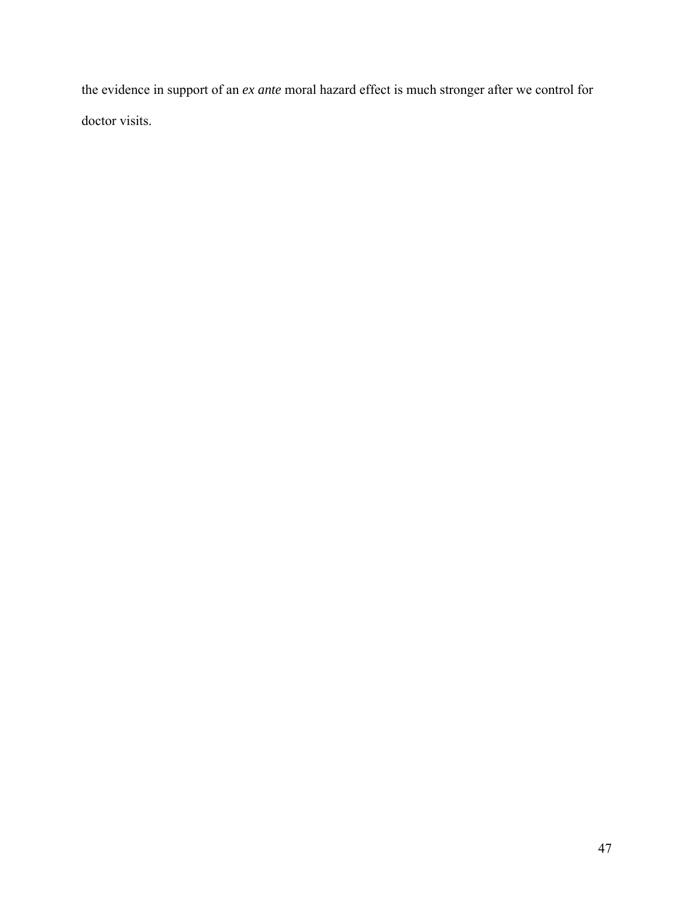the evidence in support of an *ex ante* moral hazard effect is much stronger after we control for doctor visits.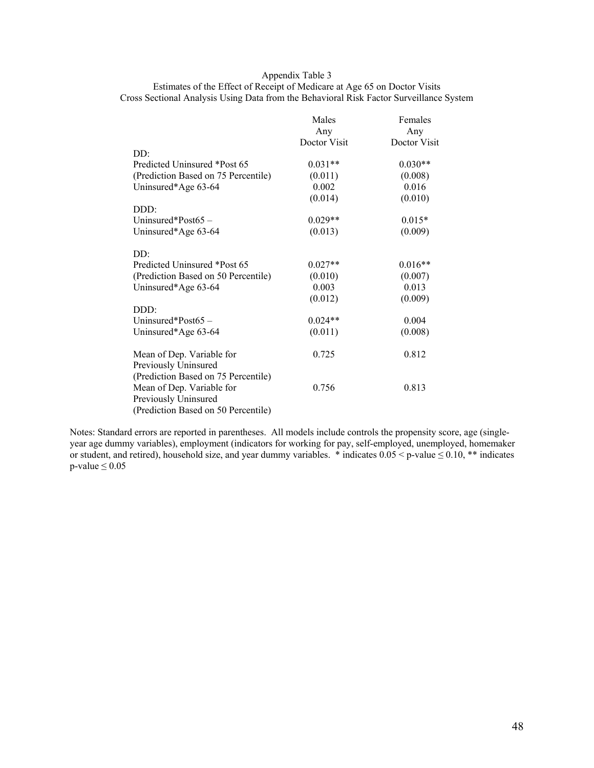Appendix Table 3

Estimates of the Effect of Receipt of Medicare at Age 65 on Doctor Visits

Cross Sectional Analysis Using Data from the Behavioral Risk Factor Surveillance System

| | Males Any Doctor Visit | Females Any Doctor Visit |
|---|---|---|
| DD: | | |
| Predicted Uninsured *Post 65 | 0.031** | 0.030** |
| (Prediction Based on 75 Percentile) | (0.011) | (0.008) |
| Uninsured*Age 63-64 | 0.002 | 0.016 |
| | (0.014) | (0.010) |
| DDD: | | |
| Uninsured*Post65 – | 0.029** | 0.015* |
| Uninsured*Age 63-64 | (0.013) | (0.009) |
| DD: | | |
| Predicted Uninsured *Post 65 | 0.027** | 0.016** |
| (Prediction Based on 50 Percentile) | (0.010) | (0.007) |
| Uninsured*Age 63-64 | 0.003 | 0.013 |
| | (0.012) | (0.009) |
| DDD: | | |
| Uninsured*Post65 – | 0.024** | 0.004 |
| Uninsured*Age 63-64 | (0.011) | (0.008) |
| Mean of Dep. Variable for Previously Uninsured (Prediction Based on 75 Percentile) | 0.725 | 0.812 |
| Mean of Dep. Variable for Previously Uninsured (Prediction Based on 50 Percentile) | 0.756 | 0.813 |

Notes: Standard errors are reported in parentheses. All models include controls the propensity score, age (single-year age dummy variables), employment (indicators for working for pay, self-employed, unemployed, homemaker or student, and retired), household size, and year dummy variables. * indicates $0.05 < \text{p-value} \leq 0.10$, ** indicates $\text{p-value} \leq 0.05$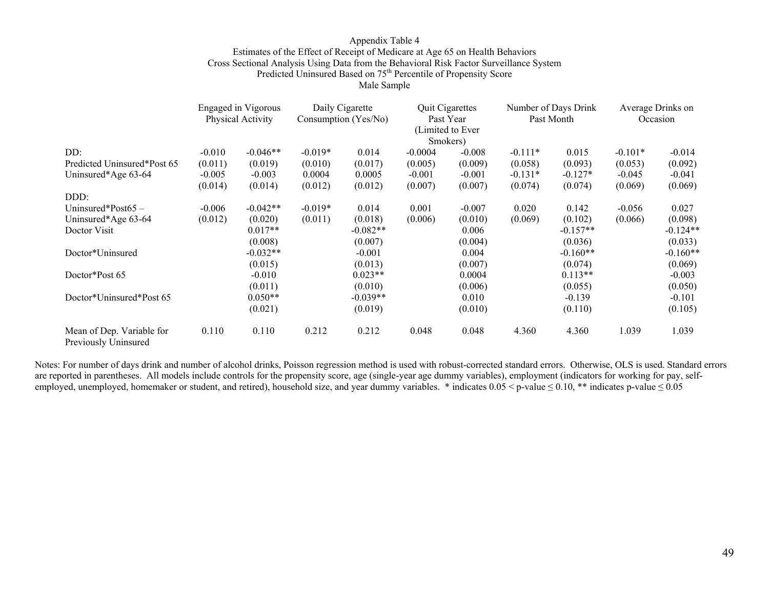Appendix Table 4
Estimates of the Effect of Receipt of Medicare at Age 65 on Health Behaviors
Cross Sectional Analysis Using Data from the Behavioral Risk Factor Surveillance System
Predicted Uninsured Based on 75th Percentile of Propensity Score
Male Sample

| | Engaged in Vigorous Physical Activity | | Daily Cigarette Consumption (Yes/No) | | Quit Cigarettes Past Year (Limited to Ever Smokers) | | Number of Days Drink Past Month | | Average Drinks on Occasion | |
|---|---|---|---|---|---|---|---|---|---|---|
| DD: | | | | | | | | | | |
| Predicted Uninsured*Post 65 | -0.010 | -0.046** | -0.019* | 0.014 | -0.0004 | -0.008 | -0.111* | 0.015 | -0.101* | -0.014 |
| | (0.011) | (0.019) | (0.010) | (0.017) | (0.005) | (0.009) | (0.058) | (0.093) | (0.053) | (0.092) |
| Uninsured*Age 63-64 | -0.005 | -0.003 | 0.0004 | 0.0005 | -0.001 | -0.001 | -0.131* | -0.127* | -0.045 | -0.041 |
| | (0.014) | (0.014) | (0.012) | (0.012) | (0.007) | (0.007) | (0.074) | (0.074) | (0.069) | (0.069) |
| DDD: | | | | | | | | | | |
| Uninsured*Post65 – Uninsured*Age 63-64 | -0.006 | -0.042** | -0.019* | 0.014 | 0.001 | -0.007 | 0.020 | 0.142 | -0.056 | 0.027 |
| | (0.012) | (0.020) | (0.011) | (0.018) | (0.006) | (0.010) | (0.069) | (0.102) | (0.066) | (0.098) |
| Doctor Visit | | 0.017** | | -0.082** | | 0.006 | | -0.157** | | -0.124** |
| | | (0.008) | | (0.007) | | (0.004) | | (0.036) | | (0.033) |
| Doctor*Uninsured | | -0.032** | | -0.001 | | 0.004 | | -0.160** | | -0.160** |
| | | (0.015) | | (0.013) | | (0.007) | | (0.074) | | (0.069) |
| Doctor*Post 65 | | -0.010 | | 0.023** | | 0.0004 | | 0.113** | | -0.003 |
| | | (0.011) | | (0.010) | | (0.006) | | (0.055) | | (0.050) |
| Doctor*Uninsured*Post 65 | | 0.050** | | -0.039** | | 0.010 | | -0.139 | | -0.101 |
| | | (0.021) | | (0.019) | | (0.010) | | (0.110) | | (0.105) |
| Mean of Dep. Variable for Previously Uninsured | 0.110 | 0.110 | 0.212 | 0.212 | 0.048 | 0.048 | 4.360 | 4.360 | 1.039 | 1.039 |

Notes: For number of days drink and number of alcohol drinks, Poisson regression method is used with robust-corrected standard errors. Otherwise, OLS is used. Standard errors are reported in parentheses. All models include controls for the propensity score, age (single-year age dummy variables), employment (indicators for working for pay, self-employed, unemployed, homemaker or student, and retired), household size, and year dummy variables. * indicates $0.05 < \text{p-value} \leq 0.10$, ** indicates $\text{p-value} \leq 0.05$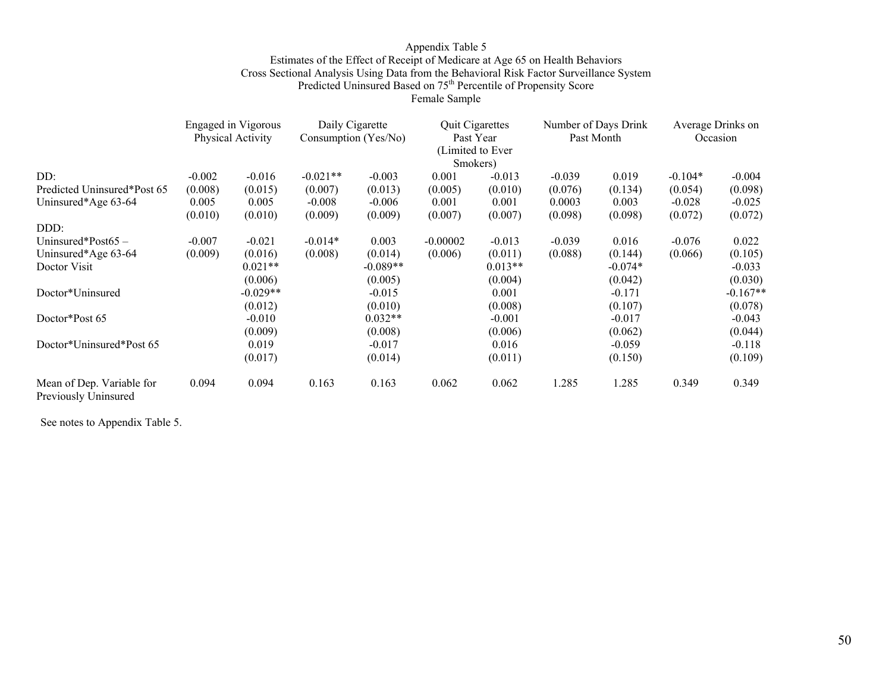Appendix Table 5
Estimates of the Effect of Receipt of Medicare at Age 65 on Health Behaviors
Cross Sectional Analysis Using Data from the Behavioral Risk Factor Surveillance System
Predicted Uninsured Based on 75th Percentile of Propensity Score
Female Sample

| | Engaged in Vigorous Physical Activity | | Daily Cigarette Consumption (Yes/No) | | Quit Cigarettes Past Year (Limited to Ever Smokers) | | Number of Days Drink Past Month | | Average Drinks on Occasion | |
|---|---|---|---|---|---|---|---|---|---|---|
| DD: | | | | | | | | | | |
| Predicted Uninsured*Post 65 | -0.002 | -0.016 | -0.021** | -0.003 | 0.001 | -0.013 | -0.039 | 0.019 | -0.104* | -0.004 |
| | (0.008) | (0.015) | (0.007) | (0.013) | (0.005) | (0.010) | (0.076) | (0.134) | (0.054) | (0.098) |
| Uninsured*Age 63-64 | 0.005 | 0.005 | -0.008 | -0.006 | 0.001 | 0.001 | 0.0003 | 0.003 | -0.028 | -0.025 |
| | (0.010) | (0.010) | (0.009) | (0.009) | (0.007) | (0.007) | (0.098) | (0.098) | (0.072) | (0.072) |
| DDD: | | | | | | | | | | |
| Uninsured*Post65 – Uninsured*Age 63-64 | -0.007 | -0.021 | -0.014* | 0.003 | -0.00002 | -0.013 | -0.039 | 0.016 | -0.076 | 0.022 |
| | (0.009) | (0.016) | (0.008) | (0.014) | (0.006) | (0.011) | (0.088) | (0.144) | (0.066) | (0.105) |
| Doctor Visit | | 0.021** | | -0.089** | | 0.013** | | -0.074* | | -0.033 |
| | | (0.006) | | (0.005) | | (0.004) | | (0.042) | | (0.030) |
| Doctor*Uninsured | | -0.029** | | -0.015 | | 0.001 | | -0.171 | | -0.167** |
| | | (0.012) | | (0.010) | | (0.008) | | (0.107) | | (0.078) |
| Doctor*Post 65 | | -0.010 | | 0.032** | | -0.001 | | -0.017 | | -0.043 |
| | | (0.009) | | (0.008) | | (0.006) | | (0.062) | | (0.044) |
| Doctor*Uninsured*Post 65 | | 0.019 | | -0.017 | | 0.016 | | -0.059 | | -0.118 |
| | | (0.017) | | (0.014) | | (0.011) | | (0.150) | | (0.109) |
| Mean of Dep. Variable for Previously Uninsured | 0.094 | 0.094 | 0.163 | 0.163 | 0.062 | 0.062 | 1.285 | 1.285 | 0.349 | 0.349 |

See notes to Appendix Table 5.